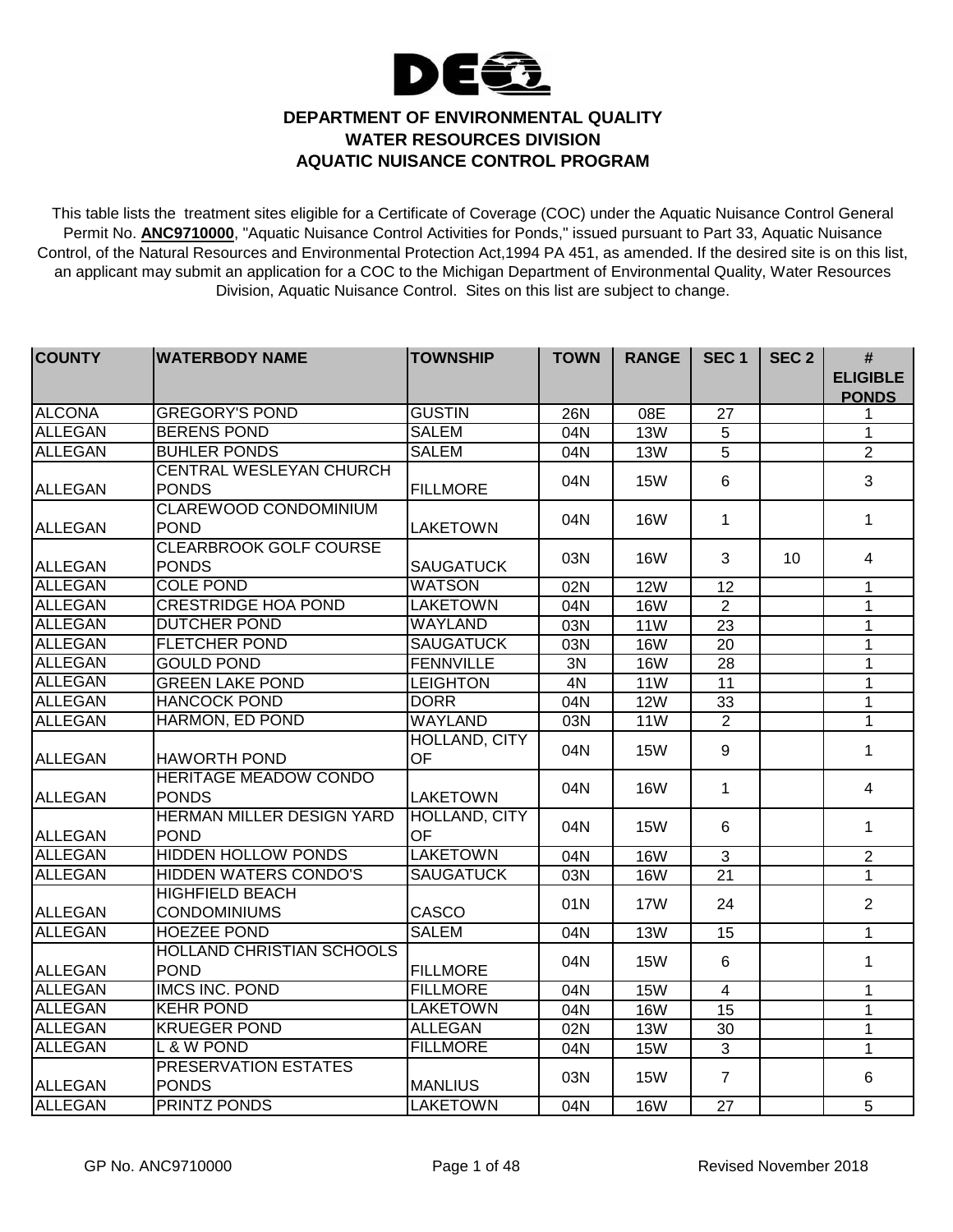**DEPARTMENT OF ENVIRONMENTAL QUALITY**
**WATER RESOURCES DIVISION**
**AQUATIC NUISANCE CONTROL PROGRAM**

This table lists the treatment sites eligible for a Certificate of Coverage (COC) under the Aquatic Nuisance Control General Permit No. **ANC9710000**, "Aquatic Nuisance Control Activities for Ponds," issued pursuant to Part 33, Aquatic Nuisance Control, of the Natural Resources and Environmental Protection Act,1994 PA 451, as amended. If the desired site is on this list, an applicant may submit an application for a COC to the Michigan Department of Environmental Quality, Water Resources Division, Aquatic Nuisance Control. Sites on this list are subject to change.

| COUNTY | WATERBODY NAME | TOWNSHIP | TOWN | RANGE | SEC 1 | SEC 2 | # ELIGIBLE PONDS |
|---|---|---|---|---|---|---|---|
| ALCONA | GREGORY'S POND | GUSTIN | 26N | 08E | 27 | | 1 |
| ALLEGAN | BERENS POND | SALEM | 04N | 13W | 5 | | 1 |
| ALLEGAN | BUHLER PONDS | SALEM | 04N | 13W | 5 | | 2 |
| ALLEGAN | CENTRAL WESLEYAN CHURCH PONDS | FILLMORE | 04N | 15W | 6 | | 3 |
| ALLEGAN | CLAREWOOD CONDOMINIUM POND | LAKETOWN | 04N | 16W | 1 | | 1 |
| ALLEGAN | CLEARBROOK GOLF COURSE PONDS | SAUGATUCK | 03N | 16W | 3 | 10 | 4 |
| ALLEGAN | COLE POND | WATSON | 02N | 12W | 12 | | 1 |
| ALLEGAN | CRESTRIDGE HOA POND | LAKETOWN | 04N | 16W | 2 | | 1 |
| ALLEGAN | DUTCHER POND | WAYLAND | 03N | 11W | 23 | | 1 |
| ALLEGAN | FLETCHER POND | SAUGATUCK | 03N | 16W | 20 | | 1 |
| ALLEGAN | GOULD POND | FENNVILLE | 3N | 16W | 28 | | 1 |
| ALLEGAN | GREEN LAKE POND | LEIGHTON | 4N | 11W | 11 | | 1 |
| ALLEGAN | HANCOCK POND | DORR | 04N | 12W | 33 | | 1 |
| ALLEGAN | HARMON, ED POND | WAYLAND | 03N | 11W | 2 | | 1 |
| ALLEGAN | HAWORTH POND | HOLLAND, CITY OF | 04N | 15W | 9 | | 1 |
| ALLEGAN | HERITAGE MEADOW CONDO PONDS | LAKETOWN | 04N | 16W | 1 | | 4 |
| ALLEGAN | HERMAN MILLER DESIGN YARD POND | HOLLAND, CITY OF | 04N | 15W | 6 | | 1 |
| ALLEGAN | HIDDEN HOLLOW PONDS | LAKETOWN | 04N | 16W | 3 | | 2 |
| ALLEGAN | HIDDEN WATERS CONDO'S | SAUGATUCK | 03N | 16W | 21 | | 1 |
| ALLEGAN | HIGHFIELD BEACH CONDOMINIUMS | CASCO | 01N | 17W | 24 | | 2 |
| ALLEGAN | HOEZEE POND | SALEM | 04N | 13W | 15 | | 1 |
| ALLEGAN | HOLLAND CHRISTIAN SCHOOLS POND | FILLMORE | 04N | 15W | 6 | | 1 |
| ALLEGAN | IMCS INC. POND | FILLMORE | 04N | 15W | 4 | | 1 |
| ALLEGAN | KEHR POND | LAKETOWN | 04N | 16W | 15 | | 1 |
| ALLEGAN | KRUEGER POND | ALLEGAN | 02N | 13W | 30 | | 1 |
| ALLEGAN | L & W POND | FILLMORE | 04N | 15W | 3 | | 1 |
| ALLEGAN | PRESERVATION ESTATES PONDS | MANLIUS | 03N | 15W | 7 | | 6 |
| ALLEGAN | PRINTZ PONDS | LAKETOWN | 04N | 16W | 27 | | 5 |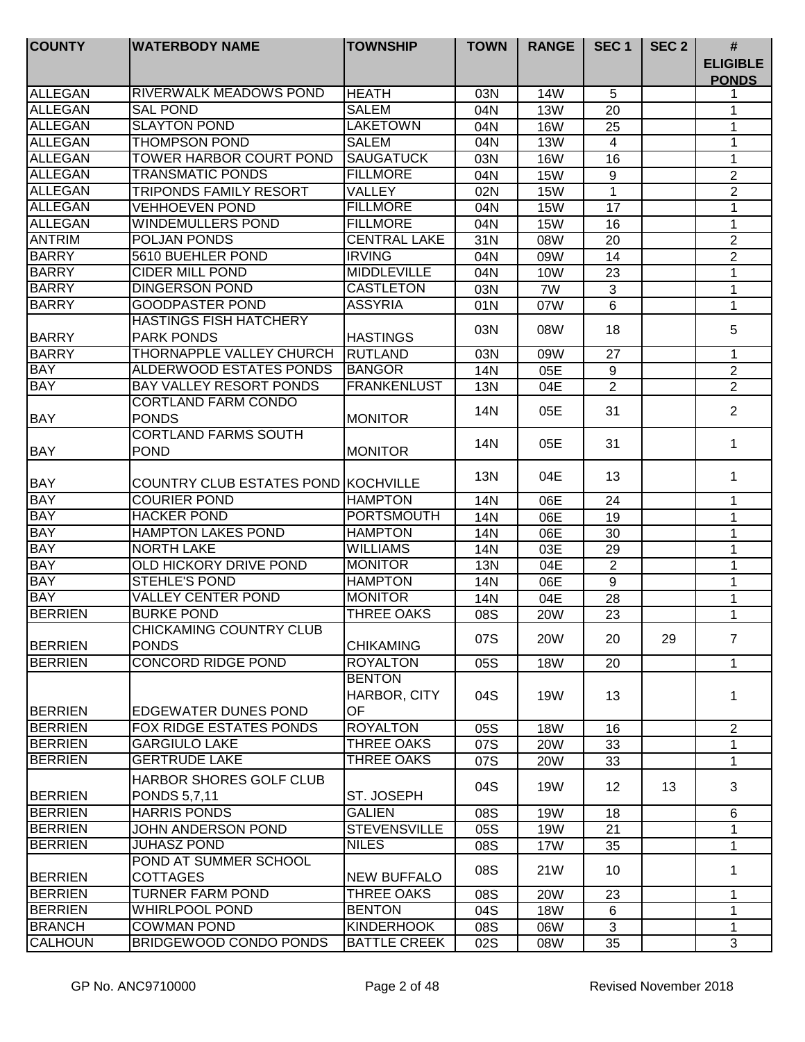| COUNTY | WATERBODY NAME | TOWNSHIP | TOWN | RANGE | SEC 1 | SEC 2 | # ELIGIBLE PONDS |
|---|---|---|---|---|---|---|---|
| ALLEGAN | RIVERWALK MEADOWS POND | HEATH | 03N | 14W | 5 | | 1 |
| ALLEGAN | SAL POND | SALEM | 04N | 13W | 20 | | 1 |
| ALLEGAN | SLAYTON POND | LAKETOWN | 04N | 16W | 25 | | 1 |
| ALLEGAN | THOMPSON POND | SALEM | 04N | 13W | 4 | | 1 |
| ALLEGAN | TOWER HARBOR COURT POND | SAUGATUCK | 03N | 16W | 16 | | 1 |
| ALLEGAN | TRANSMATIC PONDS | FILLMORE | 04N | 15W | 9 | | 2 |
| ALLEGAN | TRIPONDS FAMILY RESORT | VALLEY | 02N | 15W | 1 | | 2 |
| ALLEGAN | VEHHOEVEN POND | FILLMORE | 04N | 15W | 17 | | 1 |
| ALLEGAN | WINDEMULLERS POND | FILLMORE | 04N | 15W | 16 | | 1 |
| ANTRIM | POLJAN PONDS | CENTRAL LAKE | 31N | 08W | 20 | | 2 |
| BARRY | 5610 BUEHLER POND | IRVING | 04N | 09W | 14 | | 2 |
| BARRY | CIDER MILL POND | MIDDLEVILLE | 04N | 10W | 23 | | 1 |
| BARRY | DINGERSON POND | CASTLETON | 03N | 7W | 3 | | 1 |
| BARRY | GOODPASTER POND | ASSYRIA | 01N | 07W | 6 | | 1 |
| BARRY | HASTINGS FISH HATCHERY PARK PONDS | HASTINGS | 03N | 08W | 18 | | 5 |
| BARRY | THORNAPPLE VALLEY CHURCH | RUTLAND | 03N | 09W | 27 | | 1 |
| BAY | ALDERWOOD ESTATES PONDS | BANGOR | 14N | 05E | 9 | | 2 |
| BAY | BAY VALLEY RESORT PONDS | FRANKENLUST | 13N | 04E | 2 | | 2 |
| BAY | CORTLAND FARM CONDO PONDS | MONITOR | 14N | 05E | 31 | | 2 |
| BAY | CORTLAND FARMS SOUTH POND | MONITOR | 14N | 05E | 31 | | 1 |
| BAY | COUNTRY CLUB ESTATES POND | KOCHVILLE | 13N | 04E | 13 | | 1 |
| BAY | COURIER POND | HAMPTON | 14N | 06E | 24 | | 1 |
| BAY | HACKER POND | PORTSMOUTH | 14N | 06E | 19 | | 1 |
| BAY | HAMPTON LAKES POND | HAMPTON | 14N | 06E | 30 | | 1 |
| BAY | NORTH LAKE | WILLIAMS | 14N | 03E | 29 | | 1 |
| BAY | OLD HICKORY DRIVE POND | MONITOR | 13N | 04E | 2 | | 1 |
| BAY | STEHLE'S POND | HAMPTON | 14N | 06E | 9 | | 1 |
| BAY | VALLEY CENTER POND | MONITOR | 14N | 04E | 28 | | 1 |
| BERRIEN | BURKE POND | THREE OAKS | 08S | 20W | 23 | | 1 |
| BERRIEN | CHICKAMING COUNTRY CLUB PONDS | CHIKAMING | 07S | 20W | 20 | 29 | 7 |
| BERRIEN | CONCORD RIDGE POND | ROYALTON | 05S | 18W | 20 | | 1 |
| BERRIEN | EDGEWATER DUNES POND | BENTON HARBOR, CITY OF | 04S | 19W | 13 | | 1 |
| BERRIEN | FOX RIDGE ESTATES PONDS | ROYALTON | 05S | 18W | 16 | | 2 |
| BERRIEN | GARGIULO LAKE | THREE OAKS | 07S | 20W | 33 | | 1 |
| BERRIEN | GERTRUDE LAKE | THREE OAKS | 07S | 20W | 33 | | 1 |
| BERRIEN | HARBOR SHORES GOLF CLUB PONDS 5,7,11 | ST. JOSEPH | 04S | 19W | 12 | 13 | 3 |
| BERRIEN | HARRIS PONDS | GALIEN | 08S | 19W | 18 | | 6 |
| BERRIEN | JOHN ANDERSON POND | STEVENSVILLE | 05S | 19W | 21 | | 1 |
| BERRIEN | JUHASZ POND | NILES | 08S | 17W | 35 | | 1 |
| BERRIEN | POND AT SUMMER SCHOOL COTTAGES | NEW BUFFALO | 08S | 21W | 10 | | 1 |
| BERRIEN | TURNER FARM POND | THREE OAKS | 08S | 20W | 23 | | 1 |
| BERRIEN | WHIRLPOOL POND | BENTON | 04S | 18W | 6 | | 1 |
| BRANCH | COWMAN POND | KINDERHOOK | 08S | 06W | 3 | | 1 |
| CALHOUN | BRIDGEWOOD CONDO PONDS | BATTLE CREEK | 02S | 08W | 35 | | 3 |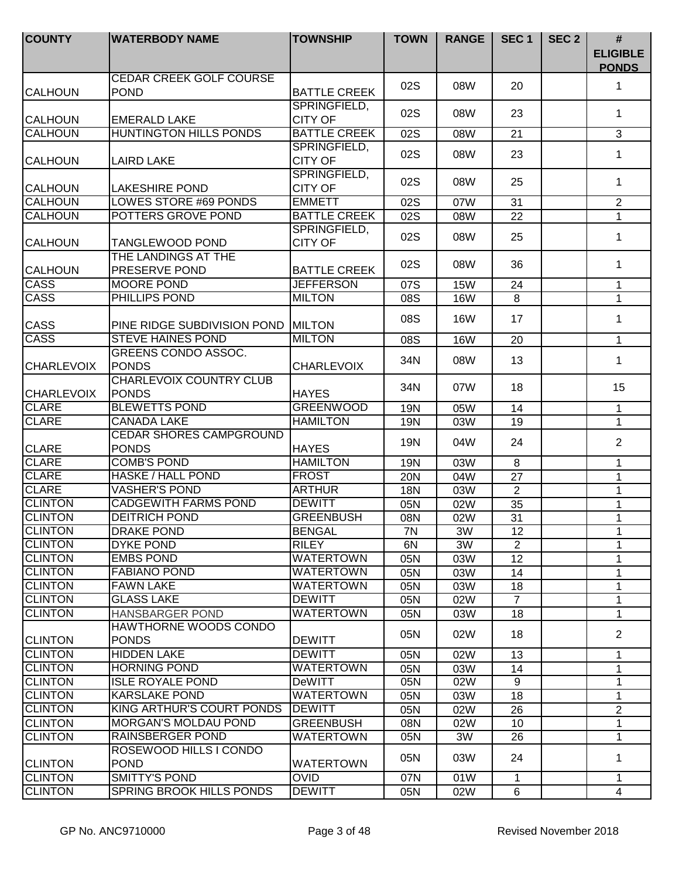| COUNTY | WATERBODY NAME | TOWNSHIP | TOWN | RANGE | SEC 1 | SEC 2 | # ELIGIBLE PONDS |
|---|---|---|---|---|---|---|---|
| CALHOUN | CEDAR CREEK GOLF COURSE POND | BATTLE CREEK | 02S | 08W | 20 | | 1 |
| CALHOUN | EMERALD LAKE | SPRINGFIELD, CITY OF | 02S | 08W | 23 | | 1 |
| CALHOUN | HUNTINGTON HILLS PONDS | BATTLE CREEK | 02S | 08W | 21 | | 3 |
| CALHOUN | LAIRD LAKE | SPRINGFIELD, CITY OF | 02S | 08W | 23 | | 1 |
| CALHOUN | LAKESHIRE POND | SPRINGFIELD, CITY OF | 02S | 08W | 25 | | 1 |
| CALHOUN | LOWES STORE #69 PONDS | EMMETT | 02S | 07W | 31 | | 2 |
| CALHOUN | POTTERS GROVE POND | BATTLE CREEK | 02S | 08W | 22 | | 1 |
| CALHOUN | TANGLEWOOD POND | SPRINGFIELD, CITY OF | 02S | 08W | 25 | | 1 |
| CALHOUN | THE LANDINGS AT THE PRESERVE POND | BATTLE CREEK | 02S | 08W | 36 | | 1 |
| CASS | MOORE POND | JEFFERSON | 07S | 15W | 24 | | 1 |
| CASS | PHILLIPS POND | MILTON | 08S | 16W | 8 | | 1 |
| CASS | PINE RIDGE SUBDIVISION POND | MILTON | 08S | 16W | 17 | | 1 |
| CASS | STEVE HAINES POND | MILTON | 08S | 16W | 20 | | 1 |
| CHARLEVOIX | GREENS CONDO ASSOC. PONDS | CHARLEVOIX | 34N | 08W | 13 | | 1 |
| CHARLEVOIX | CHARLEVOIX COUNTRY CLUB PONDS | HAYES | 34N | 07W | 18 | | 15 |
| CLARE | BLEWETTS POND | GREENWOOD | 19N | 05W | 14 | | 1 |
| CLARE | CANADA LAKE | HAMILTON | 19N | 03W | 19 | | 1 |
| CLARE | CEDAR SHORES CAMPGROUND PONDS | HAYES | 19N | 04W | 24 | | 2 |
| CLARE | COMB'S POND | HAMILTON | 19N | 03W | 8 | | 1 |
| CLARE | HASKE / HALL POND | FROST | 20N | 04W | 27 | | 1 |
| CLARE | VASHER'S POND | ARTHUR | 18N | 03W | 2 | | 1 |
| CLINTON | CADGEWITH FARMS POND | DEWITT | 05N | 02W | 35 | | 1 |
| CLINTON | DEITRICH POND | GREENBUSH | 08N | 02W | 31 | | 1 |
| CLINTON | DRAKE POND | BENGAL | 7N | 3W | 12 | | 1 |
| CLINTON | DYKE POND | RILEY | 6N | 3W | 2 | | 1 |
| CLINTON | EMBS POND | WATERTOWN | 05N | 03W | 12 | | 1 |
| CLINTON | FABIANO POND | WATERTOWN | 05N | 03W | 14 | | 1 |
| CLINTON | FAWN LAKE | WATERTOWN | 05N | 03W | 18 | | 1 |
| CLINTON | GLASS LAKE | DEWITT | 05N | 02W | 7 | | 1 |
| CLINTON | HANSBARGER POND | WATERTOWN | 05N | 03W | 18 | | 1 |
| CLINTON | HAWTHORNE WOODS CONDO PONDS | DEWITT | 05N | 02W | 18 | | 2 |
| CLINTON | HIDDEN LAKE | DEWITT | 05N | 02W | 13 | | 1 |
| CLINTON | HORNING POND | WATERTOWN | 05N | 03W | 14 | | 1 |
| CLINTON | ISLE ROYALE POND | DeWITT | 05N | 02W | 9 | | 1 |
| CLINTON | KARSLAKE POND | WATERTOWN | 05N | 03W | 18 | | 1 |
| CLINTON | KING ARTHUR'S COURT PONDS | DEWITT | 05N | 02W | 26 | | 2 |
| CLINTON | MORGAN'S MOLDAU POND | GREENBUSH | 08N | 02W | 10 | | 1 |
| CLINTON | RAINSBERGER POND | WATERTOWN | 05N | 3W | 26 | | 1 |
| CLINTON | ROSEWOOD HILLS I CONDO POND | WATERTOWN | 05N | 03W | 24 | | 1 |
| CLINTON | SMITTY'S POND | OVID | 07N | 01W | 1 | | 1 |
| CLINTON | SPRING BROOK HILLS PONDS | DEWITT | 05N | 02W | 6 | | 4 |

GP No. ANC9710000 Revised November 2018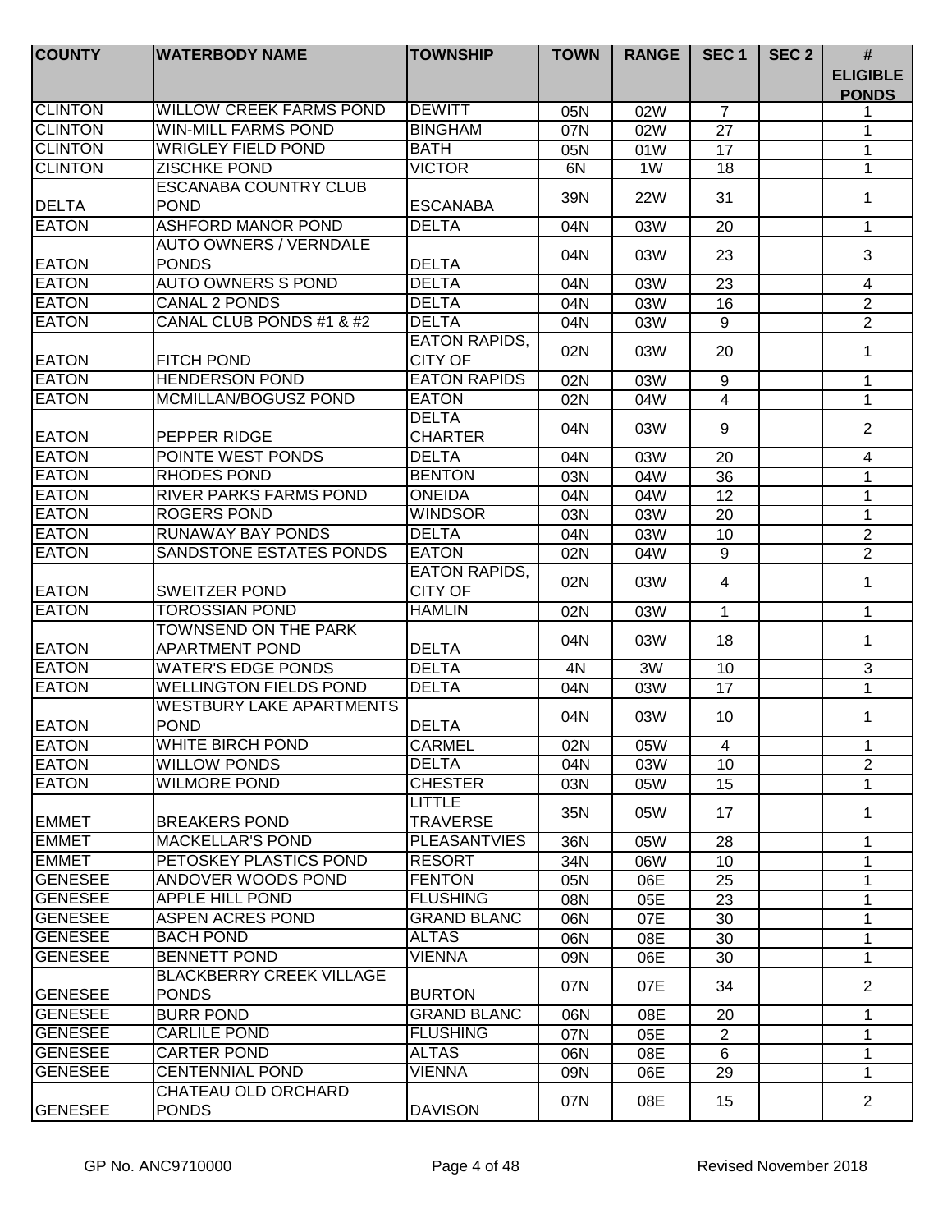| COUNTY | WATERBODY NAME | TOWNSHIP | TOWN | RANGE | SEC 1 | SEC 2 | # ELIGIBLE PONDS |
|---|---|---|---|---|---|---|---|
| CLINTON | WILLOW CREEK FARMS POND | DEWITT | 05N | 02W | 7 | | 1 |
| CLINTON | WIN-MILL FARMS POND | BINGHAM | 07N | 02W | 27 | | 1 |
| CLINTON | WRIGLEY FIELD POND | BATH | 05N | 01W | 17 | | 1 |
| CLINTON | ZISCHKE POND | VICTOR | 6N | 1W | 18 | | 1 |
| DELTA | ESCANABA COUNTRY CLUB POND | ESCANABA | 39N | 22W | 31 | | 1 |
| EATON | ASHFORD MANOR POND | DELTA | 04N | 03W | 20 | | 1 |
| EATON | AUTO OWNERS / VERNDALE PONDS | DELTA | 04N | 03W | 23 | | 3 |
| EATON | AUTO OWNERS S POND | DELTA | 04N | 03W | 23 | | 4 |
| EATON | CANAL 2 PONDS | DELTA | 04N | 03W | 16 | | 2 |
| EATON | CANAL CLUB PONDS #1 & #2 | DELTA | 04N | 03W | 9 | | 2 |
| EATON | FITCH POND | EATON RAPIDS, CITY OF | 02N | 03W | 20 | | 1 |
| EATON | HENDERSON POND | EATON RAPIDS | 02N | 03W | 9 | | 1 |
| EATON | MCMILLAN/BOGUSZ POND | EATON | 02N | 04W | 4 | | 1 |
| EATON | PEPPER RIDGE | DELTA CHARTER | 04N | 03W | 9 | | 2 |
| EATON | POINTE WEST PONDS | DELTA | 04N | 03W | 20 | | 4 |
| EATON | RHODES POND | BENTON | 03N | 04W | 36 | | 1 |
| EATON | RIVER PARKS FARMS POND | ONEIDA | 04N | 04W | 12 | | 1 |
| EATON | ROGERS POND | WINDSOR | 03N | 03W | 20 | | 1 |
| EATON | RUNAWAY BAY PONDS | DELTA | 04N | 03W | 10 | | 2 |
| EATON | SANDSTONE ESTATES PONDS | EATON | 02N | 04W | 9 | | 2 |
| EATON | SWEITZER POND | EATON RAPIDS, CITY OF | 02N | 03W | 4 | | 1 |
| EATON | TOROSSIAN POND | HAMLIN | 02N | 03W | 1 | | 1 |
| EATON | TOWNSEND ON THE PARK APARTMENT POND | DELTA | 04N | 03W | 18 | | 1 |
| EATON | WATER'S EDGE PONDS | DELTA | 4N | 3W | 10 | | 3 |
| EATON | WELLINGTON FIELDS POND | DELTA | 04N | 03W | 17 | | 1 |
| EATON | WESTBURY LAKE APARTMENTS POND | DELTA | 04N | 03W | 10 | | 1 |
| EATON | WHITE BIRCH POND | CARMEL | 02N | 05W | 4 | | 1 |
| EATON | WILLOW PONDS | DELTA | 04N | 03W | 10 | | 2 |
| EATON | WILMORE POND | CHESTER | 03N | 05W | 15 | | 1 |
| EMMET | BREAKERS POND | LITTLE TRAVERSE | 35N | 05W | 17 | | 1 |
| EMMET | MACKELLAR'S POND | PLEASANTVIES | 36N | 05W | 28 | | 1 |
| EMMET | PETOSKEY PLASTICS POND | RESORT | 34N | 06W | 10 | | 1 |
| GENESEE | ANDOVER WOODS POND | FENTON | 05N | 06E | 25 | | 1 |
| GENESEE | APPLE HILL POND | FLUSHING | 08N | 05E | 23 | | 1 |
| GENESEE | ASPEN ACRES POND | GRAND BLANC | 06N | 07E | 30 | | 1 |
| GENESEE | BACH POND | ALTAS | 06N | 08E | 30 | | 1 |
| GENESEE | BENNETT POND | VIENNA | 09N | 06E | 30 | | 1 |
| GENESEE | BLACKBERRY CREEK VILLAGE PONDS | BURTON | 07N | 07E | 34 | | 2 |
| GENESEE | BURR POND | GRAND BLANC | 06N | 08E | 20 | | 1 |
| GENESEE | CARLILE POND | FLUSHING | 07N | 05E | 2 | | 1 |
| GENESEE | CARTER POND | ALTAS | 06N | 08E | 6 | | 1 |
| GENESEE | CENTENNIAL POND | VIENNA | 09N | 06E | 29 | | 1 |
| GENESEE | CHATEAU OLD ORCHARD PONDS | DAVISON | 07N | 08E | 15 | | 2 |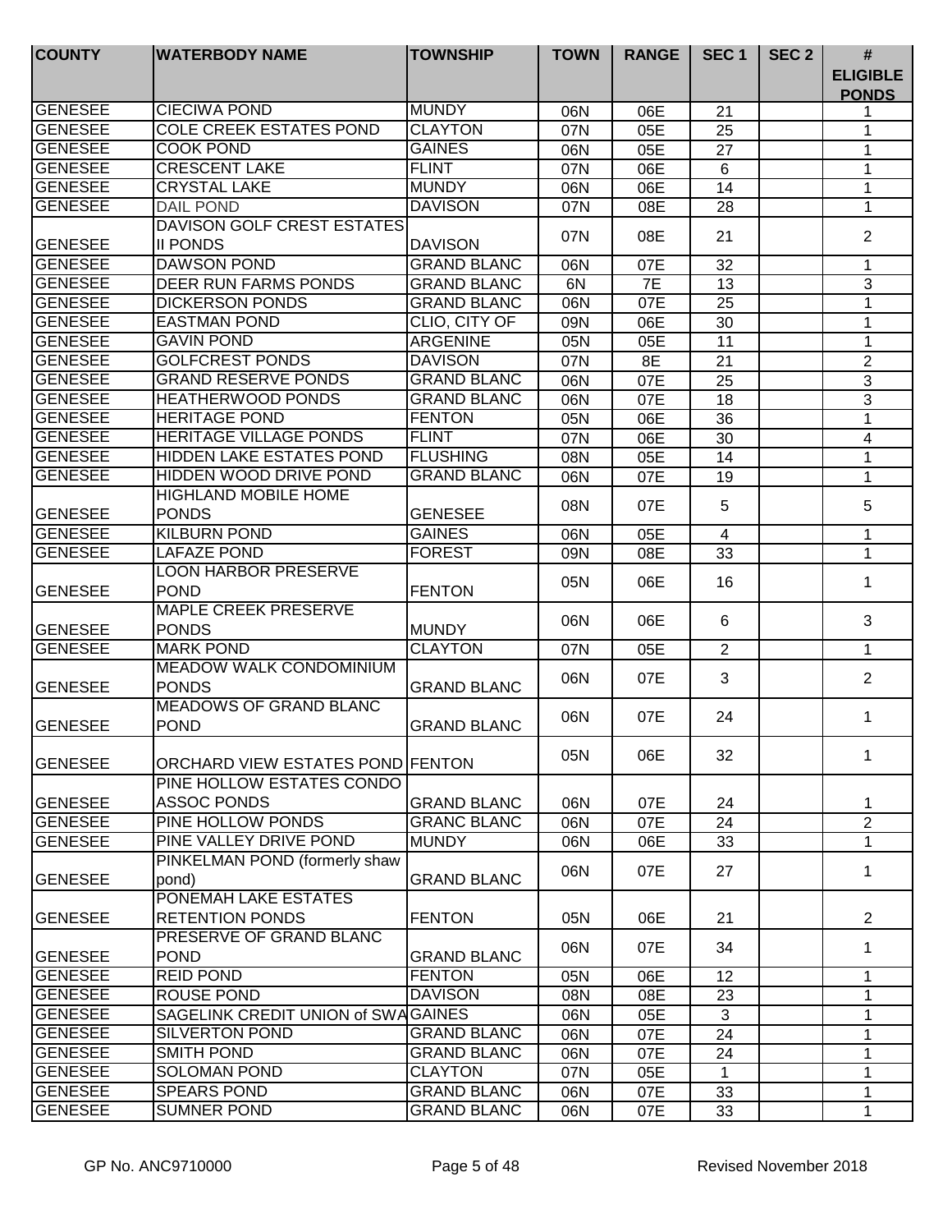| COUNTY | WATERBODY NAME | TOWNSHIP | TOWN | RANGE | SEC 1 | SEC 2 | # ELIGIBLE PONDS |
|---|---|---|---|---|---|---|---|
| GENESEE | CIECIWA POND | MUNDY | 06N | 06E | 21 | | 1 |
| GENESEE | COLE CREEK ESTATES POND | CLAYTON | 07N | 05E | 25 | | 1 |
| GENESEE | COOK POND | GAINES | 06N | 05E | 27 | | 1 |
| GENESEE | CRESCENT LAKE | FLINT | 07N | 06E | 6 | | 1 |
| GENESEE | CRYSTAL LAKE | MUNDY | 06N | 06E | 14 | | 1 |
| GENESEE | DAIL POND | DAVISON | 07N | 08E | 28 | | 1 |
| GENESEE | DAVISON GOLF CREST ESTATES II PONDS | DAVISON | 07N | 08E | 21 | | 2 |
| GENESEE | DAWSON POND | GRAND BLANC | 06N | 07E | 32 | | 1 |
| GENESEE | DEER RUN FARMS PONDS | GRAND BLANC | 6N | 7E | 13 | | 3 |
| GENESEE | DICKERSON PONDS | GRAND BLANC | 06N | 07E | 25 | | 1 |
| GENESEE | EASTMAN POND | CLIO, CITY OF | 09N | 06E | 30 | | 1 |
| GENESEE | GAVIN POND | ARGENINE | 05N | 05E | 11 | | 1 |
| GENESEE | GOLFCREST PONDS | DAVISON | 07N | 8E | 21 | | 2 |
| GENESEE | GRAND RESERVE PONDS | GRAND BLANC | 06N | 07E | 25 | | 3 |
| GENESEE | HEATHERWOOD PONDS | GRAND BLANC | 06N | 07E | 18 | | 3 |
| GENESEE | HERITAGE POND | FENTON | 05N | 06E | 36 | | 1 |
| GENESEE | HERITAGE VILLAGE PONDS | FLINT | 07N | 06E | 30 | | 4 |
| GENESEE | HIDDEN LAKE ESTATES POND | FLUSHING | 08N | 05E | 14 | | 1 |
| GENESEE | HIDDEN WOOD DRIVE POND | GRAND BLANC | 06N | 07E | 19 | | 1 |
| GENESEE | HIGHLAND MOBILE HOME PONDS | GENESEE | 08N | 07E | 5 | | 5 |
| GENESEE | KILBURN POND | GAINES | 06N | 05E | 4 | | 1 |
| GENESEE | LAFAZE POND | FOREST | 09N | 08E | 33 | | 1 |
| GENESEE | LOON HARBOR PRESERVE POND | FENTON | 05N | 06E | 16 | | 1 |
| GENESEE | MAPLE CREEK PRESERVE PONDS | MUNDY | 06N | 06E | 6 | | 3 |
| GENESEE | MARK POND | CLAYTON | 07N | 05E | 2 | | 1 |
| GENESEE | MEADOW WALK CONDOMINIUM PONDS | GRAND BLANC | 06N | 07E | 3 | | 2 |
| GENESEE | MEADOWS OF GRAND BLANC POND | GRAND BLANC | 06N | 07E | 24 | | 1 |
| GENESEE | ORCHARD VIEW ESTATES POND | FENTON | 05N | 06E | 32 | | 1 |
| GENESEE | PINE HOLLOW ESTATES CONDO ASSOC PONDS | GRAND BLANC | 06N | 07E | 24 | | 1 |
| GENESEE | PINE HOLLOW PONDS | GRANC BLANC | 06N | 07E | 24 | | 2 |
| GENESEE | PINE VALLEY DRIVE POND | MUNDY | 06N | 06E | 33 | | 1 |
| GENESEE | PINKELMAN POND (formerly shaw pond) | GRAND BLANC | 06N | 07E | 27 | | 1 |
| GENESEE | PONEMAH LAKE ESTATES RETENTION PONDS | FENTON | 05N | 06E | 21 | | 2 |
| GENESEE | PRESERVE OF GRAND BLANC POND | GRAND BLANC | 06N | 07E | 34 | | 1 |
| GENESEE | REID POND | FENTON | 05N | 06E | 12 | | 1 |
| GENESEE | ROUSE POND | DAVISON | 08N | 08E | 23 | | 1 |
| GENESEE | SAGELINK CREDIT UNION of SWA | GAINES | 06N | 05E | 3 | | 1 |
| GENESEE | SILVERTON POND | GRAND BLANC | 06N | 07E | 24 | | 1 |
| GENESEE | SMITH POND | GRAND BLANC | 06N | 07E | 24 | | 1 |
| GENESEE | SOLOMAN POND | CLAYTON | 07N | 05E | 1 | | 1 |
| GENESEE | SPEARS POND | GRAND BLANC | 06N | 07E | 33 | | 1 |
| GENESEE | SUMNER POND | GRAND BLANC | 06N | 07E | 33 | | 1 |

GP No. ANC9710000 Revised November 2018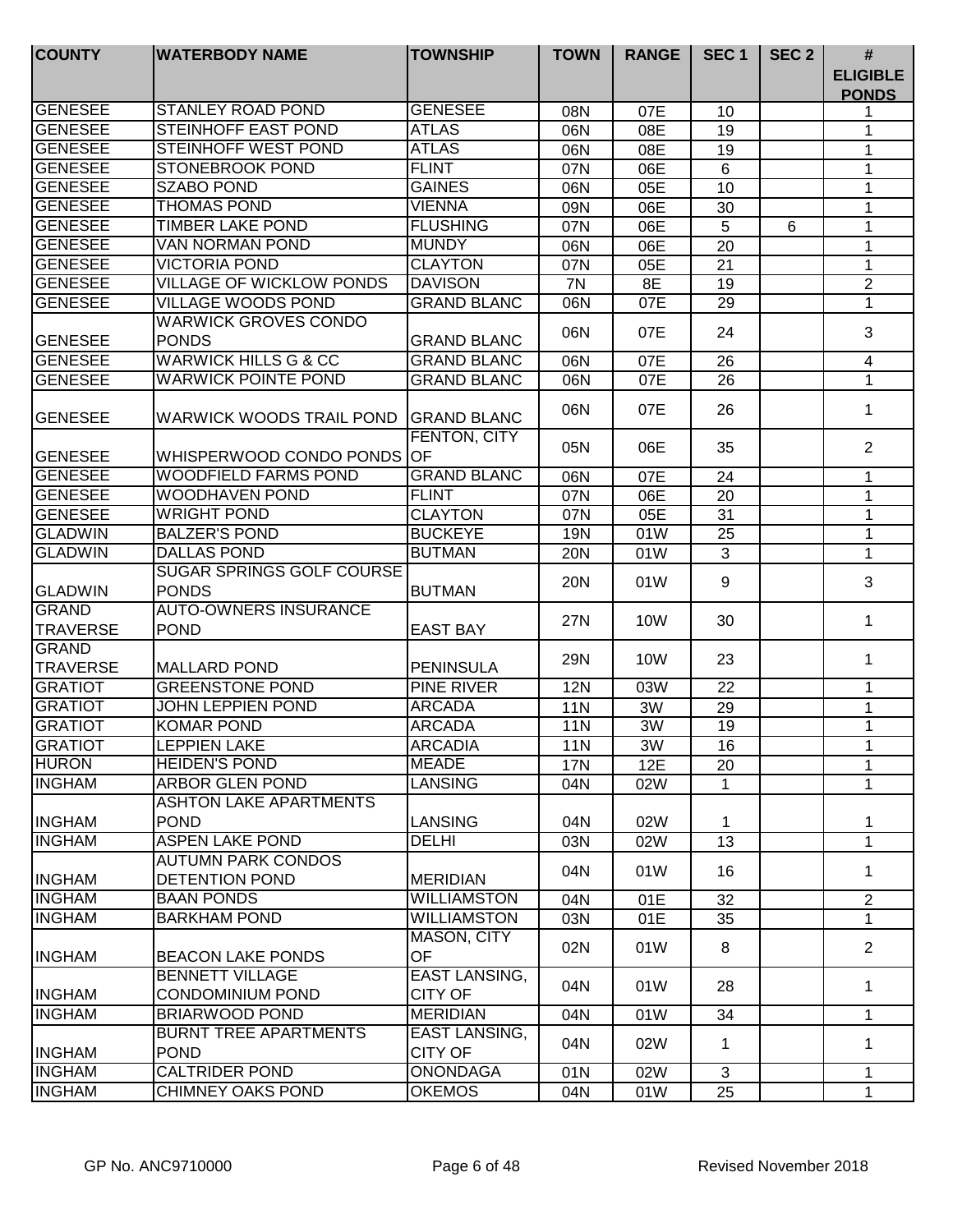| COUNTY | WATERBODY NAME | TOWNSHIP | TOWN | RANGE | SEC 1 | SEC 2 | # ELIGIBLE PONDS |
|---|---|---|---|---|---|---|---|
| GENESEE | STANLEY ROAD POND | GENESEE | 08N | 07E | 10 | | 1 |
| GENESEE | STEINHOFF EAST POND | ATLAS | 06N | 08E | 19 | | 1 |
| GENESEE | STEINHOFF WEST POND | ATLAS | 06N | 08E | 19 | | 1 |
| GENESEE | STONEBROOK POND | FLINT | 07N | 06E | 6 | | 1 |
| GENESEE | SZABO POND | GAINES | 06N | 05E | 10 | | 1 |
| GENESEE | THOMAS POND | VIENNA | 09N | 06E | 30 | | 1 |
| GENESEE | TIMBER LAKE POND | FLUSHING | 07N | 06E | 5 | 6 | 1 |
| GENESEE | VAN NORMAN POND | MUNDY | 06N | 06E | 20 | | 1 |
| GENESEE | VICTORIA POND | CLAYTON | 07N | 05E | 21 | | 1 |
| GENESEE | VILLAGE OF WICKLOW PONDS | DAVISON | 7N | 8E | 19 | | 2 |
| GENESEE | VILLAGE WOODS POND | GRAND BLANC | 06N | 07E | 29 | | 1 |
| GENESEE | WARWICK GROVES CONDO PONDS | GRAND BLANC | 06N | 07E | 24 | | 3 |
| GENESEE | WARWICK HILLS G & CC | GRAND BLANC | 06N | 07E | 26 | | 4 |
| GENESEE | WARWICK POINTE POND | GRAND BLANC | 06N | 07E | 26 | | 1 |
| GENESEE | WARWICK WOODS TRAIL POND | GRAND BLANC | 06N | 07E | 26 | | 1 |
| GENESEE | WHISPERWOOD CONDO PONDS | FENTON, CITY OF | 05N | 06E | 35 | | 2 |
| GENESEE | WOODFIELD FARMS POND | GRAND BLANC | 06N | 07E | 24 | | 1 |
| GENESEE | WOODHAVEN POND | FLINT | 07N | 06E | 20 | | 1 |
| GENESEE | WRIGHT POND | CLAYTON | 07N | 05E | 31 | | 1 |
| GLADWIN | BALZER'S POND | BUCKEYE | 19N | 01W | 25 | | 1 |
| GLADWIN | DALLAS POND | BUTMAN | 20N | 01W | 3 | | 1 |
| GLADWIN | SUGAR SPRINGS GOLF COURSE PONDS | BUTMAN | 20N | 01W | 9 | | 3 |
| GRAND TRAVERSE | AUTO-OWNERS INSURANCE POND | EAST BAY | 27N | 10W | 30 | | 1 |
| GRAND TRAVERSE | MALLARD POND | PENINSULA | 29N | 10W | 23 | | 1 |
| GRATIOT | GREENSTONE POND | PINE RIVER | 12N | 03W | 22 | | 1 |
| GRATIOT | JOHN LEPPIEN POND | ARCADA | 11N | 3W | 29 | | 1 |
| GRATIOT | KOMAR POND | ARCADA | 11N | 3W | 19 | | 1 |
| GRATIOT | LEPPIEN LAKE | ARCADIA | 11N | 3W | 16 | | 1 |
| HURON | HEIDEN'S POND | MEADE | 17N | 12E | 20 | | 1 |
| INGHAM | ARBOR GLEN POND | LANSING | 04N | 02W | 1 | | 1 |
| INGHAM | ASHTON LAKE APARTMENTS POND | LANSING | 04N | 02W | 1 | | 1 |
| INGHAM | ASPEN LAKE POND | DELHI | 03N | 02W | 13 | | 1 |
| INGHAM | AUTUMN PARK CONDOS DETENTION POND | MERIDIAN | 04N | 01W | 16 | | 1 |
| INGHAM | BAAN PONDS | WILLIAMSTON | 04N | 01E | 32 | | 2 |
| INGHAM | BARKHAM POND | WILLIAMSTON | 03N | 01E | 35 | | 1 |
| INGHAM | BEACON LAKE PONDS | MASON, CITY OF | 02N | 01W | 8 | | 2 |
| INGHAM | BENNETT VILLAGE CONDOMINIUM POND | EAST LANSING, CITY OF | 04N | 01W | 28 | | 1 |
| INGHAM | BRIARWOOD POND | MERIDIAN | 04N | 01W | 34 | | 1 |
| INGHAM | BURNT TREE APARTMENTS POND | EAST LANSING, CITY OF | 04N | 02W | 1 | | 1 |
| INGHAM | CALTRIDER POND | ONONDAGA | 01N | 02W | 3 | | 1 |
| INGHAM | CHIMNEY OAKS POND | OKEMOS | 04N | 01W | 25 | | 1 |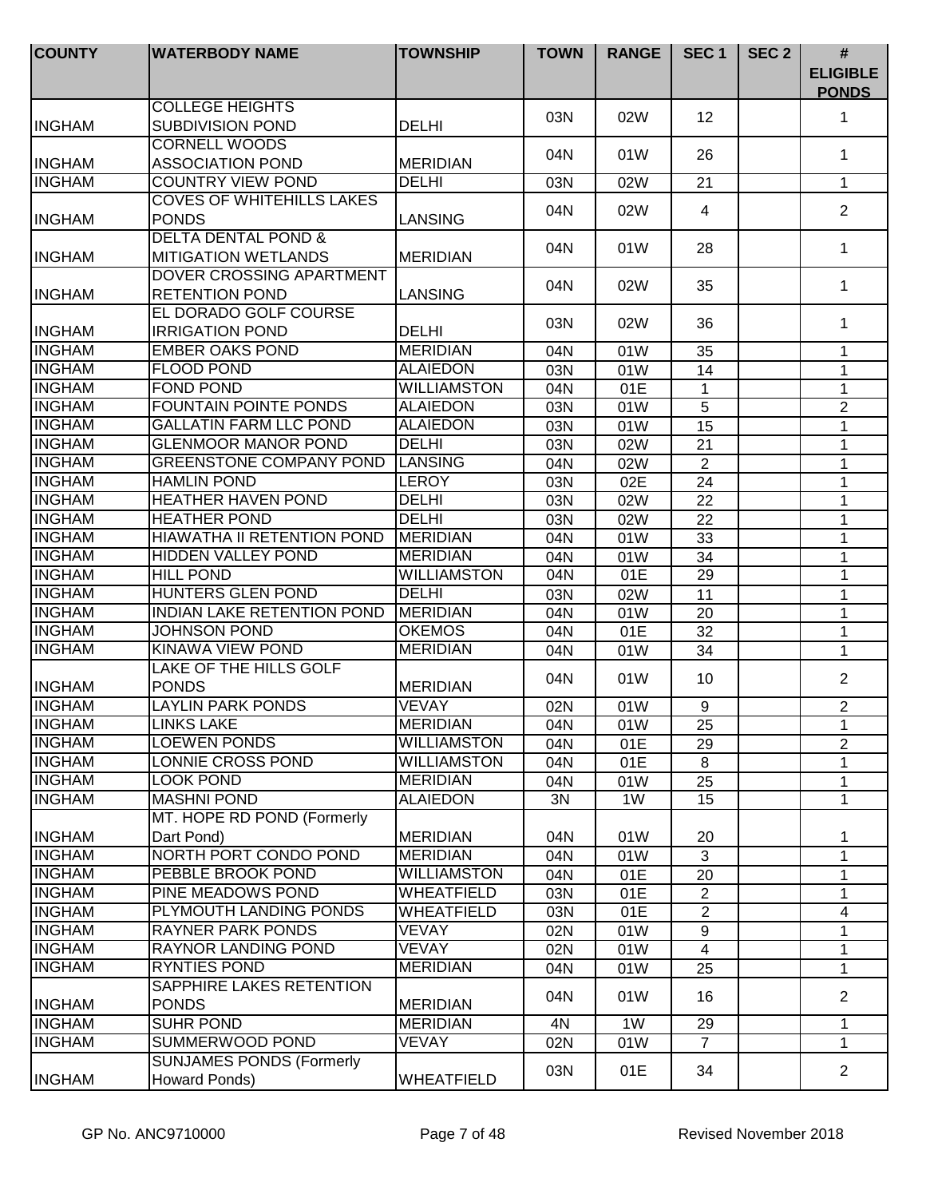| COUNTY | WATERBODY NAME | TOWNSHIP | TOWN | RANGE | SEC 1 | SEC 2 | # ELIGIBLE PONDS |
|---|---|---|---|---|---|---|---|
| INGHAM | COLLEGE HEIGHTS SUBDIVISION POND | DELHI | 03N | 02W | 12 | | 1 |
| INGHAM | CORNELL WOODS ASSOCIATION POND | MERIDIAN | 04N | 01W | 26 | | 1 |
| INGHAM | COUNTRY VIEW POND | DELHI | 03N | 02W | 21 | | 1 |
| INGHAM | COVES OF WHITEHILLS LAKES PONDS | LANSING | 04N | 02W | 4 | | 2 |
| INGHAM | DELTA DENTAL POND & MITIGATION WETLANDS | MERIDIAN | 04N | 01W | 28 | | 1 |
| INGHAM | DOVER CROSSING APARTMENT RETENTION POND | LANSING | 04N | 02W | 35 | | 1 |
| INGHAM | EL DORADO GOLF COURSE IRRIGATION POND | DELHI | 03N | 02W | 36 | | 1 |
| INGHAM | EMBER OAKS POND | MERIDIAN | 04N | 01W | 35 | | 1 |
| INGHAM | FLOOD POND | ALAIEDON | 03N | 01W | 14 | | 1 |
| INGHAM | FOND POND | WILLIAMSTON | 04N | 01E | 1 | | 1 |
| INGHAM | FOUNTAIN POINTE PONDS | ALAIEDON | 03N | 01W | 5 | | 2 |
| INGHAM | GALLATIN FARM LLC POND | ALAIEDON | 03N | 01W | 15 | | 1 |
| INGHAM | GLENMOOR MANOR POND | DELHI | 03N | 02W | 21 | | 1 |
| INGHAM | GREENSTONE COMPANY POND | LANSING | 04N | 02W | 2 | | 1 |
| INGHAM | HAMLIN POND | LEROY | 03N | 02E | 24 | | 1 |
| INGHAM | HEATHER HAVEN POND | DELHI | 03N | 02W | 22 | | 1 |
| INGHAM | HEATHER POND | DELHI | 03N | 02W | 22 | | 1 |
| INGHAM | HIAWATHA II RETENTION POND | MERIDIAN | 04N | 01W | 33 | | 1 |
| INGHAM | HIDDEN VALLEY POND | MERIDIAN | 04N | 01W | 34 | | 1 |
| INGHAM | HILL POND | WILLIAMSTON | 04N | 01E | 29 | | 1 |
| INGHAM | HUNTERS GLEN POND | DELHI | 03N | 02W | 11 | | 1 |
| INGHAM | INDIAN LAKE RETENTION POND | MERIDIAN | 04N | 01W | 20 | | 1 |
| INGHAM | JOHNSON POND | OKEMOS | 04N | 01E | 32 | | 1 |
| INGHAM | KINAWA VIEW POND | MERIDIAN | 04N | 01W | 34 | | 1 |
| INGHAM | LAKE OF THE HILLS GOLF PONDS | MERIDIAN | 04N | 01W | 10 | | 2 |
| INGHAM | LAYLIN PARK PONDS | VEVAY | 02N | 01W | 9 | | 2 |
| INGHAM | LINKS LAKE | MERIDIAN | 04N | 01W | 25 | | 1 |
| INGHAM | LOEWEN PONDS | WILLIAMSTON | 04N | 01E | 29 | | 2 |
| INGHAM | LONNIE CROSS POND | WILLIAMSTON | 04N | 01E | 8 | | 1 |
| INGHAM | LOOK POND | MERIDIAN | 04N | 01W | 25 | | 1 |
| INGHAM | MASHNI POND | ALAIEDON | 3N | 1W | 15 | | 1 |
| INGHAM | MT. HOPE RD POND (Formerly Dart Pond) | MERIDIAN | 04N | 01W | 20 | | 1 |
| INGHAM | NORTH PORT CONDO POND | MERIDIAN | 04N | 01W | 3 | | 1 |
| INGHAM | PEBBLE BROOK POND | WILLIAMSTON | 04N | 01E | 20 | | 1 |
| INGHAM | PINE MEADOWS POND | WHEATFIELD | 03N | 01E | 2 | | 1 |
| INGHAM | PLYMOUTH LANDING PONDS | WHEATFIELD | 03N | 01E | 2 | | 4 |
| INGHAM | RAYNER PARK PONDS | VEVAY | 02N | 01W | 9 | | 1 |
| INGHAM | RAYNOR LANDING POND | VEVAY | 02N | 01W | 4 | | 1 |
| INGHAM | RYNTIES POND | MERIDIAN | 04N | 01W | 25 | | 1 |
| INGHAM | SAPPHIRE LAKES RETENTION PONDS | MERIDIAN | 04N | 01W | 16 | | 2 |
| INGHAM | SUHR POND | MERIDIAN | 4N | 1W | 29 | | 1 |
| INGHAM | SUMMERWOOD POND | VEVAY | 02N | 01W | 7 | | 1 |
| INGHAM | SUNJAMES PONDS (Formerly Howard Ponds) | WHEATFIELD | 03N | 01E | 34 | | 2 |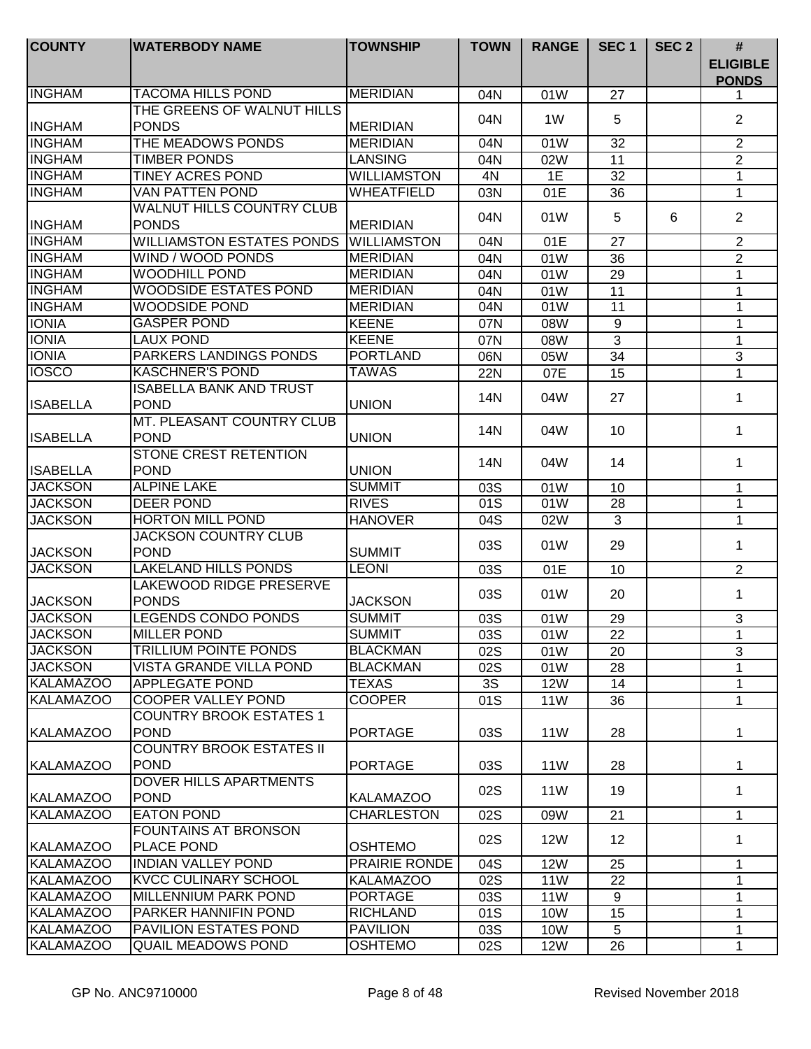| COUNTY | WATERBODY NAME | TOWNSHIP | TOWN | RANGE | SEC 1 | SEC 2 | # ELIGIBLE PONDS |
|---|---|---|---|---|---|---|---|
| INGHAM | TACOMA HILLS POND | MERIDIAN | 04N | 01W | 27 | | 1 |
| INGHAM | THE GREENS OF WALNUT HILLS PONDS | MERIDIAN | 04N | 1W | 5 | | 2 |
| INGHAM | THE MEADOWS PONDS | MERIDIAN | 04N | 01W | 32 | | 2 |
| INGHAM | TIMBER PONDS | LANSING | 04N | 02W | 11 | | 2 |
| INGHAM | TINEY ACRES POND | WILLIAMSTON | 4N | 1E | 32 | | 1 |
| INGHAM | VAN PATTEN POND | WHEATFIELD | 03N | 01E | 36 | | 1 |
| INGHAM | WALNUT HILLS COUNTRY CLUB PONDS | MERIDIAN | 04N | 01W | 5 | 6 | 2 |
| INGHAM | WILLIAMSTON ESTATES PONDS | WILLIAMSTON | 04N | 01E | 27 | | 2 |
| INGHAM | WIND / WOOD PONDS | MERIDIAN | 04N | 01W | 36 | | 2 |
| INGHAM | WOODHILL POND | MERIDIAN | 04N | 01W | 29 | | 1 |
| INGHAM | WOODSIDE ESTATES POND | MERIDIAN | 04N | 01W | 11 | | 1 |
| INGHAM | WOODSIDE POND | MERIDIAN | 04N | 01W | 11 | | 1 |
| IONIA | GASPER POND | KEENE | 07N | 08W | 9 | | 1 |
| IONIA | LAUX POND | KEENE | 07N | 08W | 3 | | 1 |
| IONIA | PARKERS LANDINGS PONDS | PORTLAND | 06N | 05W | 34 | | 3 |
| IOSCO | KASCHNER'S POND | TAWAS | 22N | 07E | 15 | | 1 |
| ISABELLA | ISABELLA BANK AND TRUST POND | UNION | 14N | 04W | 27 | | 1 |
| ISABELLA | MT. PLEASANT COUNTRY CLUB POND | UNION | 14N | 04W | 10 | | 1 |
| ISABELLA | STONE CREST RETENTION POND | UNION | 14N | 04W | 14 | | 1 |
| JACKSON | ALPINE LAKE | SUMMIT | 03S | 01W | 10 | | 1 |
| JACKSON | DEER POND | RIVES | 01S | 01W | 28 | | 1 |
| JACKSON | HORTON MILL POND | HANOVER | 04S | 02W | 3 | | 1 |
| JACKSON | JACKSON COUNTRY CLUB POND | SUMMIT | 03S | 01W | 29 | | 1 |
| JACKSON | LAKELAND HILLS PONDS | LEONI | 03S | 01E | 10 | | 2 |
| JACKSON | LAKEWOOD RIDGE PRESERVE PONDS | JACKSON | 03S | 01W | 20 | | 1 |
| JACKSON | LEGENDS CONDO PONDS | SUMMIT | 03S | 01W | 29 | | 3 |
| JACKSON | MILLER POND | SUMMIT | 03S | 01W | 22 | | 1 |
| JACKSON | TRILLIUM POINTE PONDS | BLACKMAN | 02S | 01W | 20 | | 3 |
| JACKSON | VISTA GRANDE VILLA POND | BLACKMAN | 02S | 01W | 28 | | 1 |
| KALAMAZOO | APPLEGATE POND | TEXAS | 3S | 12W | 14 | | 1 |
| KALAMAZOO | COOPER VALLEY POND | COOPER | 01S | 11W | 36 | | 1 |
| KALAMAZOO | COUNTRY BROOK ESTATES 1 POND | PORTAGE | 03S | 11W | 28 | | 1 |
| KALAMAZOO | COUNTRY BROOK ESTATES II POND | PORTAGE | 03S | 11W | 28 | | 1 |
| KALAMAZOO | DOVER HILLS APARTMENTS POND | KALAMAZOO | 02S | 11W | 19 | | 1 |
| KALAMAZOO | EATON POND | CHARLESTON | 02S | 09W | 21 | | 1 |
| KALAMAZOO | FOUNTAINS AT BRONSON PLACE POND | OSHTEMO | 02S | 12W | 12 | | 1 |
| KALAMAZOO | INDIAN VALLEY POND | PRAIRIE RONDE | 04S | 12W | 25 | | 1 |
| KALAMAZOO | KVCC CULINARY SCHOOL | KALAMAZOO | 02S | 11W | 22 | | 1 |
| KALAMAZOO | MILLENNIUM PARK POND | PORTAGE | 03S | 11W | 9 | | 1 |
| KALAMAZOO | PARKER HANNIFIN POND | RICHLAND | 01S | 10W | 15 | | 1 |
| KALAMAZOO | PAVILION ESTATES POND | PAVILION | 03S | 10W | 5 | | 1 |
| KALAMAZOO | QUAIL MEADOWS POND | OSHTEMO | 02S | 12W | 26 | | 1 |

GP No. ANC9710000 Revised November 2018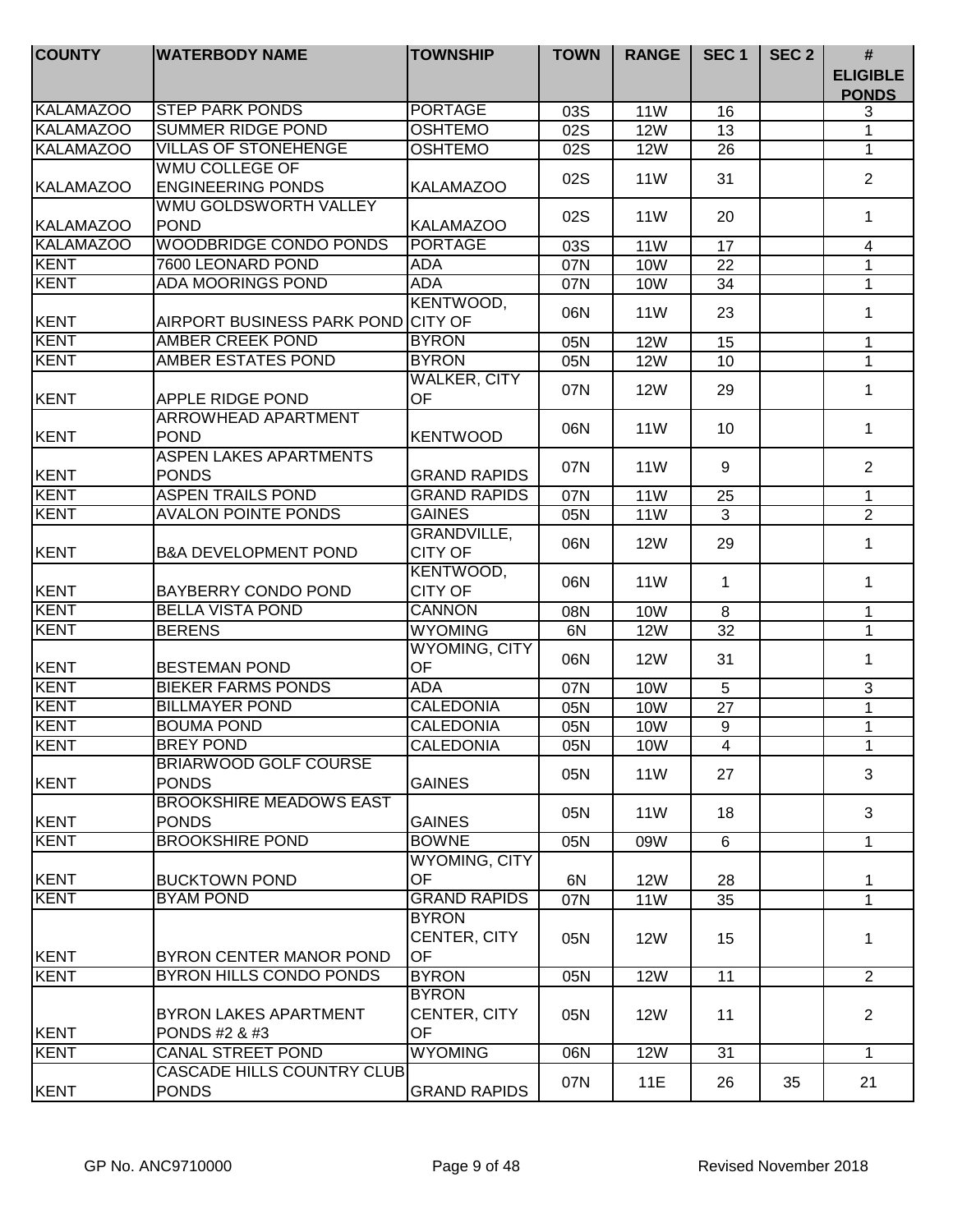| COUNTY | WATERBODY NAME | TOWNSHIP | TOWN | RANGE | SEC 1 | SEC 2 | # ELIGIBLE PONDS |
|---|---|---|---|---|---|---|---|
| KALAMAZOO | STEP PARK PONDS | PORTAGE | 03S | 11W | 16 | | 3 |
| KALAMAZOO | SUMMER RIDGE POND | OSHTEMO | 02S | 12W | 13 | | 1 |
| KALAMAZOO | VILLAS OF STONEHENGE | OSHTEMO | 02S | 12W | 26 | | 1 |
| KALAMAZOO | WMU COLLEGE OF ENGINEERING PONDS | KALAMAZOO | 02S | 11W | 31 | | 2 |
| KALAMAZOO | WMU GOLDSWORTH VALLEY POND | KALAMAZOO | 02S | 11W | 20 | | 1 |
| KALAMAZOO | WOODBRIDGE CONDO PONDS | PORTAGE | 03S | 11W | 17 | | 4 |
| KENT | 7600 LEONARD POND | ADA | 07N | 10W | 22 | | 1 |
| KENT | ADA MOORINGS POND | ADA | 07N | 10W | 34 | | 1 |
| KENT | AIRPORT BUSINESS PARK POND | KENTWOOD, CITY OF | 06N | 11W | 23 | | 1 |
| KENT | AMBER CREEK POND | BYRON | 05N | 12W | 15 | | 1 |
| KENT | AMBER ESTATES POND | BYRON | 05N | 12W | 10 | | 1 |
| KENT | APPLE RIDGE POND | WALKER, CITY OF | 07N | 12W | 29 | | 1 |
| KENT | ARROWHEAD APARTMENT POND | KENTWOOD | 06N | 11W | 10 | | 1 |
| KENT | ASPEN LAKES APARTMENTS PONDS | GRAND RAPIDS | 07N | 11W | 9 | | 2 |
| KENT | ASPEN TRAILS POND | GRAND RAPIDS | 07N | 11W | 25 | | 1 |
| KENT | AVALON POINTE PONDS | GAINES | 05N | 11W | 3 | | 2 |
| KENT | B&A DEVELOPMENT POND | GRANDVILLE, CITY OF | 06N | 12W | 29 | | 1 |
| KENT | BAYBERRY CONDO POND | KENTWOOD, CITY OF | 06N | 11W | 1 | | 1 |
| KENT | BELLA VISTA POND | CANNON | 08N | 10W | 8 | | 1 |
| KENT | BERENS | WYOMING | 6N | 12W | 32 | | 1 |
| KENT | BESTEMAN POND | WYOMING, CITY OF | 06N | 12W | 31 | | 1 |
| KENT | BIEKER FARMS PONDS | ADA | 07N | 10W | 5 | | 3 |
| KENT | BILLMAYER POND | CALEDONIA | 05N | 10W | 27 | | 1 |
| KENT | BOUMA POND | CALEDONIA | 05N | 10W | 9 | | 1 |
| KENT | BREY POND | CALEDONIA | 05N | 10W | 4 | | 1 |
| KENT | BRIARWOOD GOLF COURSE PONDS | GAINES | 05N | 11W | 27 | | 3 |
| KENT | BROOKSHIRE MEADOWS EAST PONDS | GAINES | 05N | 11W | 18 | | 3 |
| KENT | BROOKSHIRE POND | BOWNE | 05N | 09W | 6 | | 1 |
| KENT | BUCKTOWN POND | WYOMING, CITY OF | 6N | 12W | 28 | | 1 |
| KENT | BYAM POND | GRAND RAPIDS | 07N | 11W | 35 | | 1 |
| KENT | BYRON CENTER MANOR POND | BYRON CENTER, CITY OF | 05N | 12W | 15 | | 1 |
| KENT | BYRON HILLS CONDO PONDS | BYRON | 05N | 12W | 11 | | 2 |
| KENT | BYRON LAKES APARTMENT PONDS #2 & #3 | BYRON CENTER, CITY OF | 05N | 12W | 11 | | 2 |
| KENT | CANAL STREET POND | WYOMING | 06N | 12W | 31 | | 1 |
| KENT | CASCADE HILLS COUNTRY CLUB PONDS | GRAND RAPIDS | 07N | 11E | 26 | 35 | 21 |

GP No. ANC9710000 Revised November 2018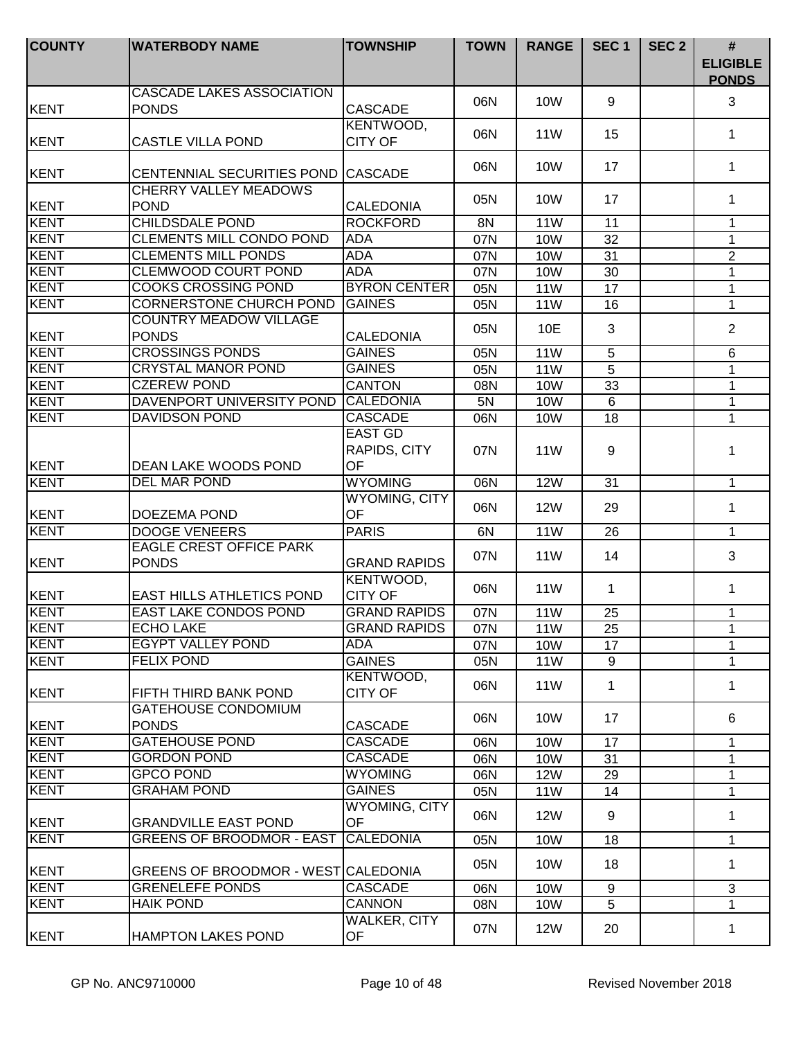| COUNTY | WATERBODY NAME | TOWNSHIP | TOWN | RANGE | SEC 1 | SEC 2 | # ELIGIBLE PONDS |
|---|---|---|---|---|---|---|---|
| KENT | CASCADE LAKES ASSOCIATION PONDS | CASCADE | 06N | 10W | 9 | | 3 |
| KENT | CASTLE VILLA POND | KENTWOOD, CITY OF | 06N | 11W | 15 | | 1 |
| KENT | CENTENNIAL SECURITIES POND | CASCADE | 06N | 10W | 17 | | 1 |
| KENT | CHERRY VALLEY MEADOWS POND | CALEDONIA | 05N | 10W | 17 | | 1 |
| KENT | CHILDSDALE POND | ROCKFORD | 8N | 11W | 11 | | 1 |
| KENT | CLEMENTS MILL CONDO POND | ADA | 07N | 10W | 32 | | 1 |
| KENT | CLEMENTS MILL PONDS | ADA | 07N | 10W | 31 | | 2 |
| KENT | CLEMWOOD COURT POND | ADA | 07N | 10W | 30 | | 1 |
| KENT | COOKS CROSSING POND | BYRON CENTER | 05N | 11W | 17 | | 1 |
| KENT | CORNERSTONE CHURCH POND | GAINES | 05N | 11W | 16 | | 1 |
| KENT | COUNTRY MEADOW VILLAGE PONDS | CALEDONIA | 05N | 10E | 3 | | 2 |
| KENT | CROSSINGS PONDS | GAINES | 05N | 11W | 5 | | 6 |
| KENT | CRYSTAL MANOR POND | GAINES | 05N | 11W | 5 | | 1 |
| KENT | CZEREW POND | CANTON | 08N | 10W | 33 | | 1 |
| KENT | DAVENPORT UNIVERSITY POND | CALEDONIA | 5N | 10W | 6 | | 1 |
| KENT | DAVIDSON POND | CASCADE | 06N | 10W | 18 | | 1 |
| KENT | DEAN LAKE WOODS POND | EAST GD RAPIDS, CITY OF | 07N | 11W | 9 | | 1 |
| KENT | DEL MAR POND | WYOMING | 06N | 12W | 31 | | 1 |
| KENT | DOEZEMA POND | WYOMING, CITY OF | 06N | 12W | 29 | | 1 |
| KENT | DOOGE VENEERS | PARIS | 6N | 11W | 26 | | 1 |
| KENT | EAGLE CREST OFFICE PARK PONDS | GRAND RAPIDS | 07N | 11W | 14 | | 3 |
| KENT | EAST HILLS ATHLETICS POND | KENTWOOD, CITY OF | 06N | 11W | 1 | | 1 |
| KENT | EAST LAKE CONDOS POND | GRAND RAPIDS | 07N | 11W | 25 | | 1 |
| KENT | ECHO LAKE | GRAND RAPIDS | 07N | 11W | 25 | | 1 |
| KENT | EGYPT VALLEY POND | ADA | 07N | 10W | 17 | | 1 |
| KENT | FELIX POND | GAINES | 05N | 11W | 9 | | 1 |
| KENT | FIFTH THIRD BANK POND | KENTWOOD, CITY OF | 06N | 11W | 1 | | 1 |
| KENT | GATEHOUSE CONDOMIUM PONDS | CASCADE | 06N | 10W | 17 | | 6 |
| KENT | GATEHOUSE POND | CASCADE | 06N | 10W | 17 | | 1 |
| KENT | GORDON POND | CASCADE | 06N | 10W | 31 | | 1 |
| KENT | GPCO POND | WYOMING | 06N | 12W | 29 | | 1 |
| KENT | GRAHAM POND | GAINES | 05N | 11W | 14 | | 1 |
| KENT | GRANDVILLE EAST POND | WYOMING, CITY OF | 06N | 12W | 9 | | 1 |
| KENT | GREENS OF BROODMOR - EAST | CALEDONIA | 05N | 10W | 18 | | 1 |
| KENT | GREENS OF BROODMOR - WEST | CALEDONIA | 05N | 10W | 18 | | 1 |
| KENT | GRENELEFE PONDS | CASCADE | 06N | 10W | 9 | | 3 |
| KENT | HAIK POND | CANNON | 08N | 10W | 5 | | 1 |
| KENT | HAMPTON LAKES POND | WALKER, CITY OF | 07N | 12W | 20 | | 1 |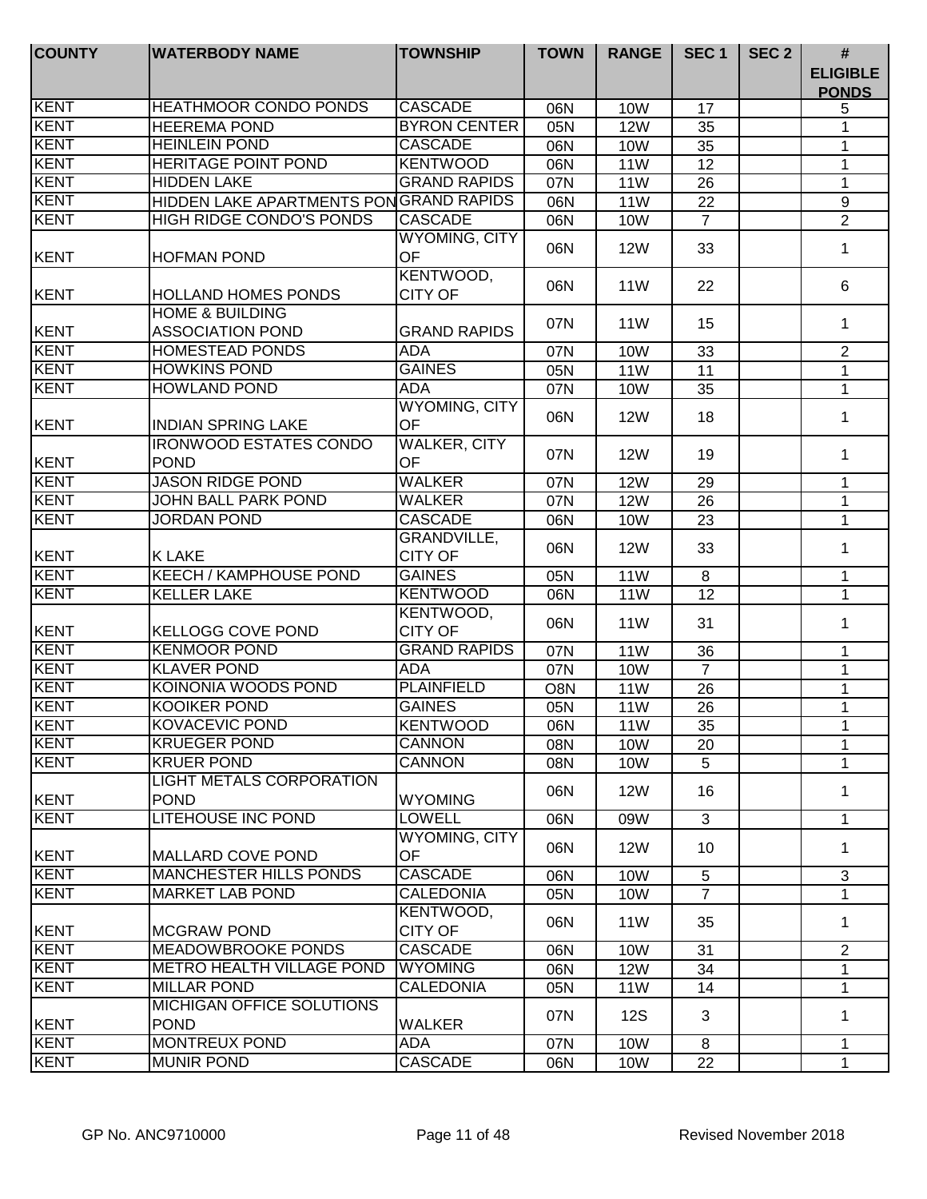| COUNTY | WATERBODY NAME | TOWNSHIP | TOWN | RANGE | SEC 1 | SEC 2 | # ELIGIBLE PONDS |
|---|---|---|---|---|---|---|---|
| KENT | HEATHMOOR CONDO PONDS | CASCADE | 06N | 10W | 17 | | 5 |
| KENT | HEEREMA POND | BYRON CENTER | 05N | 12W | 35 | | 1 |
| KENT | HEINLEIN POND | CASCADE | 06N | 10W | 35 | | 1 |
| KENT | HERITAGE POINT POND | KENTWOOD | 06N | 11W | 12 | | 1 |
| KENT | HIDDEN LAKE | GRAND RAPIDS | 07N | 11W | 26 | | 1 |
| KENT | HIDDEN LAKE APARTMENTS PON | GRAND RAPIDS | 06N | 11W | 22 | | 9 |
| KENT | HIGH RIDGE CONDO'S PONDS | CASCADE | 06N | 10W | 7 | | 2 |
| KENT | HOFMAN POND | WYOMING, CITY OF | 06N | 12W | 33 | | 1 |
| KENT | HOLLAND HOMES PONDS | KENTWOOD, CITY OF | 06N | 11W | 22 | | 6 |
| KENT | HOME & BUILDING ASSOCIATION POND | GRAND RAPIDS | 07N | 11W | 15 | | 1 |
| KENT | HOMESTEAD PONDS | ADA | 07N | 10W | 33 | | 2 |
| KENT | HOWKINS POND | GAINES | 05N | 11W | 11 | | 1 |
| KENT | HOWLAND POND | ADA | 07N | 10W | 35 | | 1 |
| KENT | INDIAN SPRING LAKE | WYOMING, CITY OF | 06N | 12W | 18 | | 1 |
| KENT | IRONWOOD ESTATES CONDO POND | WALKER, CITY OF | 07N | 12W | 19 | | 1 |
| KENT | JASON RIDGE POND | WALKER | 07N | 12W | 29 | | 1 |
| KENT | JOHN BALL PARK POND | WALKER | 07N | 12W | 26 | | 1 |
| KENT | JORDAN POND | CASCADE | 06N | 10W | 23 | | 1 |
| KENT | K LAKE | GRANDVILLE, CITY OF | 06N | 12W | 33 | | 1 |
| KENT | KEECH / KAMPHOUSE POND | GAINES | 05N | 11W | 8 | | 1 |
| KENT | KELLER LAKE | KENTWOOD | 06N | 11W | 12 | | 1 |
| KENT | KELLOGG COVE POND | KENTWOOD, CITY OF | 06N | 11W | 31 | | 1 |
| KENT | KENMOOR POND | GRAND RAPIDS | 07N | 11W | 36 | | 1 |
| KENT | KLAVER POND | ADA | 07N | 10W | 7 | | 1 |
| KENT | KOINONIA WOODS POND | PLAINFIELD | O8N | 11W | 26 | | 1 |
| KENT | KOOIKER POND | GAINES | 05N | 11W | 26 | | 1 |
| KENT | KOVACEVIC POND | KENTWOOD | 06N | 11W | 35 | | 1 |
| KENT | KRUEGER POND | CANNON | 08N | 10W | 20 | | 1 |
| KENT | KRUER POND | CANNON | 08N | 10W | 5 | | 1 |
| KENT | LIGHT METALS CORPORATION POND | WYOMING | 06N | 12W | 16 | | 1 |
| KENT | LITEHOUSE INC POND | LOWELL | 06N | 09W | 3 | | 1 |
| KENT | MALLARD COVE POND | WYOMING, CITY OF | 06N | 12W | 10 | | 1 |
| KENT | MANCHESTER HILLS PONDS | CASCADE | 06N | 10W | 5 | | 3 |
| KENT | MARKET LAB POND | CALEDONIA | 05N | 10W | 7 | | 1 |
| KENT | MCGRAW POND | KENTWOOD, CITY OF | 06N | 11W | 35 | | 1 |
| KENT | MEADOWBROOKE PONDS | CASCADE | 06N | 10W | 31 | | 2 |
| KENT | METRO HEALTH VILLAGE POND | WYOMING | 06N | 12W | 34 | | 1 |
| KENT | MILLAR POND | CALEDONIA | 05N | 11W | 14 | | 1 |
| KENT | MICHIGAN OFFICE SOLUTIONS POND | WALKER | 07N | 12S | 3 | | 1 |
| KENT | MONTREUX POND | ADA | 07N | 10W | 8 | | 1 |
| KENT | MUNIR POND | CASCADE | 06N | 10W | 22 | | 1 |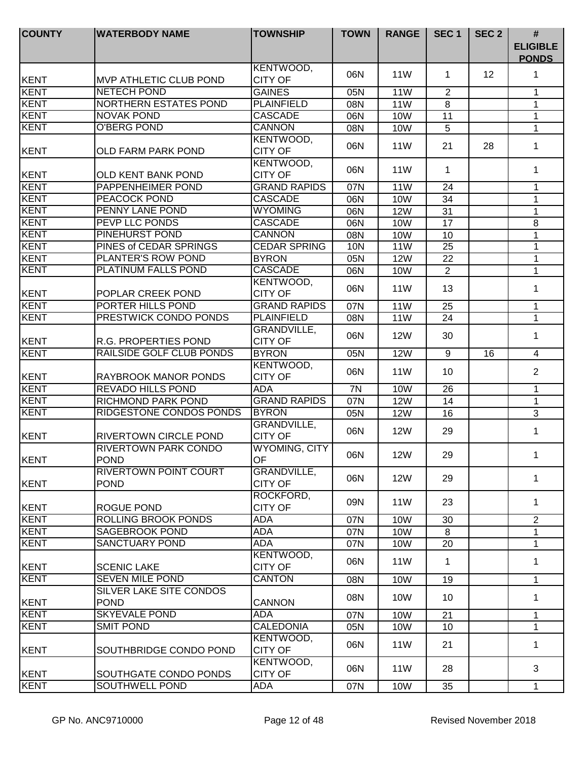| COUNTY | WATERBODY NAME | TOWNSHIP | TOWN | RANGE | SEC 1 | SEC 2 | # ELIGIBLE PONDS |
|---|---|---|---|---|---|---|---|
| KENT | MVP ATHLETIC CLUB POND | KENTWOOD, CITY OF | 06N | 11W | 1 | 12 | 1 |
| KENT | NETECH POND | GAINES | 05N | 11W | 2 | | 1 |
| KENT | NORTHERN ESTATES POND | PLAINFIELD | 08N | 11W | 8 | | 1 |
| KENT | NOVAK POND | CASCADE | 06N | 10W | 11 | | 1 |
| KENT | O'BERG POND | CANNON | 08N | 10W | 5 | | 1 |
| KENT | OLD FARM PARK POND | KENTWOOD, CITY OF | 06N | 11W | 21 | 28 | 1 |
| KENT | OLD KENT BANK POND | KENTWOOD, CITY OF | 06N | 11W | 1 | | 1 |
| KENT | PAPPENHEIMER POND | GRAND RAPIDS | 07N | 11W | 24 | | 1 |
| KENT | PEACOCK POND | CASCADE | 06N | 10W | 34 | | 1 |
| KENT | PENNY LANE POND | WYOMING | 06N | 12W | 31 | | 1 |
| KENT | PEVP LLC PONDS | CASCADE | 06N | 10W | 17 | | 8 |
| KENT | PINEHURST POND | CANNON | 08N | 10W | 10 | | 1 |
| KENT | PINES of CEDAR SPRINGS | CEDAR SPRING | 10N | 11W | 25 | | 1 |
| KENT | PLANTER'S ROW POND | BYRON | 05N | 12W | 22 | | 1 |
| KENT | PLATINUM FALLS POND | CASCADE | 06N | 10W | 2 | | 1 |
| KENT | POPLAR CREEK POND | KENTWOOD, CITY OF | 06N | 11W | 13 | | 1 |
| KENT | PORTER HILLS POND | GRAND RAPIDS | 07N | 11W | 25 | | 1 |
| KENT | PRESTWICK CONDO PONDS | PLAINFIELD | 08N | 11W | 24 | | 1 |
| KENT | R.G. PROPERTIES POND | GRANDVILLE, CITY OF | 06N | 12W | 30 | | 1 |
| KENT | RAILSIDE GOLF CLUB PONDS | BYRON | 05N | 12W | 9 | 16 | 4 |
| KENT | RAYBROOK MANOR PONDS | KENTWOOD, CITY OF | 06N | 11W | 10 | | 2 |
| KENT | REVADO HILLS POND | ADA | 7N | 10W | 26 | | 1 |
| KENT | RICHMOND PARK POND | GRAND RAPIDS | 07N | 12W | 14 | | 1 |
| KENT | RIDGESTONE CONDOS PONDS | BYRON | 05N | 12W | 16 | | 3 |
| KENT | RIVERTOWN CIRCLE POND | GRANDVILLE, CITY OF | 06N | 12W | 29 | | 1 |
| KENT | RIVERTOWN PARK CONDO POND | WYOMING, CITY OF | 06N | 12W | 29 | | 1 |
| KENT | RIVERTOWN POINT COURT POND | GRANDVILLE, CITY OF | 06N | 12W | 29 | | 1 |
| KENT | ROGUE POND | ROCKFORD, CITY OF | 09N | 11W | 23 | | 1 |
| KENT | ROLLING BROOK PONDS | ADA | 07N | 10W | 30 | | 2 |
| KENT | SAGEBROOK POND | ADA | 07N | 10W | 8 | | 1 |
| KENT | SANCTUARY POND | ADA | 07N | 10W | 20 | | 1 |
| KENT | SCENIC LAKE | KENTWOOD, CITY OF | 06N | 11W | 1 | | 1 |
| KENT | SEVEN MILE POND | CANTON | 08N | 10W | 19 | | 1 |
| KENT | SILVER LAKE SITE CONDOS POND | CANNON | 08N | 10W | 10 | | 1 |
| KENT | SKYEVALE POND | ADA | 07N | 10W | 21 | | 1 |
| KENT | SMIT POND | CALEDONIA | 05N | 10W | 10 | | 1 |
| KENT | SOUTHBRIDGE CONDO POND | KENTWOOD, CITY OF | 06N | 11W | 21 | | 1 |
| KENT | SOUTHGATE CONDO PONDS | KENTWOOD, CITY OF | 06N | 11W | 28 | | 3 |
| KENT | SOUTHWELL POND | ADA | 07N | 10W | 35 | | 1 |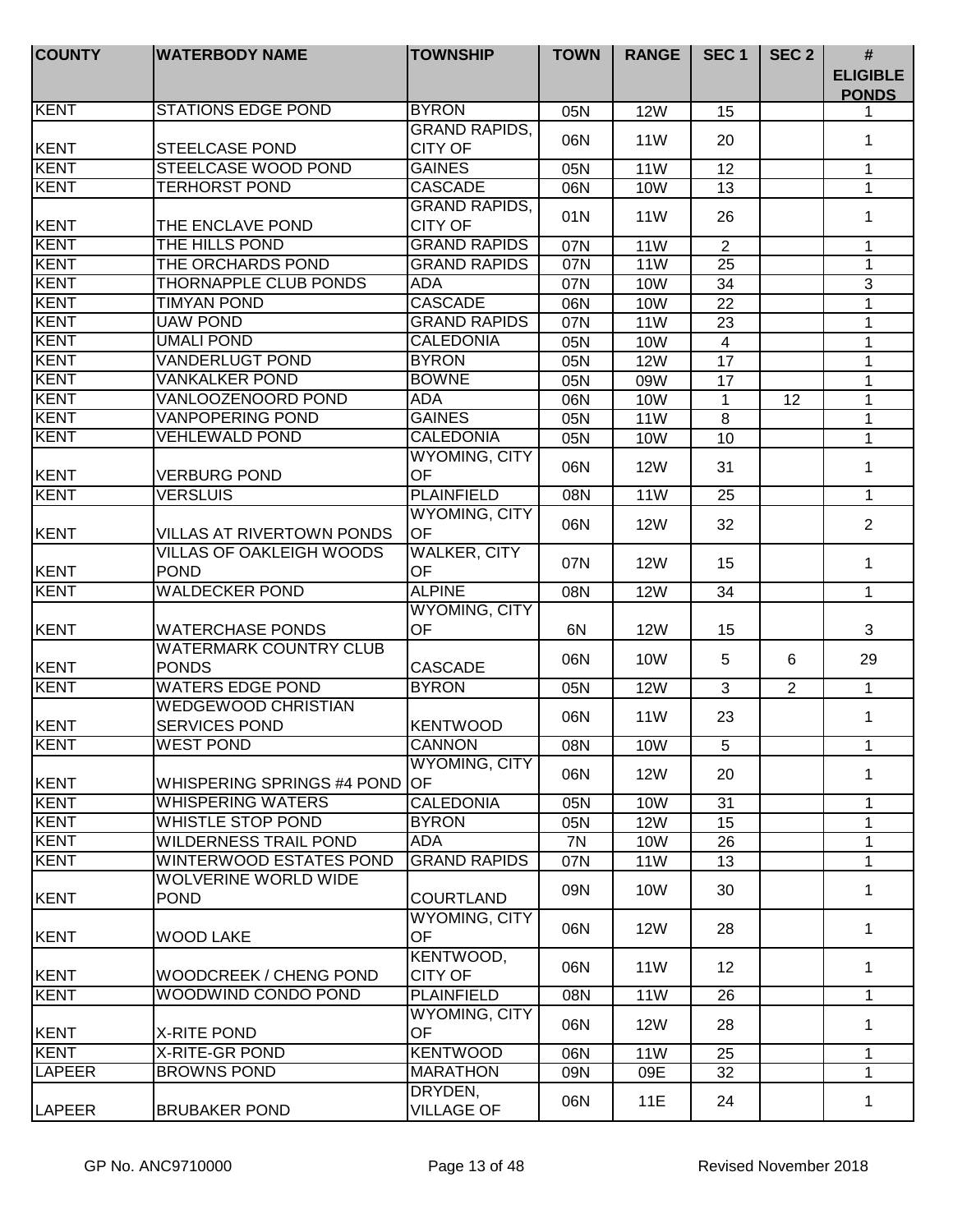| COUNTY | WATERBODY NAME | TOWNSHIP | TOWN | RANGE | SEC 1 | SEC 2 | # ELIGIBLE PONDS |
|---|---|---|---|---|---|---|---|
| KENT | STATIONS EDGE POND | BYRON | 05N | 12W | 15 | | 1 |
| KENT | STEELCASE POND | GRAND RAPIDS, CITY OF | 06N | 11W | 20 | | 1 |
| KENT | STEELCASE WOOD POND | GAINES | 05N | 11W | 12 | | 1 |
| KENT | TERHORST POND | CASCADE | 06N | 10W | 13 | | 1 |
| KENT | THE ENCLAVE POND | GRAND RAPIDS, CITY OF | 01N | 11W | 26 | | 1 |
| KENT | THE HILLS POND | GRAND RAPIDS | 07N | 11W | 2 | | 1 |
| KENT | THE ORCHARDS POND | GRAND RAPIDS | 07N | 11W | 25 | | 1 |
| KENT | THORNAPPLE CLUB PONDS | ADA | 07N | 10W | 34 | | 3 |
| KENT | TIMYAN POND | CASCADE | 06N | 10W | 22 | | 1 |
| KENT | UAW POND | GRAND RAPIDS | 07N | 11W | 23 | | 1 |
| KENT | UMALI POND | CALEDONIA | 05N | 10W | 4 | | 1 |
| KENT | VANDERLUGT POND | BYRON | 05N | 12W | 17 | | 1 |
| KENT | VANKALKER POND | BOWNE | 05N | 09W | 17 | | 1 |
| KENT | VANLOOZENOORD POND | ADA | 06N | 10W | 1 | 12 | 1 |
| KENT | VANPOPERING POND | GAINES | 05N | 11W | 8 | | 1 |
| KENT | VEHLEWALD POND | CALEDONIA | 05N | 10W | 10 | | 1 |
| KENT | VERBURG POND | WYOMING, CITY OF | 06N | 12W | 31 | | 1 |
| KENT | VERSLUIS | PLAINFIELD | 08N | 11W | 25 | | 1 |
| KENT | VILLAS AT RIVERTOWN PONDS | WYOMING, CITY OF | 06N | 12W | 32 | | 2 |
| KENT | VILLAS OF OAKLEIGH WOODS POND | WALKER, CITY OF | 07N | 12W | 15 | | 1 |
| KENT | WALDECKER POND | ALPINE | 08N | 12W | 34 | | 1 |
| KENT | WATERCHASE PONDS | WYOMING, CITY OF | 6N | 12W | 15 | | 3 |
| KENT | WATERMARK COUNTRY CLUB PONDS | CASCADE | 06N | 10W | 5 | 6 | 29 |
| KENT | WATERS EDGE POND | BYRON | 05N | 12W | 3 | 2 | 1 |
| KENT | WEDGEWOOD CHRISTIAN SERVICES POND | KENTWOOD | 06N | 11W | 23 | | 1 |
| KENT | WEST POND | CANNON | 08N | 10W | 5 | | 1 |
| KENT | WHISPERING SPRINGS #4 POND | WYOMING, CITY OF | 06N | 12W | 20 | | 1 |
| KENT | WHISPERING WATERS | CALEDONIA | 05N | 10W | 31 | | 1 |
| KENT | WHISTLE STOP POND | BYRON | 05N | 12W | 15 | | 1 |
| KENT | WILDERNESS TRAIL POND | ADA | 7N | 10W | 26 | | 1 |
| KENT | WINTERWOOD ESTATES POND | GRAND RAPIDS | 07N | 11W | 13 | | 1 |
| KENT | WOLVERINE WORLD WIDE POND | COURTLAND | 09N | 10W | 30 | | 1 |
| KENT | WOOD LAKE | WYOMING, CITY OF | 06N | 12W | 28 | | 1 |
| KENT | WOODCREEK / CHENG POND | KENTWOOD, CITY OF | 06N | 11W | 12 | | 1 |
| KENT | WOODWIND CONDO POND | PLAINFIELD | 08N | 11W | 26 | | 1 |
| KENT | X-RITE POND | WYOMING, CITY OF | 06N | 12W | 28 | | 1 |
| KENT | X-RITE-GR POND | KENTWOOD | 06N | 11W | 25 | | 1 |
| LAPEER | BROWNS POND | MARATHON | 09N | 09E | 32 | | 1 |
| LAPEER | BRUBAKER POND | DRYDEN, VILLAGE OF | 06N | 11E | 24 | | 1 |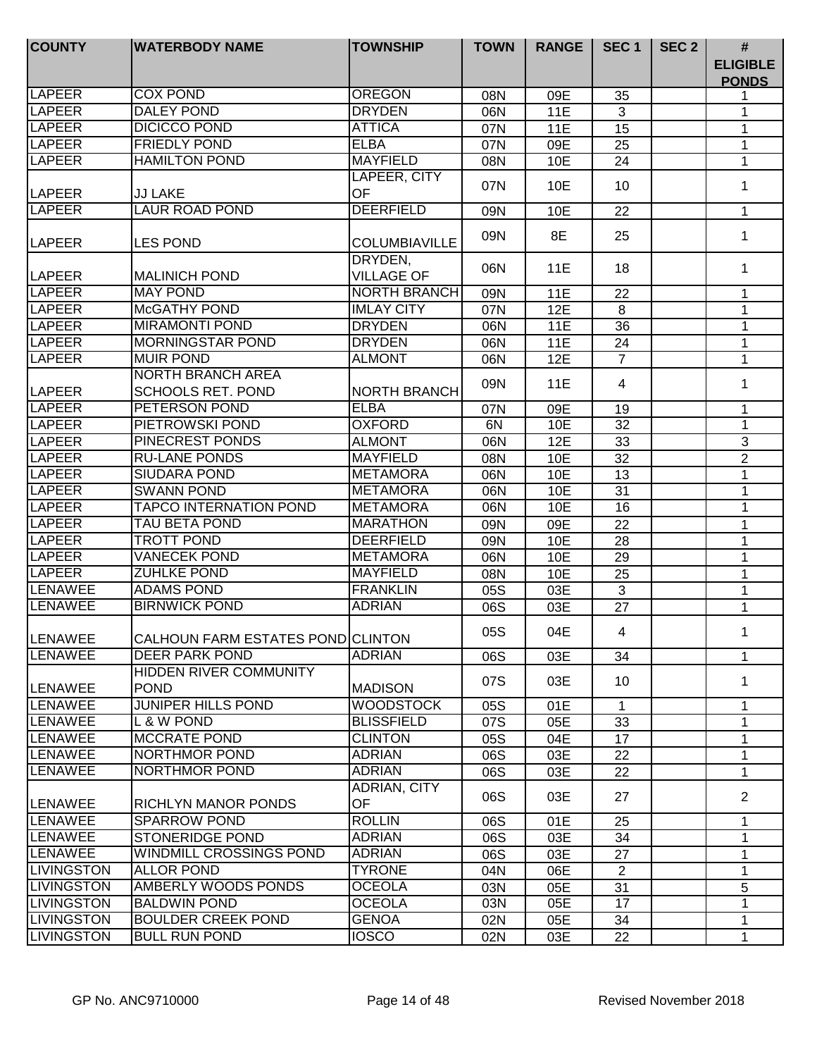| COUNTY | WATERBODY NAME | TOWNSHIP | TOWN | RANGE | SEC 1 | SEC 2 | # ELIGIBLE PONDS |
|---|---|---|---|---|---|---|---|
| LAPEER | COX POND | OREGON | 08N | 09E | 35 | | 1 |
| LAPEER | DALEY POND | DRYDEN | 06N | 11E | 3 | | 1 |
| LAPEER | DICICCO POND | ATTICA | 07N | 11E | 15 | | 1 |
| LAPEER | FRIEDLY POND | ELBA | 07N | 09E | 25 | | 1 |
| LAPEER | HAMILTON POND | MAYFIELD | 08N | 10E | 24 | | 1 |
| LAPEER | JJ LAKE | LAPEER, CITY OF | 07N | 10E | 10 | | 1 |
| LAPEER | LAUR ROAD POND | DEERFIELD | 09N | 10E | 22 | | 1 |
| LAPEER | LES POND | COLUMBIAVILLE | 09N | 8E | 25 | | 1 |
| LAPEER | MALINICH POND | DRYDEN, VILLAGE OF | 06N | 11E | 18 | | 1 |
| LAPEER | MAY POND | NORTH BRANCH | 09N | 11E | 22 | | 1 |
| LAPEER | McGATHY POND | IMLAY CITY | 07N | 12E | 8 | | 1 |
| LAPEER | MIRAMONTI POND | DRYDEN | 06N | 11E | 36 | | 1 |
| LAPEER | MORNINGSTAR POND | DRYDEN | 06N | 11E | 24 | | 1 |
| LAPEER | MUIR POND | ALMONT | 06N | 12E | 7 | | 1 |
| LAPEER | NORTH BRANCH AREA SCHOOLS RET. POND | NORTH BRANCH | 09N | 11E | 4 | | 1 |
| LAPEER | PETERSON POND | ELBA | 07N | 09E | 19 | | 1 |
| LAPEER | PIETROWSKI POND | OXFORD | 6N | 10E | 32 | | 1 |
| LAPEER | PINECREST PONDS | ALMONT | 06N | 12E | 33 | | 3 |
| LAPEER | RU-LANE PONDS | MAYFIELD | 08N | 10E | 32 | | 2 |
| LAPEER | SIUDARA POND | METAMORA | 06N | 10E | 13 | | 1 |
| LAPEER | SWANN POND | METAMORA | 06N | 10E | 31 | | 1 |
| LAPEER | TAPCO INTERNATION POND | METAMORA | 06N | 10E | 16 | | 1 |
| LAPEER | TAU BETA POND | MARATHON | 09N | 09E | 22 | | 1 |
| LAPEER | TROTT POND | DEERFIELD | 09N | 10E | 28 | | 1 |
| LAPEER | VANECEK POND | METAMORA | 06N | 10E | 29 | | 1 |
| LAPEER | ZUHLKE POND | MAYFIELD | 08N | 10E | 25 | | 1 |
| LENAWEE | ADAMS POND | FRANKLIN | 05S | 03E | 3 | | 1 |
| LENAWEE | BIRNWICK POND | ADRIAN | 06S | 03E | 27 | | 1 |
| LENAWEE | CALHOUN FARM ESTATES POND | CLINTON | 05S | 04E | 4 | | 1 |
| LENAWEE | DEER PARK POND | ADRIAN | 06S | 03E | 34 | | 1 |
| LENAWEE | HIDDEN RIVER COMMUNITY POND | MADISON | 07S | 03E | 10 | | 1 |
| LENAWEE | JUNIPER HILLS POND | WOODSTOCK | 05S | 01E | 1 | | 1 |
| LENAWEE | L & W POND | BLISSFIELD | 07S | 05E | 33 | | 1 |
| LENAWEE | MCCRATE POND | CLINTON | 05S | 04E | 17 | | 1 |
| LENAWEE | NORTHMOR POND | ADRIAN | 06S | 03E | 22 | | 1 |
| LENAWEE | NORTHMOR POND | ADRIAN | 06S | 03E | 22 | | 1 |
| LENAWEE | RICHLYN MANOR PONDS | ADRIAN, CITY OF | 06S | 03E | 27 | | 2 |
| LENAWEE | SPARROW POND | ROLLIN | 06S | 01E | 25 | | 1 |
| LENAWEE | STONERIDGE POND | ADRIAN | 06S | 03E | 34 | | 1 |
| LENAWEE | WINDMILL CROSSINGS POND | ADRIAN | 06S | 03E | 27 | | 1 |
| LIVINGSTON | ALLOR POND | TYRONE | 04N | 06E | 2 | | 1 |
| LIVINGSTON | AMBERLY WOODS PONDS | OCEOLA | 03N | 05E | 31 | | 5 |
| LIVINGSTON | BALDWIN POND | OCEOLA | 03N | 05E | 17 | | 1 |
| LIVINGSTON | BOULDER CREEK POND | GENOA | 02N | 05E | 34 | | 1 |
| LIVINGSTON | BULL RUN POND | IOSCO | 02N | 03E | 22 | | 1 |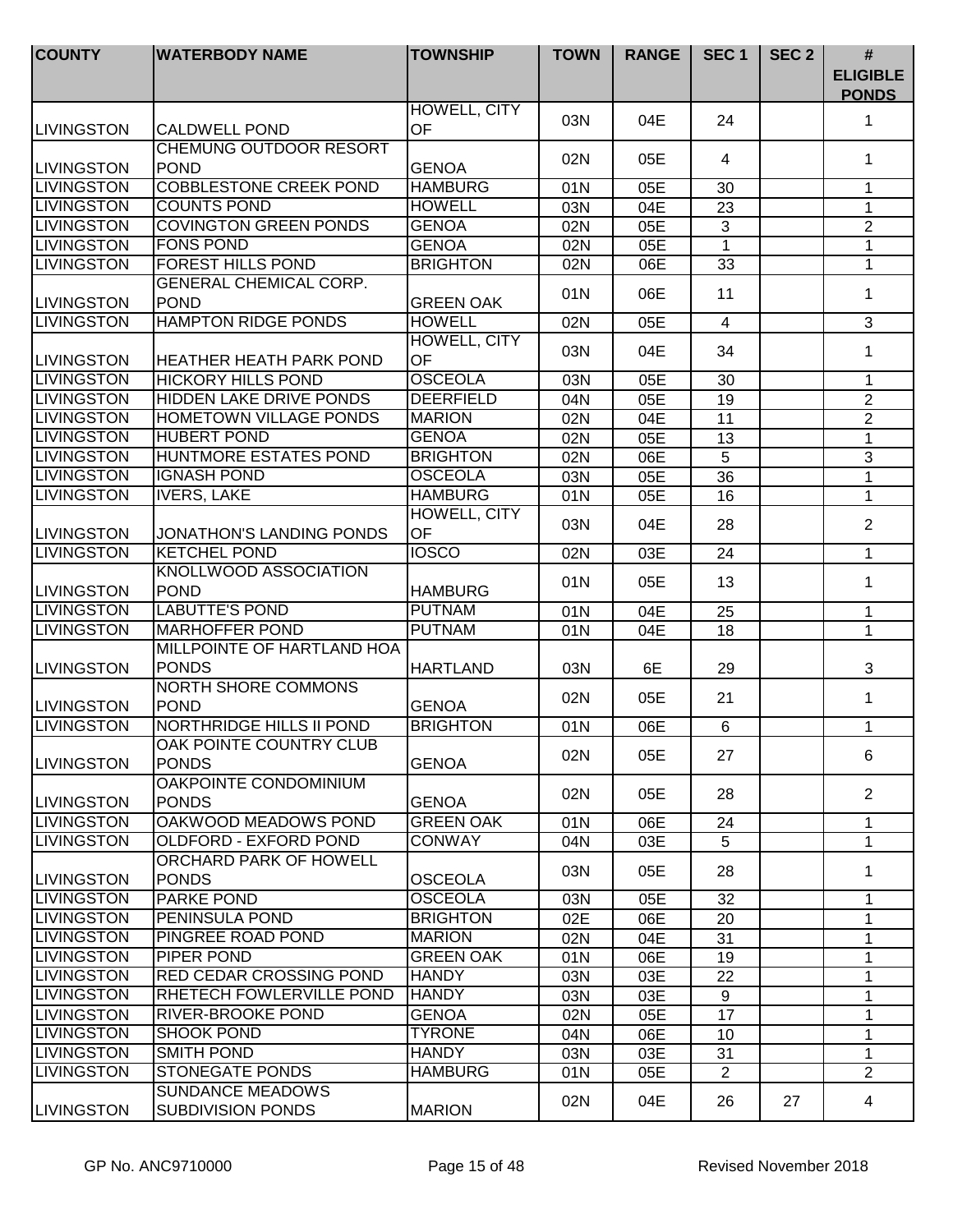| COUNTY | WATERBODY NAME | TOWNSHIP | TOWN | RANGE | SEC 1 | SEC 2 | # ELIGIBLE PONDS |
|---|---|---|---|---|---|---|---|
| LIVINGSTON | CALDWELL POND | HOWELL, CITY OF | 03N | 04E | 24 | | 1 |
| LIVINGSTON | CHEMUNG OUTDOOR RESORT POND | GENOA | 02N | 05E | 4 | | 1 |
| LIVINGSTON | COBBLESTONE CREEK POND | HAMBURG | 01N | 05E | 30 | | 1 |
| LIVINGSTON | COUNTS POND | HOWELL | 03N | 04E | 23 | | 1 |
| LIVINGSTON | COVINGTON GREEN PONDS | GENOA | 02N | 05E | 3 | | 2 |
| LIVINGSTON | FONS POND | GENOA | 02N | 05E | 1 | | 1 |
| LIVINGSTON | FOREST HILLS POND | BRIGHTON | 02N | 06E | 33 | | 1 |
| LIVINGSTON | GENERAL CHEMICAL CORP. POND | GREEN OAK | 01N | 06E | 11 | | 1 |
| LIVINGSTON | HAMPTON RIDGE PONDS | HOWELL | 02N | 05E | 4 | | 3 |
| LIVINGSTON | HEATHER HEATH PARK POND | HOWELL, CITY OF | 03N | 04E | 34 | | 1 |
| LIVINGSTON | HICKORY HILLS POND | OSCEOLA | 03N | 05E | 30 | | 1 |
| LIVINGSTON | HIDDEN LAKE DRIVE PONDS | DEERFIELD | 04N | 05E | 19 | | 2 |
| LIVINGSTON | HOMETOWN VILLAGE PONDS | MARION | 02N | 04E | 11 | | 2 |
| LIVINGSTON | HUBERT POND | GENOA | 02N | 05E | 13 | | 1 |
| LIVINGSTON | HUNTMORE ESTATES POND | BRIGHTON | 02N | 06E | 5 | | 3 |
| LIVINGSTON | IGNASH POND | OSCEOLA | 03N | 05E | 36 | | 1 |
| LIVINGSTON | IVERS, LAKE | HAMBURG | 01N | 05E | 16 | | 1 |
| LIVINGSTON | JONATHON'S LANDING PONDS | HOWELL, CITY OF | 03N | 04E | 28 | | 2 |
| LIVINGSTON | KETCHEL POND | IOSCO | 02N | 03E | 24 | | 1 |
| LIVINGSTON | KNOLLWOOD ASSOCIATION POND | HAMBURG | 01N | 05E | 13 | | 1 |
| LIVINGSTON | LABUTTE'S POND | PUTNAM | 01N | 04E | 25 | | 1 |
| LIVINGSTON | MARHOFFER POND | PUTNAM | 01N | 04E | 18 | | 1 |
| LIVINGSTON | MILLPOINTE OF HARTLAND HOA PONDS | HARTLAND | 03N | 6E | 29 | | 3 |
| LIVINGSTON | NORTH SHORE COMMONS POND | GENOA | 02N | 05E | 21 | | 1 |
| LIVINGSTON | NORTHRIDGE HILLS II POND | BRIGHTON | 01N | 06E | 6 | | 1 |
| LIVINGSTON | OAK POINTE COUNTRY CLUB PONDS | GENOA | 02N | 05E | 27 | | 6 |
| LIVINGSTON | OAKPOINTE CONDOMINIUM PONDS | GENOA | 02N | 05E | 28 | | 2 |
| LIVINGSTON | OAKWOOD MEADOWS POND | GREEN OAK | 01N | 06E | 24 | | 1 |
| LIVINGSTON | OLDFORD - EXFORD POND | CONWAY | 04N | 03E | 5 | | 1 |
| LIVINGSTON | ORCHARD PARK OF HOWELL PONDS | OSCEOLA | 03N | 05E | 28 | | 1 |
| LIVINGSTON | PARKE POND | OSCEOLA | 03N | 05E | 32 | | 1 |
| LIVINGSTON | PENINSULA POND | BRIGHTON | 02E | 06E | 20 | | 1 |
| LIVINGSTON | PINGREE ROAD POND | MARION | 02N | 04E | 31 | | 1 |
| LIVINGSTON | PIPER POND | GREEN OAK | 01N | 06E | 19 | | 1 |
| LIVINGSTON | RED CEDAR CROSSING POND | HANDY | 03N | 03E | 22 | | 1 |
| LIVINGSTON | RHETECH FOWLERVILLE POND | HANDY | 03N | 03E | 9 | | 1 |
| LIVINGSTON | RIVER-BROOKE POND | GENOA | 02N | 05E | 17 | | 1 |
| LIVINGSTON | SHOOK POND | TYRONE | 04N | 06E | 10 | | 1 |
| LIVINGSTON | SMITH POND | HANDY | 03N | 03E | 31 | | 1 |
| LIVINGSTON | STONEGATE PONDS | HAMBURG | 01N | 05E | 2 | | 2 |
| LIVINGSTON | SUNDANCE MEADOWS SUBDIVISION PONDS | MARION | 02N | 04E | 26 | 27 | 4 |

GP No. ANC9710000 Revised November 2018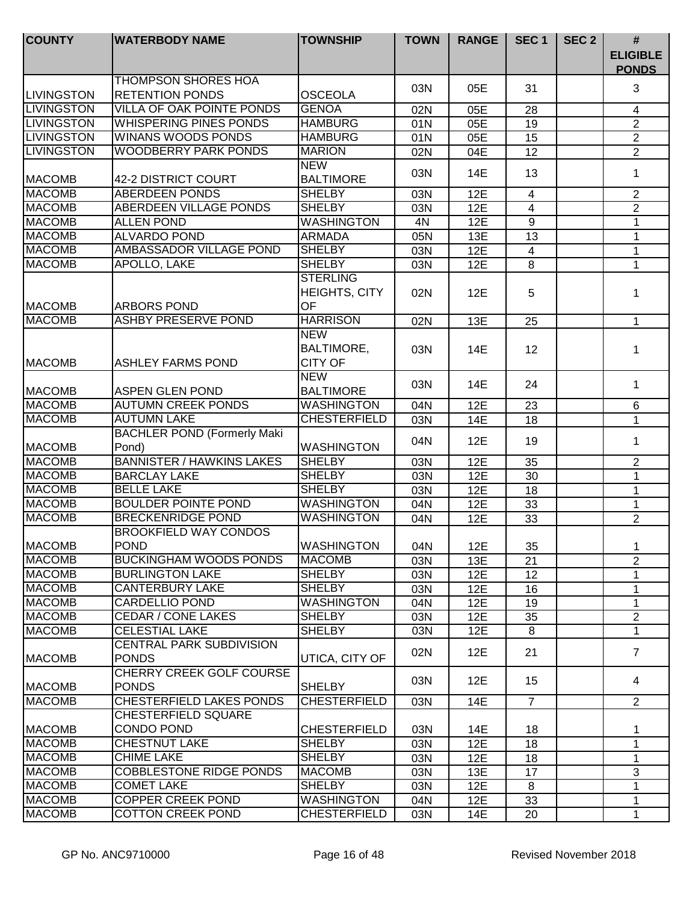| COUNTY | WATERBODY NAME | TOWNSHIP | TOWN | RANGE | SEC 1 | SEC 2 | # ELIGIBLE PONDS |
|---|---|---|---|---|---|---|---|
| LIVINGSTON | THOMPSON SHORES HOA RETENTION PONDS | OSCEOLA | 03N | 05E | 31 | | 3 |
| LIVINGSTON | VILLA OF OAK POINTE PONDS | GENOA | 02N | 05E | 28 | | 4 |
| LIVINGSTON | WHISPERING PINES PONDS | HAMBURG | 01N | 05E | 19 | | 2 |
| LIVINGSTON | WINANS WOODS PONDS | HAMBURG | 01N | 05E | 15 | | 2 |
| LIVINGSTON | WOODBERRY PARK PONDS | MARION | 02N | 04E | 12 | | 2 |
| MACOMB | 42-2 DISTRICT COURT | NEW BALTIMORE | 03N | 14E | 13 | | 1 |
| MACOMB | ABERDEEN PONDS | SHELBY | 03N | 12E | 4 | | 2 |
| MACOMB | ABERDEEN VILLAGE PONDS | SHELBY | 03N | 12E | 4 | | 2 |
| MACOMB | ALLEN POND | WASHINGTON | 4N | 12E | 9 | | 1 |
| MACOMB | ALVARDO POND | ARMADA | 05N | 13E | 13 | | 1 |
| MACOMB | AMBASSADOR VILLAGE POND | SHELBY | 03N | 12E | 4 | | 1 |
| MACOMB | APOLLO, LAKE | SHELBY | 03N | 12E | 8 | | 1 |
| MACOMB | ARBORS POND | STERLING HEIGHTS, CITY OF | 02N | 12E | 5 | | 1 |
| MACOMB | ASHBY PRESERVE POND | HARRISON | 02N | 13E | 25 | | 1 |
| MACOMB | ASHLEY FARMS POND | NEW BALTIMORE, CITY OF | 03N | 14E | 12 | | 1 |
| MACOMB | ASPEN GLEN POND | NEW BALTIMORE | 03N | 14E | 24 | | 1 |
| MACOMB | AUTUMN CREEK PONDS | WASHINGTON | 04N | 12E | 23 | | 6 |
| MACOMB | AUTUMN LAKE | CHESTERFIELD | 03N | 14E | 18 | | 1 |
| MACOMB | BACHLER POND (Formerly Maki Pond) | WASHINGTON | 04N | 12E | 19 | | 1 |
| MACOMB | BANNISTER / HAWKINS LAKES | SHELBY | 03N | 12E | 35 | | 2 |
| MACOMB | BARCLAY LAKE | SHELBY | 03N | 12E | 30 | | 1 |
| MACOMB | BELLE LAKE | SHELBY | 03N | 12E | 18 | | 1 |
| MACOMB | BOULDER POINTE POND | WASHINGTON | 04N | 12E | 33 | | 1 |
| MACOMB | BRECKENRIDGE POND | WASHINGTON | 04N | 12E | 33 | | 2 |
| MACOMB | BROOKFIELD WAY CONDOS POND | WASHINGTON | 04N | 12E | 35 | | 1 |
| MACOMB | BUCKINGHAM WOODS PONDS | MACOMB | 03N | 13E | 21 | | 2 |
| MACOMB | BURLINGTON LAKE | SHELBY | 03N | 12E | 12 | | 1 |
| MACOMB | CANTERBURY LAKE | SHELBY | 03N | 12E | 16 | | 1 |
| MACOMB | CARDELLIO POND | WASHINGTON | 04N | 12E | 19 | | 1 |
| MACOMB | CEDAR / CONE LAKES | SHELBY | 03N | 12E | 35 | | 2 |
| MACOMB | CELESTIAL LAKE | SHELBY | 03N | 12E | 8 | | 1 |
| MACOMB | CENTRAL PARK SUBDIVISION PONDS | UTICA, CITY OF | 02N | 12E | 21 | | 7 |
| MACOMB | CHERRY CREEK GOLF COURSE PONDS | SHELBY | 03N | 12E | 15 | | 4 |
| MACOMB | CHESTERFIELD LAKES PONDS | CHESTERFIELD | 03N | 14E | 7 | | 2 |
| MACOMB | CHESTERFIELD SQUARE CONDO POND | CHESTERFIELD | 03N | 14E | 18 | | 1 |
| MACOMB | CHESTNUT LAKE | SHELBY | 03N | 12E | 18 | | 1 |
| MACOMB | CHIME LAKE | SHELBY | 03N | 12E | 18 | | 1 |
| MACOMB | COBBLESTONE RIDGE PONDS | MACOMB | 03N | 13E | 17 | | 3 |
| MACOMB | COMET LAKE | SHELBY | 03N | 12E | 8 | | 1 |
| MACOMB | COPPER CREEK POND | WASHINGTON | 04N | 12E | 33 | | 1 |
| MACOMB | COTTON CREEK POND | CHESTERFIELD | 03N | 14E | 20 | | 1 |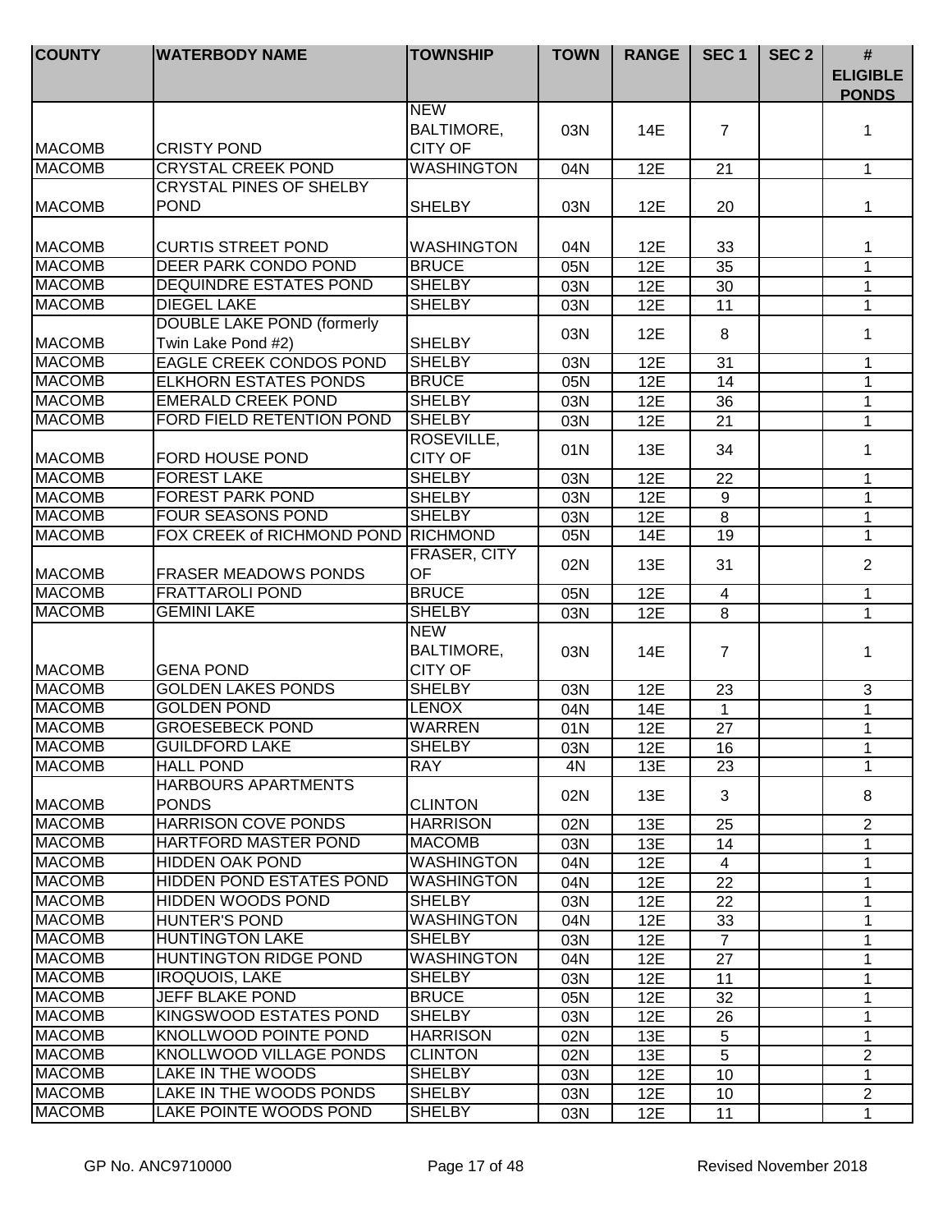| COUNTY | WATERBODY NAME | TOWNSHIP | TOWN | RANGE | SEC 1 | SEC 2 | # ELIGIBLE PONDS |
|---|---|---|---|---|---|---|---|
| MACOMB | CRISTY POND | NEW BALTIMORE, CITY OF | 03N | 14E | 7 | | 1 |
| MACOMB | CRYSTAL CREEK POND | WASHINGTON | 04N | 12E | 21 | | 1 |
| MACOMB | CRYSTAL PINES OF SHELBY POND | SHELBY | 03N | 12E | 20 | | 1 |
| MACOMB | CURTIS STREET POND | WASHINGTON | 04N | 12E | 33 | | 1 |
| MACOMB | DEER PARK CONDO POND | BRUCE | 05N | 12E | 35 | | 1 |
| MACOMB | DEQUINDRE ESTATES POND | SHELBY | 03N | 12E | 30 | | 1 |
| MACOMB | DIEGEL LAKE | SHELBY | 03N | 12E | 11 | | 1 |
| MACOMB | DOUBLE LAKE POND (formerly Twin Lake Pond #2) | SHELBY | 03N | 12E | 8 | | 1 |
| MACOMB | EAGLE CREEK CONDOS POND | SHELBY | 03N | 12E | 31 | | 1 |
| MACOMB | ELKHORN ESTATES PONDS | BRUCE | 05N | 12E | 14 | | 1 |
| MACOMB | EMERALD CREEK POND | SHELBY | 03N | 12E | 36 | | 1 |
| MACOMB | FORD FIELD RETENTION POND | SHELBY | 03N | 12E | 21 | | 1 |
| MACOMB | FORD HOUSE POND | ROSEVILLE, CITY OF | 01N | 13E | 34 | | 1 |
| MACOMB | FOREST LAKE | SHELBY | 03N | 12E | 22 | | 1 |
| MACOMB | FOREST PARK POND | SHELBY | 03N | 12E | 9 | | 1 |
| MACOMB | FOUR SEASONS POND | SHELBY | 03N | 12E | 8 | | 1 |
| MACOMB | FOX CREEK of RICHMOND POND | RICHMOND | 05N | 14E | 19 | | 1 |
| MACOMB | FRASER MEADOWS PONDS | FRASER, CITY OF | 02N | 13E | 31 | | 2 |
| MACOMB | FRATTAROLI POND | BRUCE | 05N | 12E | 4 | | 1 |
| MACOMB | GEMINI LAKE | SHELBY | 03N | 12E | 8 | | 1 |
| MACOMB | GENA POND | NEW BALTIMORE, CITY OF | 03N | 14E | 7 | | 1 |
| MACOMB | GOLDEN LAKES PONDS | SHELBY | 03N | 12E | 23 | | 3 |
| MACOMB | GOLDEN POND | LENOX | 04N | 14E | 1 | | 1 |
| MACOMB | GROESEBECK POND | WARREN | 01N | 12E | 27 | | 1 |
| MACOMB | GUILDFORD LAKE | SHELBY | 03N | 12E | 16 | | 1 |
| MACOMB | HALL POND | RAY | 4N | 13E | 23 | | 1 |
| MACOMB | HARBOURS APARTMENTS PONDS | CLINTON | 02N | 13E | 3 | | 8 |
| MACOMB | HARRISON COVE PONDS | HARRISON | 02N | 13E | 25 | | 2 |
| MACOMB | HARTFORD MASTER POND | MACOMB | 03N | 13E | 14 | | 1 |
| MACOMB | HIDDEN OAK POND | WASHINGTON | 04N | 12E | 4 | | 1 |
| MACOMB | HIDDEN POND ESTATES POND | WASHINGTON | 04N | 12E | 22 | | 1 |
| MACOMB | HIDDEN WOODS POND | SHELBY | 03N | 12E | 22 | | 1 |
| MACOMB | HUNTER'S POND | WASHINGTON | 04N | 12E | 33 | | 1 |
| MACOMB | HUNTINGTON LAKE | SHELBY | 03N | 12E | 7 | | 1 |
| MACOMB | HUNTINGTON RIDGE POND | WASHINGTON | 04N | 12E | 27 | | 1 |
| MACOMB | IROQUOIS, LAKE | SHELBY | 03N | 12E | 11 | | 1 |
| MACOMB | JEFF BLAKE POND | BRUCE | 05N | 12E | 32 | | 1 |
| MACOMB | KINGSWOOD ESTATES POND | SHELBY | 03N | 12E | 26 | | 1 |
| MACOMB | KNOLLWOOD POINTE POND | HARRISON | 02N | 13E | 5 | | 1 |
| MACOMB | KNOLLWOOD VILLAGE PONDS | CLINTON | 02N | 13E | 5 | | 2 |
| MACOMB | LAKE IN THE WOODS | SHELBY | 03N | 12E | 10 | | 1 |
| MACOMB | LAKE IN THE WOODS PONDS | SHELBY | 03N | 12E | 10 | | 2 |
| MACOMB | LAKE POINTE WOODS POND | SHELBY | 03N | 12E | 11 | | 1 |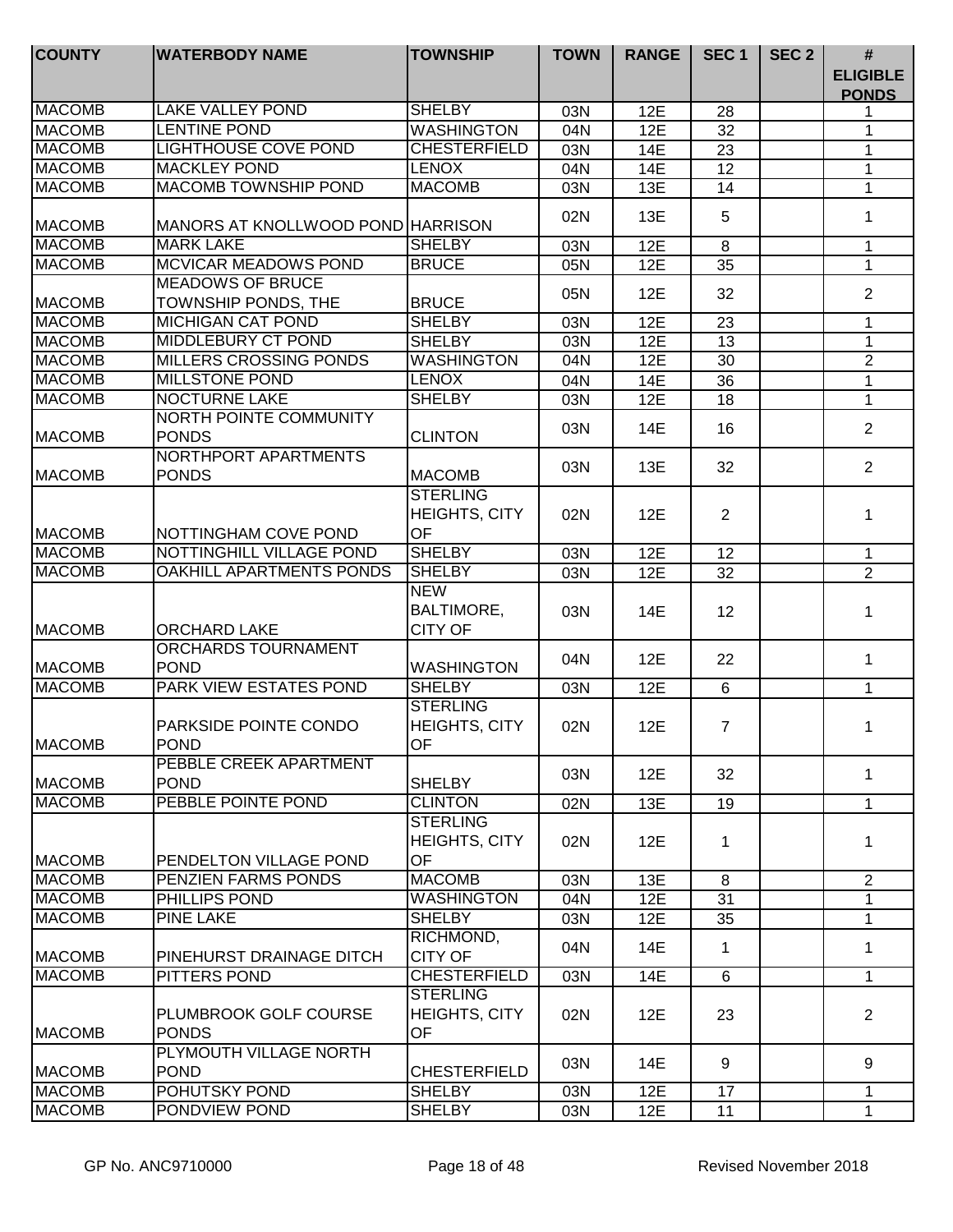| COUNTY | WATERBODY NAME | TOWNSHIP | TOWN | RANGE | SEC 1 | SEC 2 | # ELIGIBLE PONDS |
|---|---|---|---|---|---|---|---|
| MACOMB | LAKE VALLEY POND | SHELBY | 03N | 12E | 28 | | 1 |
| MACOMB | LENTINE POND | WASHINGTON | 04N | 12E | 32 | | 1 |
| MACOMB | LIGHTHOUSE COVE POND | CHESTERFIELD | 03N | 14E | 23 | | 1 |
| MACOMB | MACKLEY POND | LENOX | 04N | 14E | 12 | | 1 |
| MACOMB | MACOMB TOWNSHIP POND | MACOMB | 03N | 13E | 14 | | 1 |
| MACOMB | MANORS AT KNOLLWOOD POND | HARRISON | 02N | 13E | 5 | | 1 |
| MACOMB | MARK LAKE | SHELBY | 03N | 12E | 8 | | 1 |
| MACOMB | MCVICAR MEADOWS POND | BRUCE | 05N | 12E | 35 | | 1 |
| MACOMB | MEADOWS OF BRUCE TOWNSHIP PONDS, THE | BRUCE | 05N | 12E | 32 | | 2 |
| MACOMB | MICHIGAN CAT POND | SHELBY | 03N | 12E | 23 | | 1 |
| MACOMB | MIDDLEBURY CT POND | SHELBY | 03N | 12E | 13 | | 1 |
| MACOMB | MILLERS CROSSING PONDS | WASHINGTON | 04N | 12E | 30 | | 2 |
| MACOMB | MILLSTONE POND | LENOX | 04N | 14E | 36 | | 1 |
| MACOMB | NOCTURNE LAKE | SHELBY | 03N | 12E | 18 | | 1 |
| MACOMB | NORTH POINTE COMMUNITY PONDS | CLINTON | 03N | 14E | 16 | | 2 |
| MACOMB | NORTHPORT APARTMENTS PONDS | MACOMB | 03N | 13E | 32 | | 2 |
| MACOMB | NOTTINGHAM COVE POND | STERLING HEIGHTS, CITY OF | 02N | 12E | 2 | | 1 |
| MACOMB | NOTTINGHILL VILLAGE POND | SHELBY | 03N | 12E | 12 | | 1 |
| MACOMB | OAKHILL APARTMENTS PONDS | SHELBY | 03N | 12E | 32 | | 2 |
| MACOMB | ORCHARD LAKE | NEW BALTIMORE, CITY OF | 03N | 14E | 12 | | 1 |
| MACOMB | ORCHARDS TOURNAMENT POND | WASHINGTON | 04N | 12E | 22 | | 1 |
| MACOMB | PARK VIEW ESTATES POND | SHELBY | 03N | 12E | 6 | | 1 |
| MACOMB | PARKSIDE POINTE CONDO POND | STERLING HEIGHTS, CITY OF | 02N | 12E | 7 | | 1 |
| MACOMB | PEBBLE CREEK APARTMENT POND | SHELBY | 03N | 12E | 32 | | 1 |
| MACOMB | PEBBLE POINTE POND | CLINTON | 02N | 13E | 19 | | 1 |
| MACOMB | PENDELTON VILLAGE POND | STERLING HEIGHTS, CITY OF | 02N | 12E | 1 | | 1 |
| MACOMB | PENZIEN FARMS PONDS | MACOMB | 03N | 13E | 8 | | 2 |
| MACOMB | PHILLIPS POND | WASHINGTON | 04N | 12E | 31 | | 1 |
| MACOMB | PINE LAKE | SHELBY | 03N | 12E | 35 | | 1 |
| MACOMB | PINEHURST DRAINAGE DITCH | RICHMOND, CITY OF | 04N | 14E | 1 | | 1 |
| MACOMB | PITTERS POND | CHESTERFIELD | 03N | 14E | 6 | | 1 |
| MACOMB | PLUMBROOK GOLF COURSE PONDS | STERLING HEIGHTS, CITY OF | 02N | 12E | 23 | | 2 |
| MACOMB | PLYMOUTH VILLAGE NORTH POND | CHESTERFIELD | 03N | 14E | 9 | | 9 |
| MACOMB | POHUTSKY POND | SHELBY | 03N | 12E | 17 | | 1 |
| MACOMB | PONDVIEW POND | SHELBY | 03N | 12E | 11 | | 1 |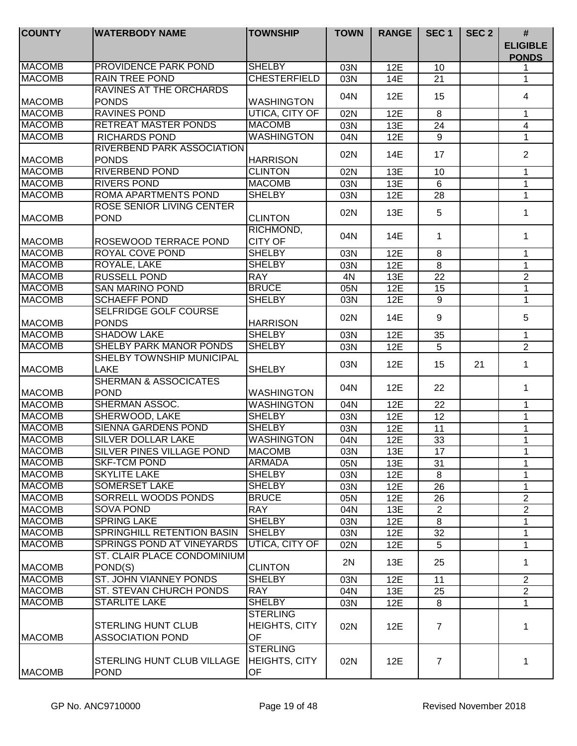| COUNTY | WATERBODY NAME | TOWNSHIP | TOWN | RANGE | SEC 1 | SEC 2 | # ELIGIBLE PONDS |
|---|---|---|---|---|---|---|---|
| MACOMB | PROVIDENCE PARK POND | SHELBY | 03N | 12E | 10 | | 1 |
| MACOMB | RAIN TREE POND | CHESTERFIELD | 03N | 14E | 21 | | 1 |
| MACOMB | RAVINES AT THE ORCHARDS PONDS | WASHINGTON | 04N | 12E | 15 | | 4 |
| MACOMB | RAVINES POND | UTICA, CITY OF | 02N | 12E | 8 | | 1 |
| MACOMB | RETREAT MASTER PONDS | MACOMB | 03N | 13E | 24 | | 4 |
| MACOMB | RICHARDS POND | WASHINGTON | 04N | 12E | 9 | | 1 |
| MACOMB | RIVERBEND PARK ASSOCIATION PONDS | HARRISON | 02N | 14E | 17 | | 2 |
| MACOMB | RIVERBEND POND | CLINTON | 02N | 13E | 10 | | 1 |
| MACOMB | RIVERS POND | MACOMB | 03N | 13E | 6 | | 1 |
| MACOMB | ROMA APARTMENTS POND | SHELBY | 03N | 12E | 28 | | 1 |
| MACOMB | ROSE SENIOR LIVING CENTER POND | CLINTON | 02N | 13E | 5 | | 1 |
| MACOMB | ROSEWOOD TERRACE POND | RICHMOND, CITY OF | 04N | 14E | 1 | | 1 |
| MACOMB | ROYAL COVE POND | SHELBY | 03N | 12E | 8 | | 1 |
| MACOMB | ROYALE, LAKE | SHELBY | 03N | 12E | 8 | | 1 |
| MACOMB | RUSSELL POND | RAY | 4N | 13E | 22 | | 2 |
| MACOMB | SAN MARINO POND | BRUCE | 05N | 12E | 15 | | 1 |
| MACOMB | SCHAEFF POND | SHELBY | 03N | 12E | 9 | | 1 |
| MACOMB | SELFRIDGE GOLF COURSE PONDS | HARRISON | 02N | 14E | 9 | | 5 |
| MACOMB | SHADOW LAKE | SHELBY | 03N | 12E | 35 | | 1 |
| MACOMB | SHELBY PARK MANOR PONDS | SHELBY | 03N | 12E | 5 | | 2 |
| MACOMB | SHELBY TOWNSHIP MUNICIPAL LAKE | SHELBY | 03N | 12E | 15 | 21 | 1 |
| MACOMB | SHERMAN & ASSOCICATES POND | WASHINGTON | 04N | 12E | 22 | | 1 |
| MACOMB | SHERMAN ASSOC. | WASHINGTON | 04N | 12E | 22 | | 1 |
| MACOMB | SHERWOOD, LAKE | SHELBY | 03N | 12E | 12 | | 1 |
| MACOMB | SIENNA GARDENS POND | SHELBY | 03N | 12E | 11 | | 1 |
| MACOMB | SILVER DOLLAR LAKE | WASHINGTON | 04N | 12E | 33 | | 1 |
| MACOMB | SILVER PINES VILLAGE POND | MACOMB | 03N | 13E | 17 | | 1 |
| MACOMB | SKF-TCM POND | ARMADA | 05N | 13E | 31 | | 1 |
| MACOMB | SKYLITE LAKE | SHELBY | 03N | 12E | 8 | | 1 |
| MACOMB | SOMERSET LAKE | SHELBY | 03N | 12E | 26 | | 1 |
| MACOMB | SORRELL WOODS PONDS | BRUCE | 05N | 12E | 26 | | 2 |
| MACOMB | SOVA POND | RAY | 04N | 13E | 2 | | 2 |
| MACOMB | SPRING LAKE | SHELBY | 03N | 12E | 8 | | 1 |
| MACOMB | SPRINGHILL RETENTION BASIN | SHELBY | 03N | 12E | 32 | | 1 |
| MACOMB | SPRINGS POND AT VINEYARDS | UTICA, CITY OF | 02N | 12E | 5 | | 1 |
| MACOMB | ST. CLAIR PLACE CONDOMINIUM POND(S) | CLINTON | 2N | 13E | 25 | | 1 |
| MACOMB | ST. JOHN VIANNEY PONDS | SHELBY | 03N | 12E | 11 | | 2 |
| MACOMB | ST. STEVAN CHURCH PONDS | RAY | 04N | 13E | 25 | | 2 |
| MACOMB | STARLITE LAKE | SHELBY | 03N | 12E | 8 | | 1 |
| MACOMB | STERLING HUNT CLUB ASSOCIATION POND | STERLING HEIGHTS, CITY OF | 02N | 12E | 7 | | 1 |
| MACOMB | STERLING HUNT CLUB VILLAGE POND | STERLING HEIGHTS, CITY OF | 02N | 12E | 7 | | 1 |

GP No. ANC9710000 Revised November 2018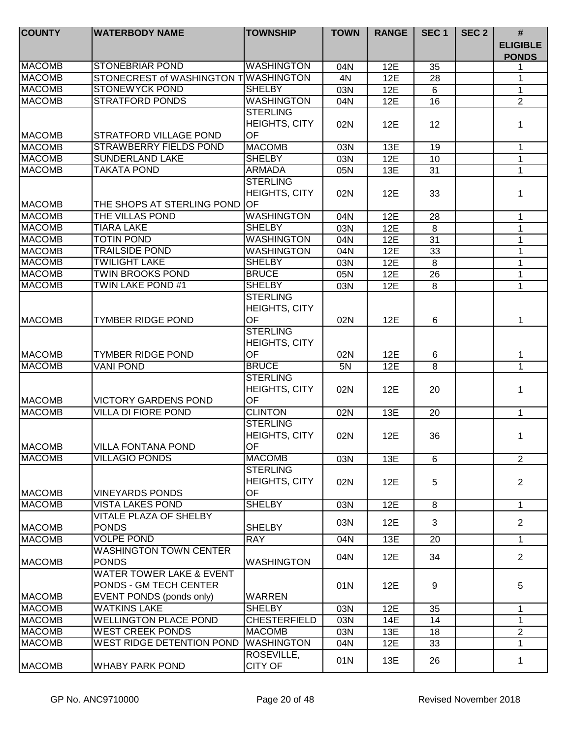| COUNTY | WATERBODY NAME | TOWNSHIP | TOWN | RANGE | SEC 1 | SEC 2 | # ELIGIBLE PONDS |
|---|---|---|---|---|---|---|---|
| MACOMB | STONEBRIAR POND | WASHINGTON | 04N | 12E | 35 | | 1 |
| MACOMB | STONECREST of WASHINGTON T | WASHINGTON | 4N | 12E | 28 | | 1 |
| MACOMB | STONEWYCK POND | SHELBY | 03N | 12E | 6 | | 1 |
| MACOMB | STRATFORD PONDS | WASHINGTON | 04N | 12E | 16 | | 2 |
| MACOMB | STRATFORD VILLAGE POND | STERLING HEIGHTS, CITY OF | 02N | 12E | 12 | | 1 |
| MACOMB | STRAWBERRY FIELDS POND | MACOMB | 03N | 13E | 19 | | 1 |
| MACOMB | SUNDERLAND LAKE | SHELBY | 03N | 12E | 10 | | 1 |
| MACOMB | TAKATA POND | ARMADA | 05N | 13E | 31 | | 1 |
| MACOMB | THE SHOPS AT STERLING POND | STERLING HEIGHTS, CITY OF | 02N | 12E | 33 | | 1 |
| MACOMB | THE VILLAS POND | WASHINGTON | 04N | 12E | 28 | | 1 |
| MACOMB | TIARA LAKE | SHELBY | 03N | 12E | 8 | | 1 |
| MACOMB | TOTIN POND | WASHINGTON | 04N | 12E | 31 | | 1 |
| MACOMB | TRAILSIDE POND | WASHINGTON | 04N | 12E | 33 | | 1 |
| MACOMB | TWILIGHT LAKE | SHELBY | 03N | 12E | 8 | | 1 |
| MACOMB | TWIN BROOKS POND | BRUCE | 05N | 12E | 26 | | 1 |
| MACOMB | TWIN LAKE POND #1 | SHELBY | 03N | 12E | 8 | | 1 |
| MACOMB | TYMBER RIDGE POND | STERLING HEIGHTS, CITY OF | 02N | 12E | 6 | | 1 |
| MACOMB | TYMBER RIDGE POND | STERLING HEIGHTS, CITY OF | 02N | 12E | 6 | | 1 |
| MACOMB | VANI POND | BRUCE | 5N | 12E | 8 | | 1 |
| MACOMB | VICTORY GARDENS POND | STERLING HEIGHTS, CITY OF | 02N | 12E | 20 | | 1 |
| MACOMB | VILLA DI FIORE POND | CLINTON | 02N | 13E | 20 | | 1 |
| MACOMB | VILLA FONTANA POND | STERLING HEIGHTS, CITY OF | 02N | 12E | 36 | | 1 |
| MACOMB | VILLAGIO PONDS | MACOMB | 03N | 13E | 6 | | 2 |
| MACOMB | VINEYARDS PONDS | STERLING HEIGHTS, CITY OF | 02N | 12E | 5 | | 2 |
| MACOMB | VISTA LAKES POND | SHELBY | 03N | 12E | 8 | | 1 |
| MACOMB | VITALE PLAZA OF SHELBY PONDS | SHELBY | 03N | 12E | 3 | | 2 |
| MACOMB | VOLPE POND | RAY | 04N | 13E | 20 | | 1 |
| MACOMB | WASHINGTON TOWN CENTER PONDS | WASHINGTON | 04N | 12E | 34 | | 2 |
| MACOMB | WATER TOWER LAKE & EVENT PONDS - GM TECH CENTER EVENT PONDS (ponds only) | WARREN | 01N | 12E | 9 | | 5 |
| MACOMB | WATKINS LAKE | SHELBY | 03N | 12E | 35 | | 1 |
| MACOMB | WELLINGTON PLACE POND | CHESTERFIELD | 03N | 14E | 14 | | 1 |
| MACOMB | WEST CREEK PONDS | MACOMB | 03N | 13E | 18 | | 2 |
| MACOMB | WEST RIDGE DETENTION POND | WASHINGTON | 04N | 12E | 33 | | 1 |
| MACOMB | WHABY PARK POND | ROSEVILLE, CITY OF | 01N | 13E | 26 | | 1 |

GP No. ANC9710000 Revised November 2018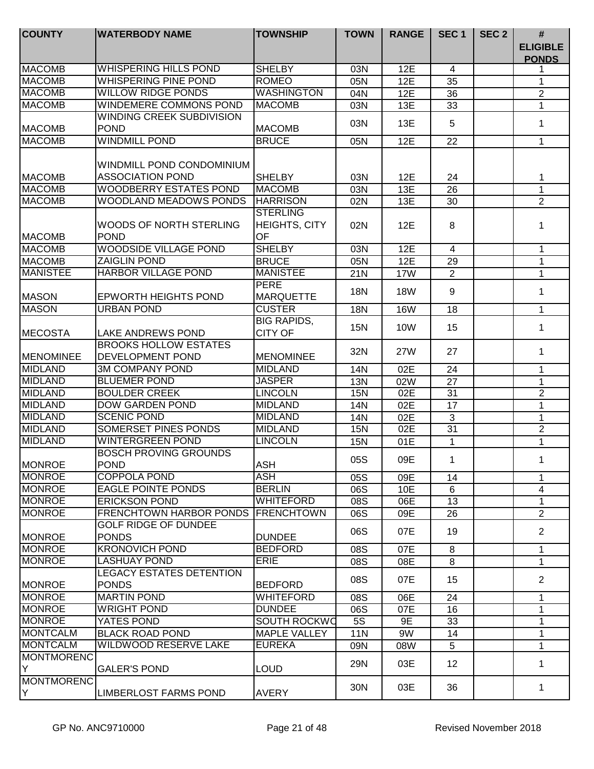| COUNTY | WATERBODY NAME | TOWNSHIP | TOWN | RANGE | SEC 1 | SEC 2 | # ELIGIBLE PONDS |
|---|---|---|---|---|---|---|---|
| MACOMB | WHISPERING HILLS POND | SHELBY | 03N | 12E | 4 | | 1 |
| MACOMB | WHISPERING PINE POND | ROMEO | 05N | 12E | 35 | | 1 |
| MACOMB | WILLOW RIDGE PONDS | WASHINGTON | 04N | 12E | 36 | | 2 |
| MACOMB | WINDEMERE COMMONS POND | MACOMB | 03N | 13E | 33 | | 1 |
| MACOMB | WINDING CREEK SUBDIVISION POND | MACOMB | 03N | 13E | 5 | | 1 |
| MACOMB | WINDMILL POND | BRUCE | 05N | 12E | 22 | | 1 |
| MACOMB | WINDMILL POND CONDOMINIUM ASSOCIATION POND | SHELBY | 03N | 12E | 24 | | 1 |
| MACOMB | WOODBERRY ESTATES POND | MACOMB | 03N | 13E | 26 | | 1 |
| MACOMB | WOODLAND MEADOWS PONDS | HARRISON | 02N | 13E | 30 | | 2 |
| MACOMB | WOODS OF NORTH STERLING POND | STERLING HEIGHTS, CITY OF | 02N | 12E | 8 | | 1 |
| MACOMB | WOODSIDE VILLAGE POND | SHELBY | 03N | 12E | 4 | | 1 |
| MACOMB | ZAIGLIN POND | BRUCE | 05N | 12E | 29 | | 1 |
| MANISTEE | HARBOR VILLAGE POND | MANISTEE | 21N | 17W | 2 | | 1 |
| MASON | EPWORTH HEIGHTS POND | PERE MARQUETTE | 18N | 18W | 9 | | 1 |
| MASON | URBAN POND | CUSTER | 18N | 16W | 18 | | 1 |
| MECOSTA | LAKE ANDREWS POND | BIG RAPIDS, CITY OF | 15N | 10W | 15 | | 1 |
| MENOMINEE | BROOKS HOLLOW ESTATES DEVELOPMENT POND | MENOMINEE | 32N | 27W | 27 | | 1 |
| MIDLAND | 3M COMPANY POND | MIDLAND | 14N | 02E | 24 | | 1 |
| MIDLAND | BLUEMER POND | JASPER | 13N | 02W | 27 | | 1 |
| MIDLAND | BOULDER CREEK | LINCOLN | 15N | 02E | 31 | | 2 |
| MIDLAND | DOW GARDEN POND | MIDLAND | 14N | 02E | 17 | | 1 |
| MIDLAND | SCENIC POND | MIDLAND | 14N | 02E | 3 | | 1 |
| MIDLAND | SOMERSET PINES PONDS | MIDLAND | 15N | 02E | 31 | | 2 |
| MIDLAND | WINTERGREEN POND | LINCOLN | 15N | 01E | 1 | | 1 |
| MONROE | BOSCH PROVING GROUNDS POND | ASH | 05S | 09E | 1 | | 1 |
| MONROE | COPPOLA POND | ASH | 05S | 09E | 14 | | 1 |
| MONROE | EAGLE POINTE PONDS | BERLIN | 06S | 10E | 6 | | 4 |
| MONROE | ERICKSON POND | WHITEFORD | 08S | 06E | 13 | | 1 |
| MONROE | FRENCHTOWN HARBOR PONDS | FRENCHTOWN | 06S | 09E | 26 | | 2 |
| MONROE | GOLF RIDGE OF DUNDEE PONDS | DUNDEE | 06S | 07E | 19 | | 2 |
| MONROE | KRONOVICH POND | BEDFORD | 08S | 07E | 8 | | 1 |
| MONROE | LASHUAY POND | ERIE | 08S | 08E | 8 | | 1 |
| MONROE | LEGACY ESTATES DETENTION PONDS | BEDFORD | 08S | 07E | 15 | | 2 |
| MONROE | MARTIN POND | WHITEFORD | 08S | 06E | 24 | | 1 |
| MONROE | WRIGHT POND | DUNDEE | 06S | 07E | 16 | | 1 |
| MONROE | YATES POND | SOUTH ROCKWO | 5S | 9E | 33 | | 1 |
| MONTCALM | BLACK ROAD POND | MAPLE VALLEY | 11N | 9W | 14 | | 1 |
| MONTCALM | WILDWOOD RESERVE LAKE | EUREKA | 09N | 08W | 5 | | 1 |
| MONTMORENCY | GALER'S POND | LOUD | 29N | 03E | 12 | | 1 |
| MONTMORENCY | LIMBERLOST FARMS POND | AVERY | 30N | 03E | 36 | | 1 |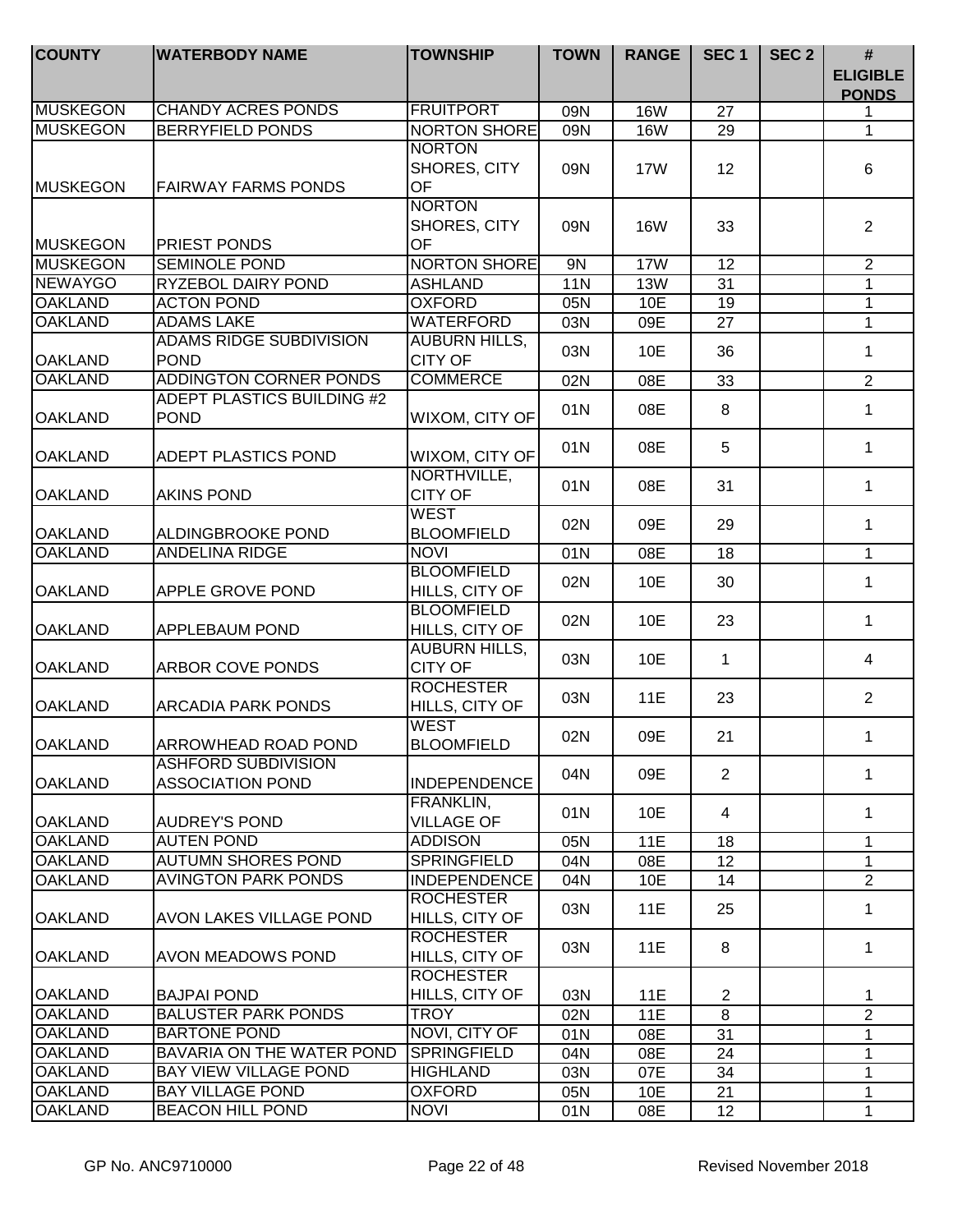| COUNTY | WATERBODY NAME | TOWNSHIP | TOWN | RANGE | SEC 1 | SEC 2 | # ELIGIBLE PONDS |
|---|---|---|---|---|---|---|---|
| MUSKEGON | CHANDY ACRES PONDS | FRUITPORT | 09N | 16W | 27 | | 1 |
| MUSKEGON | BERRYFIELD PONDS | NORTON SHORE | 09N | 16W | 29 | | 1 |
| MUSKEGON | FAIRWAY FARMS PONDS | NORTON SHORES, CITY OF | 09N | 17W | 12 | | 6 |
| MUSKEGON | PRIEST PONDS | NORTON SHORES, CITY OF | 09N | 16W | 33 | | 2 |
| MUSKEGON | SEMINOLE POND | NORTON SHORE | 9N | 17W | 12 | | 2 |
| NEWAYGO | RYZEBOL DAIRY POND | ASHLAND | 11N | 13W | 31 | | 1 |
| OAKLAND | ACTON POND | OXFORD | 05N | 10E | 19 | | 1 |
| OAKLAND | ADAMS LAKE | WATERFORD | 03N | 09E | 27 | | 1 |
| OAKLAND | ADAMS RIDGE SUBDIVISION POND | AUBURN HILLS, CITY OF | 03N | 10E | 36 | | 1 |
| OAKLAND | ADDINGTON CORNER PONDS | COMMERCE | 02N | 08E | 33 | | 2 |
| OAKLAND | ADEPT PLASTICS BUILDING #2 POND | WIXOM, CITY OF | 01N | 08E | 8 | | 1 |
| OAKLAND | ADEPT PLASTICS POND | WIXOM, CITY OF | 01N | 08E | 5 | | 1 |
| OAKLAND | AKINS POND | NORTHVILLE, CITY OF | 01N | 08E | 31 | | 1 |
| OAKLAND | ALDINGBROOKE POND | WEST BLOOMFIELD | 02N | 09E | 29 | | 1 |
| OAKLAND | ANDELINA RIDGE | NOVI | 01N | 08E | 18 | | 1 |
| OAKLAND | APPLE GROVE POND | BLOOMFIELD HILLS, CITY OF | 02N | 10E | 30 | | 1 |
| OAKLAND | APPLEBAUM POND | BLOOMFIELD HILLS, CITY OF | 02N | 10E | 23 | | 1 |
| OAKLAND | ARBOR COVE PONDS | AUBURN HILLS, CITY OF | 03N | 10E | 1 | | 4 |
| OAKLAND | ARCADIA PARK PONDS | ROCHESTER HILLS, CITY OF | 03N | 11E | 23 | | 2 |
| OAKLAND | ARROWHEAD ROAD POND | WEST BLOOMFIELD | 02N | 09E | 21 | | 1 |
| OAKLAND | ASHFORD SUBDIVISION ASSOCIATION POND | INDEPENDENCE | 04N | 09E | 2 | | 1 |
| OAKLAND | AUDREY'S POND | FRANKLIN, VILLAGE OF | 01N | 10E | 4 | | 1 |
| OAKLAND | AUTEN POND | ADDISON | 05N | 11E | 18 | | 1 |
| OAKLAND | AUTUMN SHORES POND | SPRINGFIELD | 04N | 08E | 12 | | 1 |
| OAKLAND | AVINGTON PARK PONDS | INDEPENDENCE | 04N | 10E | 14 | | 2 |
| OAKLAND | AVON LAKES VILLAGE POND | ROCHESTER HILLS, CITY OF | 03N | 11E | 25 | | 1 |
| OAKLAND | AVON MEADOWS POND | ROCHESTER HILLS, CITY OF | 03N | 11E | 8 | | 1 |
| OAKLAND | BAJPAI POND | ROCHESTER HILLS, CITY OF | 03N | 11E | 2 | | 1 |
| OAKLAND | BALUSTER PARK PONDS | TROY | 02N | 11E | 8 | | 2 |
| OAKLAND | BARTONE POND | NOVI, CITY OF | 01N | 08E | 31 | | 1 |
| OAKLAND | BAVARIA ON THE WATER POND | SPRINGFIELD | 04N | 08E | 24 | | 1 |
| OAKLAND | BAY VIEW VILLAGE POND | HIGHLAND | 03N | 07E | 34 | | 1 |
| OAKLAND | BAY VILLAGE POND | OXFORD | 05N | 10E | 21 | | 1 |
| OAKLAND | BEACON HILL POND | NOVI | 01N | 08E | 12 | | 1 |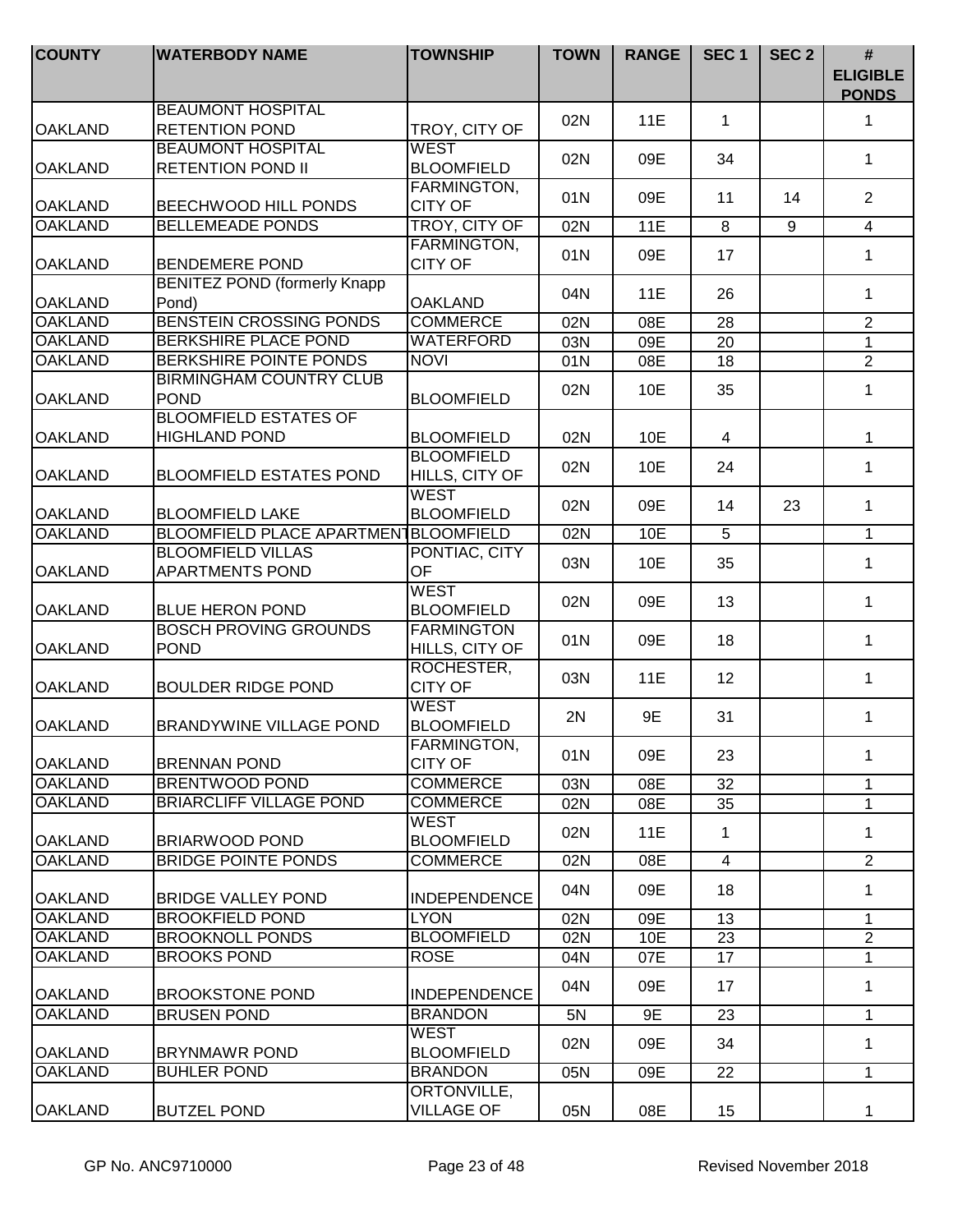| COUNTY | WATERBODY NAME | TOWNSHIP | TOWN | RANGE | SEC 1 | SEC 2 | # ELIGIBLE PONDS |
|---|---|---|---|---|---|---|---|
| OAKLAND | BEAUMONT HOSPITAL RETENTION POND | TROY, CITY OF | 02N | 11E | 1 | | 1 |
| OAKLAND | BEAUMONT HOSPITAL RETENTION POND II | WEST BLOOMFIELD | 02N | 09E | 34 | | 1 |
| OAKLAND | BEECHWOOD HILL PONDS | FARMINGTON, CITY OF | 01N | 09E | 11 | 14 | 2 |
| OAKLAND | BELLEMEADE PONDS | TROY, CITY OF | 02N | 11E | 8 | 9 | 4 |
| OAKLAND | BENDEMERE POND | FARMINGTON, CITY OF | 01N | 09E | 17 | | 1 |
| OAKLAND | BENITEZ POND (formerly Knapp Pond) | OAKLAND | 04N | 11E | 26 | | 1 |
| OAKLAND | BENSTEIN CROSSING PONDS | COMMERCE | 02N | 08E | 28 | | 2 |
| OAKLAND | BERKSHIRE PLACE POND | WATERFORD | 03N | 09E | 20 | | 1 |
| OAKLAND | BERKSHIRE POINTE PONDS | NOVI | 01N | 08E | 18 | | 2 |
| OAKLAND | BIRMINGHAM COUNTRY CLUB POND | BLOOMFIELD | 02N | 10E | 35 | | 1 |
| OAKLAND | BLOOMFIELD ESTATES OF HIGHLAND POND | BLOOMFIELD | 02N | 10E | 4 | | 1 |
| OAKLAND | BLOOMFIELD ESTATES POND | BLOOMFIELD HILLS, CITY OF | 02N | 10E | 24 | | 1 |
| OAKLAND | BLOOMFIELD LAKE | WEST BLOOMFIELD | 02N | 09E | 14 | 23 | 1 |
| OAKLAND | BLOOMFIELD PLACE APARTMENT | BLOOMFIELD | 02N | 10E | 5 | | 1 |
| OAKLAND | BLOOMFIELD VILLAS APARTMENTS POND | PONTIAC, CITY OF | 03N | 10E | 35 | | 1 |
| OAKLAND | BLUE HERON POND | WEST BLOOMFIELD | 02N | 09E | 13 | | 1 |
| OAKLAND | BOSCH PROVING GROUNDS POND | FARMINGTON HILLS, CITY OF | 01N | 09E | 18 | | 1 |
| OAKLAND | BOULDER RIDGE POND | ROCHESTER, CITY OF | 03N | 11E | 12 | | 1 |
| OAKLAND | BRANDYWINE VILLAGE POND | WEST BLOOMFIELD | 2N | 9E | 31 | | 1 |
| OAKLAND | BRENNAN POND | FARMINGTON, CITY OF | 01N | 09E | 23 | | 1 |
| OAKLAND | BRENTWOOD POND | COMMERCE | 03N | 08E | 32 | | 1 |
| OAKLAND | BRIARCLIFF VILLAGE POND | COMMERCE | 02N | 08E | 35 | | 1 |
| OAKLAND | BRIARWOOD POND | WEST BLOOMFIELD | 02N | 11E | 1 | | 1 |
| OAKLAND | BRIDGE POINTE PONDS | COMMERCE | 02N | 08E | 4 | | 2 |
| OAKLAND | BRIDGE VALLEY POND | INDEPENDENCE | 04N | 09E | 18 | | 1 |
| OAKLAND | BROOKFIELD POND | LYON | 02N | 09E | 13 | | 1 |
| OAKLAND | BROOKNOLL PONDS | BLOOMFIELD | 02N | 10E | 23 | | 2 |
| OAKLAND | BROOKS POND | ROSE | 04N | 07E | 17 | | 1 |
| OAKLAND | BROOKSTONE POND | INDEPENDENCE | 04N | 09E | 17 | | 1 |
| OAKLAND | BRUSEN POND | BRANDON | 5N | 9E | 23 | | 1 |
| OAKLAND | BRYNMAWR POND | WEST BLOOMFIELD | 02N | 09E | 34 | | 1 |
| OAKLAND | BUHLER POND | BRANDON | 05N | 09E | 22 | | 1 |
| OAKLAND | BUTZEL POND | ORTONVILLE, VILLAGE OF | 05N | 08E | 15 | | 1 |

GP No. ANC9710000 Revised November 2018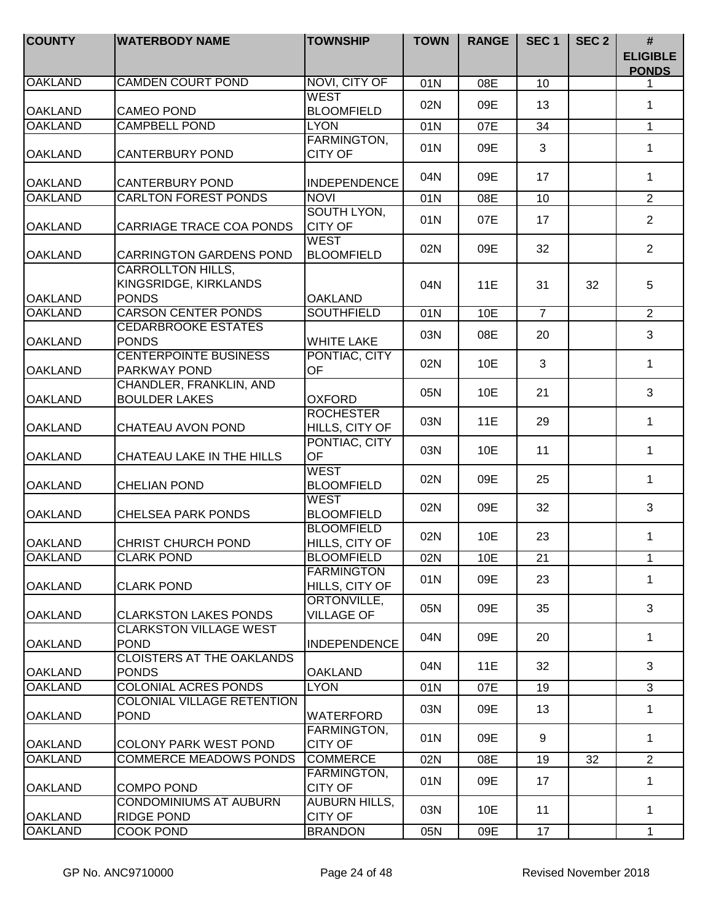| COUNTY | WATERBODY NAME | TOWNSHIP | TOWN | RANGE | SEC 1 | SEC 2 | # ELIGIBLE PONDS |
|---|---|---|---|---|---|---|---|
| OAKLAND | CAMDEN COURT POND | NOVI, CITY OF | 01N | 08E | 10 | | 1 |
| OAKLAND | CAMEO POND | WEST BLOOMFIELD | 02N | 09E | 13 | | 1 |
| OAKLAND | CAMPBELL POND | LYON | 01N | 07E | 34 | | 1 |
| OAKLAND | CANTERBURY POND | FARMINGTON, CITY OF | 01N | 09E | 3 | | 1 |
| OAKLAND | CANTERBURY POND | INDEPENDENCE | 04N | 09E | 17 | | 1 |
| OAKLAND | CARLTON FOREST PONDS | NOVI | 01N | 08E | 10 | | 2 |
| OAKLAND | CARRIAGE TRACE COA PONDS | SOUTH LYON, CITY OF | 01N | 07E | 17 | | 2 |
| OAKLAND | CARRINGTON GARDENS POND | WEST BLOOMFIELD | 02N | 09E | 32 | | 2 |
| OAKLAND | CARROLLTON HILLS, KINGSRIDGE, KIRKLANDS PONDS | OAKLAND | 04N | 11E | 31 | 32 | 5 |
| OAKLAND | CARSON CENTER PONDS | SOUTHFIELD | 01N | 10E | 7 | | 2 |
| OAKLAND | CEDARBROOKE ESTATES PONDS | WHITE LAKE | 03N | 08E | 20 | | 3 |
| OAKLAND | CENTERPOINTE BUSINESS PARKWAY POND | PONTIAC, CITY OF | 02N | 10E | 3 | | 1 |
| OAKLAND | CHANDLER, FRANKLIN, AND BOULDER LAKES | OXFORD | 05N | 10E | 21 | | 3 |
| OAKLAND | CHATEAU AVON POND | ROCHESTER HILLS, CITY OF | 03N | 11E | 29 | | 1 |
| OAKLAND | CHATEAU LAKE IN THE HILLS | PONTIAC, CITY OF | 03N | 10E | 11 | | 1 |
| OAKLAND | CHELIAN POND | WEST BLOOMFIELD | 02N | 09E | 25 | | 1 |
| OAKLAND | CHELSEA PARK PONDS | WEST BLOOMFIELD | 02N | 09E | 32 | | 3 |
| OAKLAND | CHRIST CHURCH POND | BLOOMFIELD HILLS, CITY OF | 02N | 10E | 23 | | 1 |
| OAKLAND | CLARK POND | BLOOMFIELD | 02N | 10E | 21 | | 1 |
| OAKLAND | CLARK POND | FARMINGTON HILLS, CITY OF | 01N | 09E | 23 | | 1 |
| OAKLAND | CLARKSTON LAKES PONDS | ORTONVILLE, VILLAGE OF | 05N | 09E | 35 | | 3 |
| OAKLAND | CLARKSTON VILLAGE WEST POND | INDEPENDENCE | 04N | 09E | 20 | | 1 |
| OAKLAND | CLOISTERS AT THE OAKLANDS PONDS | OAKLAND | 04N | 11E | 32 | | 3 |
| OAKLAND | COLONIAL ACRES PONDS | LYON | 01N | 07E | 19 | | 3 |
| OAKLAND | COLONIAL VILLAGE RETENTION POND | WATERFORD | 03N | 09E | 13 | | 1 |
| OAKLAND | COLONY PARK WEST POND | FARMINGTON, CITY OF | 01N | 09E | 9 | | 1 |
| OAKLAND | COMMERCE MEADOWS PONDS | COMMERCE | 02N | 08E | 19 | 32 | 2 |
| OAKLAND | COMPO POND | FARMINGTON, CITY OF | 01N | 09E | 17 | | 1 |
| OAKLAND | CONDOMINIUMS AT AUBURN RIDGE POND | AUBURN HILLS, CITY OF | 03N | 10E | 11 | | 1 |
| OAKLAND | COOK POND | BRANDON | 05N | 09E | 17 | | 1 |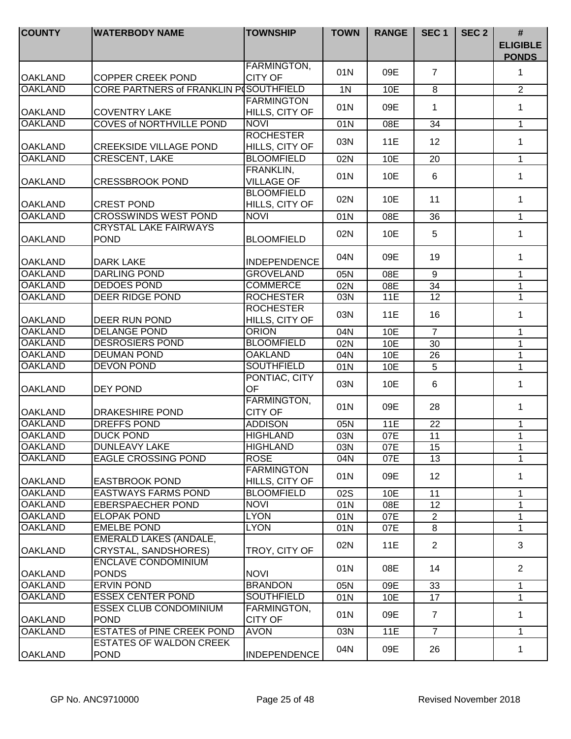| COUNTY | WATERBODY NAME | TOWNSHIP | TOWN | RANGE | SEC 1 | SEC 2 | # ELIGIBLE PONDS |
|---|---|---|---|---|---|---|---|
| OAKLAND | COPPER CREEK POND | FARMINGTON, CITY OF | 01N | 09E | 7 | | 1 |
| OAKLAND | CORE PARTNERS of FRANKLIN P | SOUTHFIELD | 1N | 10E | 8 | | 2 |
| OAKLAND | COVENTRY LAKE | FARMINGTON HILLS, CITY OF | 01N | 09E | 1 | | 1 |
| OAKLAND | COVES of NORTHVILLE POND | NOVI | 01N | 08E | 34 | | 1 |
| OAKLAND | CREEKSIDE VILLAGE POND | ROCHESTER HILLS, CITY OF | 03N | 11E | 12 | | 1 |
| OAKLAND | CRESCENT, LAKE | BLOOMFIELD | 02N | 10E | 20 | | 1 |
| OAKLAND | CRESSBROOK POND | FRANKLIN, VILLAGE OF | 01N | 10E | 6 | | 1 |
| OAKLAND | CREST POND | BLOOMFIELD HILLS, CITY OF | 02N | 10E | 11 | | 1 |
| OAKLAND | CROSSWINDS WEST POND | NOVI | 01N | 08E | 36 | | 1 |
| OAKLAND | CRYSTAL LAKE FAIRWAYS POND | BLOOMFIELD | 02N | 10E | 5 | | 1 |
| OAKLAND | DARK LAKE | INDEPENDENCE | 04N | 09E | 19 | | 1 |
| OAKLAND | DARLING POND | GROVELAND | 05N | 08E | 9 | | 1 |
| OAKLAND | DEDOES POND | COMMERCE | 02N | 08E | 34 | | 1 |
| OAKLAND | DEER RIDGE POND | ROCHESTER | 03N | 11E | 12 | | 1 |
| OAKLAND | DEER RUN POND | ROCHESTER HILLS, CITY OF | 03N | 11E | 16 | | 1 |
| OAKLAND | DELANGE POND | ORION | 04N | 10E | 7 | | 1 |
| OAKLAND | DESROSIERS POND | BLOOMFIELD | 02N | 10E | 30 | | 1 |
| OAKLAND | DEUMAN POND | OAKLAND | 04N | 10E | 26 | | 1 |
| OAKLAND | DEVON POND | SOUTHFIELD | 01N | 10E | 5 | | 1 |
| OAKLAND | DEY POND | PONTIAC, CITY OF | 03N | 10E | 6 | | 1 |
| OAKLAND | DRAKESHIRE POND | FARMINGTON, CITY OF | 01N | 09E | 28 | | 1 |
| OAKLAND | DREFFS POND | ADDISON | 05N | 11E | 22 | | 1 |
| OAKLAND | DUCK POND | HIGHLAND | 03N | 07E | 11 | | 1 |
| OAKLAND | DUNLEAVY LAKE | HIGHLAND | 03N | 07E | 15 | | 1 |
| OAKLAND | EAGLE CROSSING POND | ROSE | 04N | 07E | 13 | | 1 |
| OAKLAND | EASTBROOK POND | FARMINGTON HILLS, CITY OF | 01N | 09E | 12 | | 1 |
| OAKLAND | EASTWAYS FARMS POND | BLOOMFIELD | 02S | 10E | 11 | | 1 |
| OAKLAND | EBERSPAECHER POND | NOVI | 01N | 08E | 12 | | 1 |
| OAKLAND | ELOPAK POND | LYON | 01N | 07E | 2 | | 1 |
| OAKLAND | EMELBE POND | LYON | 01N | 07E | 8 | | 1 |
| OAKLAND | EMERALD LAKES (ANDALE, CRYSTAL, SANDSHORES) | TROY, CITY OF | 02N | 11E | 2 | | 3 |
| OAKLAND | ENCLAVE CONDOMINIUM PONDS | NOVI | 01N | 08E | 14 | | 2 |
| OAKLAND | ERVIN POND | BRANDON | 05N | 09E | 33 | | 1 |
| OAKLAND | ESSEX CENTER POND | SOUTHFIELD | 01N | 10E | 17 | | 1 |
| OAKLAND | ESSEX CLUB CONDOMINIUM POND | FARMINGTON, CITY OF | 01N | 09E | 7 | | 1 |
| OAKLAND | ESTATES of PINE CREEK POND | AVON | 03N | 11E | 7 | | 1 |
| OAKLAND | ESTATES OF WALDON CREEK POND | INDEPENDENCE | 04N | 09E | 26 | | 1 |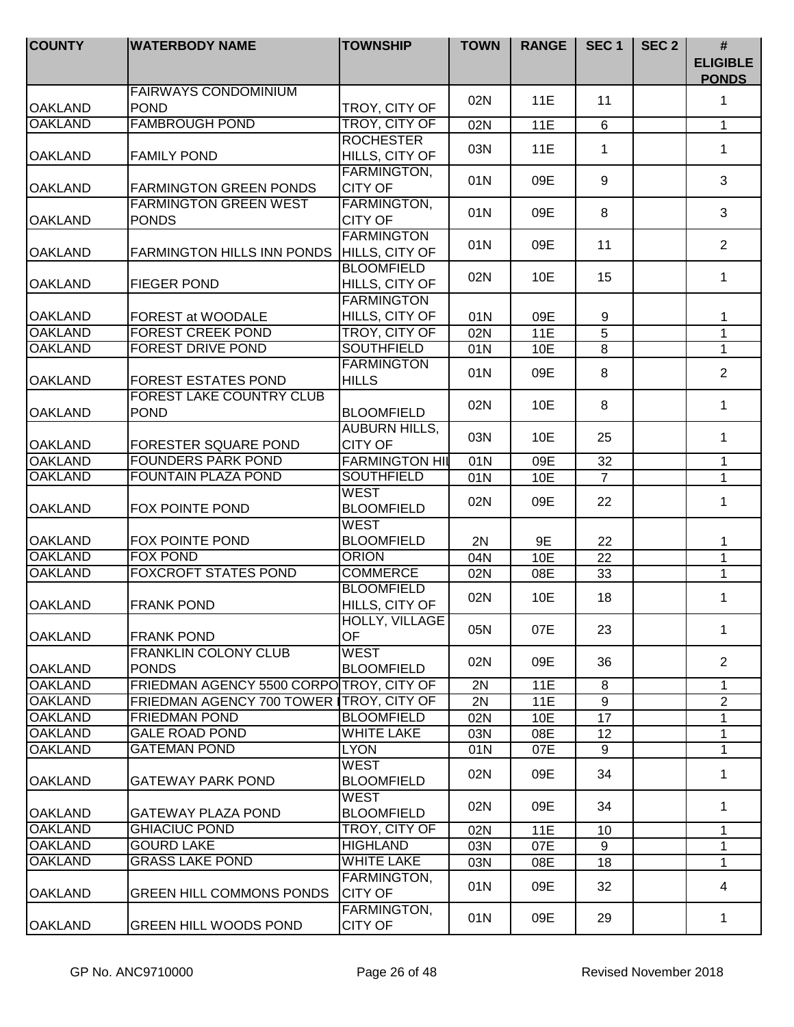| COUNTY | WATERBODY NAME | TOWNSHIP | TOWN | RANGE | SEC 1 | SEC 2 | # ELIGIBLE PONDS |
|---|---|---|---|---|---|---|---|
| OAKLAND | FAIRWAYS CONDOMINIUM POND | TROY, CITY OF | 02N | 11E | 11 | | 1 |
| OAKLAND | FAMBROUGH POND | TROY, CITY OF | 02N | 11E | 6 | | 1 |
| OAKLAND | FAMILY POND | ROCHESTER HILLS, CITY OF | 03N | 11E | 1 | | 1 |
| OAKLAND | FARMINGTON GREEN PONDS | FARMINGTON, CITY OF | 01N | 09E | 9 | | 3 |
| OAKLAND | FARMINGTON GREEN WEST PONDS | FARMINGTON, CITY OF | 01N | 09E | 8 | | 3 |
| OAKLAND | FARMINGTON HILLS INN PONDS | FARMINGTON HILLS, CITY OF | 01N | 09E | 11 | | 2 |
| OAKLAND | FIEGER POND | BLOOMFIELD HILLS, CITY OF | 02N | 10E | 15 | | 1 |
| OAKLAND | FOREST at WOODALE | FARMINGTON HILLS, CITY OF | 01N | 09E | 9 | | 1 |
| OAKLAND | FOREST CREEK POND | TROY, CITY OF | 02N | 11E | 5 | | 1 |
| OAKLAND | FOREST DRIVE POND | SOUTHFIELD | 01N | 10E | 8 | | 1 |
| OAKLAND | FOREST ESTATES POND | FARMINGTON HILLS | 01N | 09E | 8 | | 2 |
| OAKLAND | FOREST LAKE COUNTRY CLUB POND | BLOOMFIELD | 02N | 10E | 8 | | 1 |
| OAKLAND | FORESTER SQUARE POND | AUBURN HILLS, CITY OF | 03N | 10E | 25 | | 1 |
| OAKLAND | FOUNDERS PARK POND | FARMINGTON HIL | 01N | 09E | 32 | | 1 |
| OAKLAND | FOUNTAIN PLAZA POND | SOUTHFIELD | 01N | 10E | 7 | | 1 |
| OAKLAND | FOX POINTE POND | WEST BLOOMFIELD | 02N | 09E | 22 | | 1 |
| OAKLAND | FOX POINTE POND | WEST BLOOMFIELD | 2N | 9E | 22 | | 1 |
| OAKLAND | FOX POND | ORION | 04N | 10E | 22 | | 1 |
| OAKLAND | FOXCROFT STATES POND | COMMERCE | 02N | 08E | 33 | | 1 |
| OAKLAND | FRANK POND | BLOOMFIELD HILLS, CITY OF | 02N | 10E | 18 | | 1 |
| OAKLAND | FRANK POND | HOLLY, VILLAGE OF | 05N | 07E | 23 | | 1 |
| OAKLAND | FRANKLIN COLONY CLUB PONDS | WEST BLOOMFIELD | 02N | 09E | 36 | | 2 |
| OAKLAND | FRIEDMAN AGENCY 5500 CORPO | TROY, CITY OF | 2N | 11E | 8 | | 1 |
| OAKLAND | FRIEDMAN AGENCY 700 TOWER I | TROY, CITY OF | 2N | 11E | 9 | | 2 |
| OAKLAND | FRIEDMAN POND | BLOOMFIELD | 02N | 10E | 17 | | 1 |
| OAKLAND | GALE ROAD POND | WHITE LAKE | 03N | 08E | 12 | | 1 |
| OAKLAND | GATEMAN POND | LYON | 01N | 07E | 9 | | 1 |
| OAKLAND | GATEWAY PARK POND | WEST BLOOMFIELD | 02N | 09E | 34 | | 1 |
| OAKLAND | GATEWAY PLAZA POND | WEST BLOOMFIELD | 02N | 09E | 34 | | 1 |
| OAKLAND | GHIACIUC POND | TROY, CITY OF | 02N | 11E | 10 | | 1 |
| OAKLAND | GOURD LAKE | HIGHLAND | 03N | 07E | 9 | | 1 |
| OAKLAND | GRASS LAKE POND | WHITE LAKE | 03N | 08E | 18 | | 1 |
| OAKLAND | GREEN HILL COMMONS PONDS | FARMINGTON, CITY OF | 01N | 09E | 32 | | 4 |
| OAKLAND | GREEN HILL WOODS POND | FARMINGTON, CITY OF | 01N | 09E | 29 | | 1 |

GP No. ANC9710000 Revised November 2018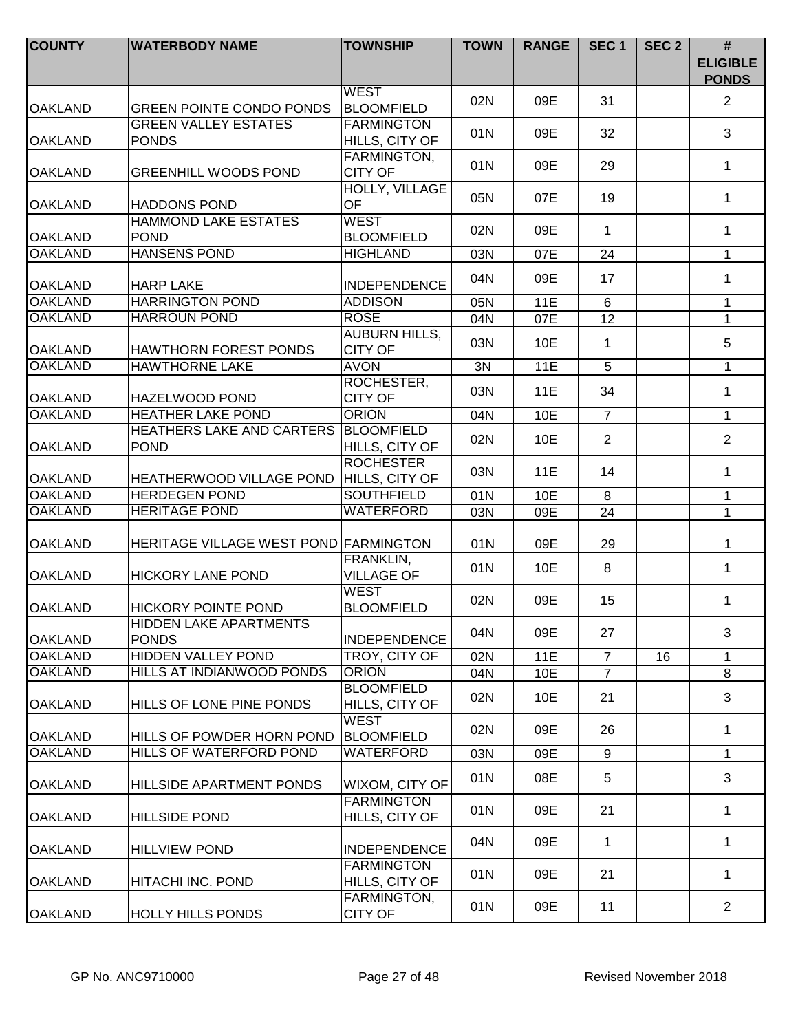| COUNTY | WATERBODY NAME | TOWNSHIP | TOWN | RANGE | SEC 1 | SEC 2 | # ELIGIBLE PONDS |
|---|---|---|---|---|---|---|---|
| OAKLAND | GREEN POINTE CONDO PONDS | WEST BLOOMFIELD | 02N | 09E | 31 | | 2 |
| OAKLAND | GREEN VALLEY ESTATES PONDS | FARMINGTON HILLS, CITY OF | 01N | 09E | 32 | | 3 |
| OAKLAND | GREENHILL WOODS POND | FARMINGTON, CITY OF | 01N | 09E | 29 | | 1 |
| OAKLAND | HADDONS POND | HOLLY, VILLAGE OF | 05N | 07E | 19 | | 1 |
| OAKLAND | HAMMOND LAKE ESTATES POND | WEST BLOOMFIELD | 02N | 09E | 1 | | 1 |
| OAKLAND | HANSENS POND | HIGHLAND | 03N | 07E | 24 | | 1 |
| OAKLAND | HARP LAKE | INDEPENDENCE | 04N | 09E | 17 | | 1 |
| OAKLAND | HARRINGTON POND | ADDISON | 05N | 11E | 6 | | 1 |
| OAKLAND | HARROUN POND | ROSE | 04N | 07E | 12 | | 1 |
| OAKLAND | HAWTHORN FOREST PONDS | AUBURN HILLS, CITY OF | 03N | 10E | 1 | | 5 |
| OAKLAND | HAWTHORNE LAKE | AVON | 3N | 11E | 5 | | 1 |
| OAKLAND | HAZELWOOD POND | ROCHESTER, CITY OF | 03N | 11E | 34 | | 1 |
| OAKLAND | HEATHER LAKE POND | ORION | 04N | 10E | 7 | | 1 |
| OAKLAND | HEATHERS LAKE AND CARTERS POND | BLOOMFIELD HILLS, CITY OF | 02N | 10E | 2 | | 2 |
| OAKLAND | HEATHERWOOD VILLAGE POND | ROCHESTER HILLS, CITY OF | 03N | 11E | 14 | | 1 |
| OAKLAND | HERDEGEN POND | SOUTHFIELD | 01N | 10E | 8 | | 1 |
| OAKLAND | HERITAGE POND | WATERFORD | 03N | 09E | 24 | | 1 |
| OAKLAND | HERITAGE VILLAGE WEST POND | FARMINGTON | 01N | 09E | 29 | | 1 |
| OAKLAND | HICKORY LANE POND | FRANKLIN, VILLAGE OF | 01N | 10E | 8 | | 1 |
| OAKLAND | HICKORY POINTE POND | WEST BLOOMFIELD | 02N | 09E | 15 | | 1 |
| OAKLAND | HIDDEN LAKE APARTMENTS PONDS | INDEPENDENCE | 04N | 09E | 27 | | 3 |
| OAKLAND | HIDDEN VALLEY POND | TROY, CITY OF | 02N | 11E | 7 | 16 | 1 |
| OAKLAND | HILLS AT INDIANWOOD PONDS | ORION | 04N | 10E | 7 | | 8 |
| OAKLAND | HILLS OF LONE PINE PONDS | BLOOMFIELD HILLS, CITY OF | 02N | 10E | 21 | | 3 |
| OAKLAND | HILLS OF POWDER HORN POND | WEST BLOOMFIELD | 02N | 09E | 26 | | 1 |
| OAKLAND | HILLS OF WATERFORD POND | WATERFORD | 03N | 09E | 9 | | 1 |
| OAKLAND | HILLSIDE APARTMENT PONDS | WIXOM, CITY OF | 01N | 08E | 5 | | 3 |
| OAKLAND | HILLSIDE POND | FARMINGTON HILLS, CITY OF | 01N | 09E | 21 | | 1 |
| OAKLAND | HILLVIEW POND | INDEPENDENCE | 04N | 09E | 1 | | 1 |
| OAKLAND | HITACHI INC. POND | FARMINGTON HILLS, CITY OF | 01N | 09E | 21 | | 1 |
| OAKLAND | HOLLY HILLS PONDS | FARMINGTON, CITY OF | 01N | 09E | 11 | | 2 |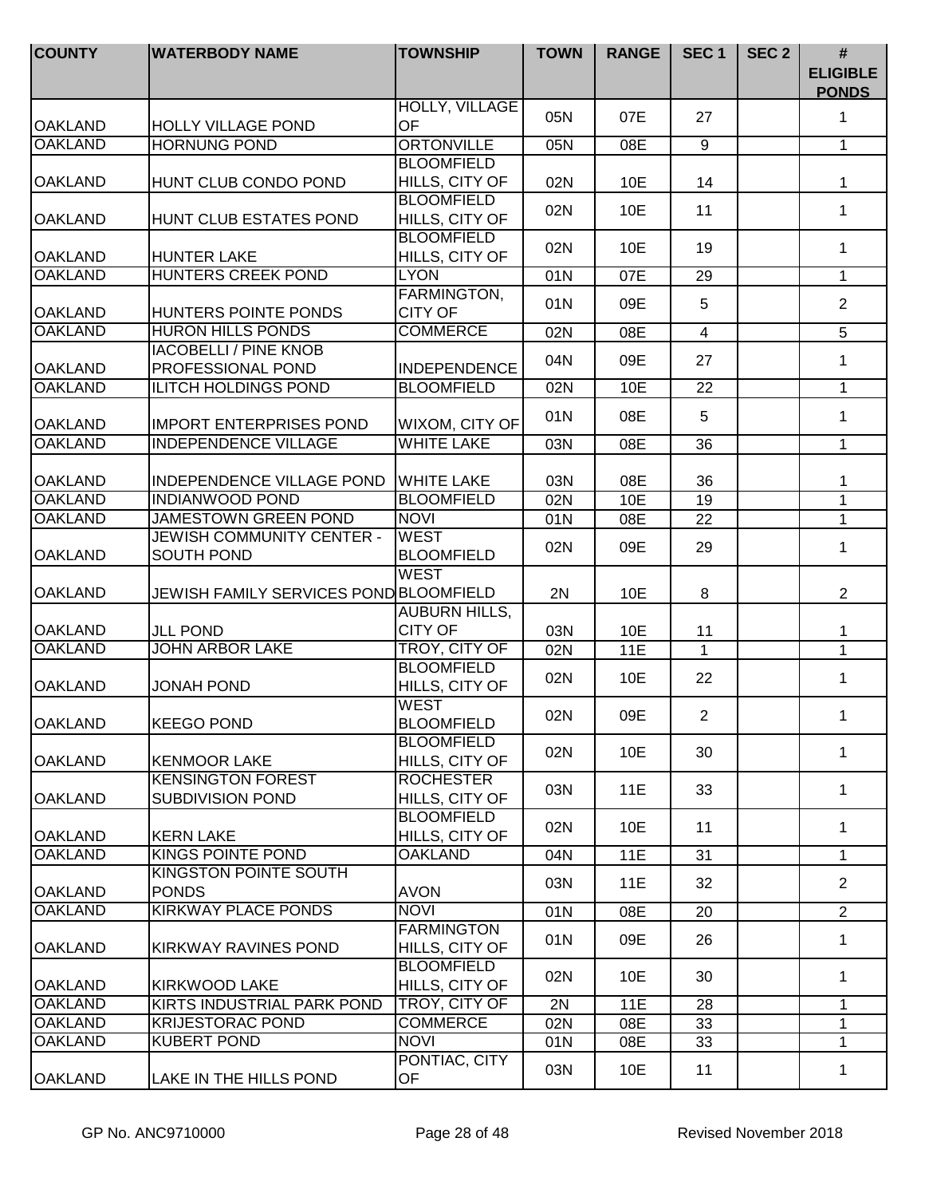| COUNTY | WATERBODY NAME | TOWNSHIP | TOWN | RANGE | SEC 1 | SEC 2 | # ELIGIBLE PONDS |
|---|---|---|---|---|---|---|---|
| OAKLAND | HOLLY VILLAGE POND | HOLLY, VILLAGE OF | 05N | 07E | 27 | | 1 |
| OAKLAND | HORNUNG POND | ORTONVILLE | 05N | 08E | 9 | | 1 |
| OAKLAND | HUNT CLUB CONDO POND | BLOOMFIELD HILLS, CITY OF | 02N | 10E | 14 | | 1 |
| OAKLAND | HUNT CLUB ESTATES POND | BLOOMFIELD HILLS, CITY OF | 02N | 10E | 11 | | 1 |
| OAKLAND | HUNTER LAKE | BLOOMFIELD HILLS, CITY OF | 02N | 10E | 19 | | 1 |
| OAKLAND | HUNTERS CREEK POND | LYON | 01N | 07E | 29 | | 1 |
| OAKLAND | HUNTERS POINTE PONDS | FARMINGTON, CITY OF | 01N | 09E | 5 | | 2 |
| OAKLAND | HURON HILLS PONDS | COMMERCE | 02N | 08E | 4 | | 5 |
| OAKLAND | IACOBELLI / PINE KNOB PROFESSIONAL POND | INDEPENDENCE | 04N | 09E | 27 | | 1 |
| OAKLAND | ILITCH HOLDINGS POND | BLOOMFIELD | 02N | 10E | 22 | | 1 |
| OAKLAND | IMPORT ENTERPRISES POND | WIXOM, CITY OF | 01N | 08E | 5 | | 1 |
| OAKLAND | INDEPENDENCE VILLAGE | WHITE LAKE | 03N | 08E | 36 | | 1 |
| OAKLAND | INDEPENDENCE VILLAGE POND | WHITE LAKE | 03N | 08E | 36 | | 1 |
| OAKLAND | INDIANWOOD POND | BLOOMFIELD | 02N | 10E | 19 | | 1 |
| OAKLAND | JAMESTOWN GREEN POND | NOVI | 01N | 08E | 22 | | 1 |
| OAKLAND | JEWISH COMMUNITY CENTER - SOUTH POND | WEST BLOOMFIELD | 02N | 09E | 29 | | 1 |
| OAKLAND | JEWISH FAMILY SERVICES POND | WEST BLOOMFIELD | 2N | 10E | 8 | | 2 |
| OAKLAND | JLL POND | AUBURN HILLS, CITY OF | 03N | 10E | 11 | | 1 |
| OAKLAND | JOHN ARBOR LAKE | TROY, CITY OF | 02N | 11E | 1 | | 1 |
| OAKLAND | JONAH POND | BLOOMFIELD HILLS, CITY OF | 02N | 10E | 22 | | 1 |
| OAKLAND | KEEGO POND | WEST BLOOMFIELD | 02N | 09E | 2 | | 1 |
| OAKLAND | KENMOOR LAKE | BLOOMFIELD HILLS, CITY OF | 02N | 10E | 30 | | 1 |
| OAKLAND | KENSINGTON FOREST SUBDIVISION POND | ROCHESTER HILLS, CITY OF | 03N | 11E | 33 | | 1 |
| OAKLAND | KERN LAKE | BLOOMFIELD HILLS, CITY OF | 02N | 10E | 11 | | 1 |
| OAKLAND | KINGS POINTE POND | OAKLAND | 04N | 11E | 31 | | 1 |
| OAKLAND | KINGSTON POINTE SOUTH PONDS | AVON | 03N | 11E | 32 | | 2 |
| OAKLAND | KIRKWAY PLACE PONDS | NOVI | 01N | 08E | 20 | | 2 |
| OAKLAND | KIRKWAY RAVINES POND | FARMINGTON HILLS, CITY OF | 01N | 09E | 26 | | 1 |
| OAKLAND | KIRKWOOD LAKE | BLOOMFIELD HILLS, CITY OF | 02N | 10E | 30 | | 1 |
| OAKLAND | KIRTS INDUSTRIAL PARK POND | TROY, CITY OF | 2N | 11E | 28 | | 1 |
| OAKLAND | KRIJESTORAC POND | COMMERCE | 02N | 08E | 33 | | 1 |
| OAKLAND | KUBERT POND | NOVI | 01N | 08E | 33 | | 1 |
| OAKLAND | LAKE IN THE HILLS POND | PONTIAC, CITY OF | 03N | 10E | 11 | | 1 |

GP No. ANC9710000 Revised November 2018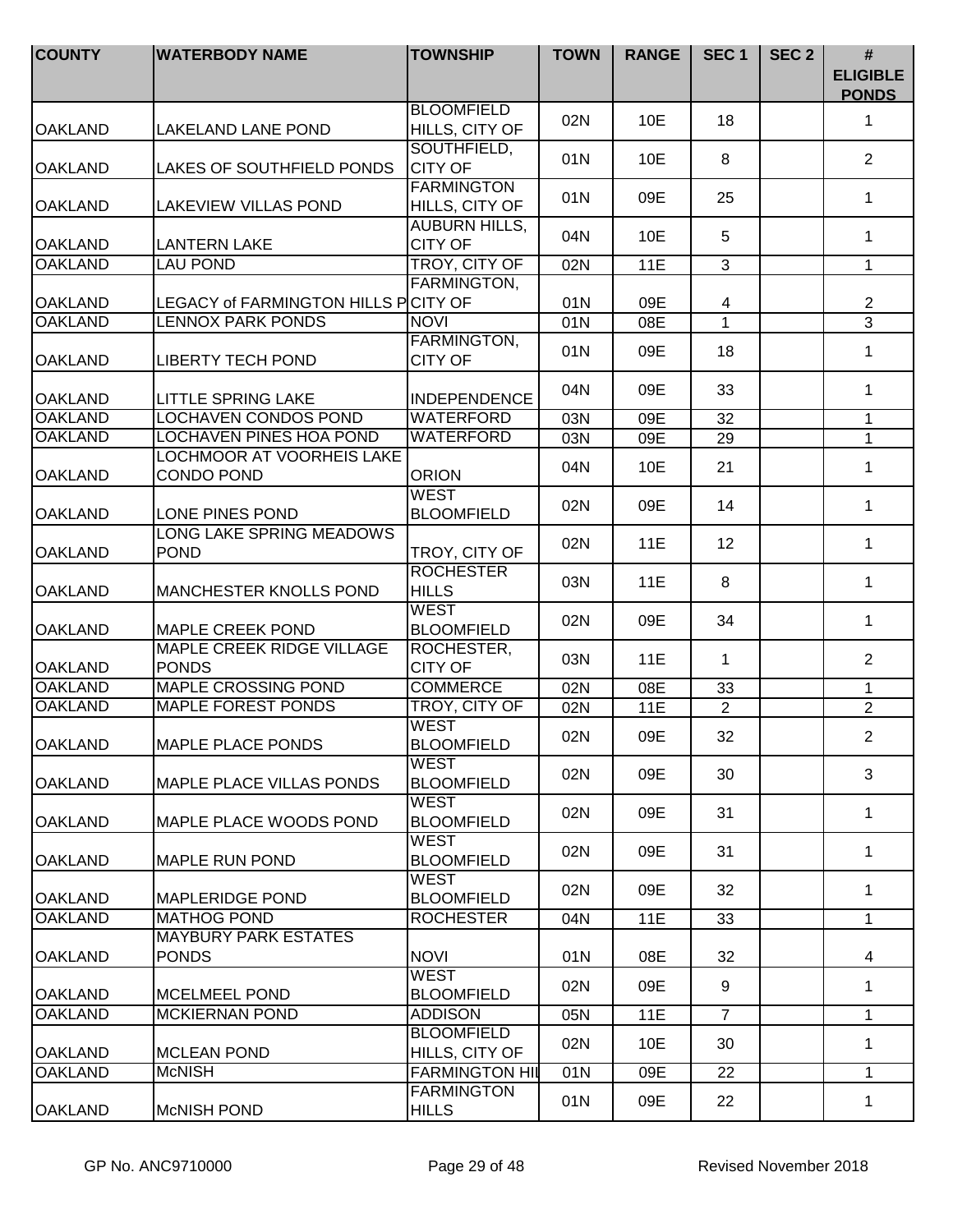| COUNTY | WATERBODY NAME | TOWNSHIP | TOWN | RANGE | SEC 1 | SEC 2 | # ELIGIBLE PONDS |
|---|---|---|---|---|---|---|---|
| OAKLAND | LAKELAND LANE POND | BLOOMFIELD HILLS, CITY OF | 02N | 10E | 18 | | 1 |
| OAKLAND | LAKES OF SOUTHFIELD PONDS | SOUTHFIELD, CITY OF | 01N | 10E | 8 | | 2 |
| OAKLAND | LAKEVIEW VILLAS POND | FARMINGTON HILLS, CITY OF | 01N | 09E | 25 | | 1 |
| OAKLAND | LANTERN LAKE | AUBURN HILLS, CITY OF | 04N | 10E | 5 | | 1 |
| OAKLAND | LAU POND | TROY, CITY OF | 02N | 11E | 3 | | 1 |
| OAKLAND | LEGACY of FARMINGTON HILLS P | FARMINGTON, CITY OF | 01N | 09E | 4 | | 2 |
| OAKLAND | LENNOX PARK PONDS | NOVI | 01N | 08E | 1 | | 3 |
| OAKLAND | LIBERTY TECH POND | FARMINGTON, CITY OF | 01N | 09E | 18 | | 1 |
| OAKLAND | LITTLE SPRING LAKE | INDEPENDENCE | 04N | 09E | 33 | | 1 |
| OAKLAND | LOCHAVEN CONDOS POND | WATERFORD | 03N | 09E | 32 | | 1 |
| OAKLAND | LOCHAVEN PINES HOA POND | WATERFORD | 03N | 09E | 29 | | 1 |
| OAKLAND | LOCHMOOR AT VOORHEIS LAKE CONDO POND | ORION | 04N | 10E | 21 | | 1 |
| OAKLAND | LONE PINES POND | WEST BLOOMFIELD | 02N | 09E | 14 | | 1 |
| OAKLAND | LONG LAKE SPRING MEADOWS POND | TROY, CITY OF | 02N | 11E | 12 | | 1 |
| OAKLAND | MANCHESTER KNOLLS POND | ROCHESTER HILLS | 03N | 11E | 8 | | 1 |
| OAKLAND | MAPLE CREEK POND | WEST BLOOMFIELD | 02N | 09E | 34 | | 1 |
| OAKLAND | MAPLE CREEK RIDGE VILLAGE PONDS | ROCHESTER, CITY OF | 03N | 11E | 1 | | 2 |
| OAKLAND | MAPLE CROSSING POND | COMMERCE | 02N | 08E | 33 | | 1 |
| OAKLAND | MAPLE FOREST PONDS | TROY, CITY OF | 02N | 11E | 2 | | 2 |
| OAKLAND | MAPLE PLACE PONDS | WEST BLOOMFIELD | 02N | 09E | 32 | | 2 |
| OAKLAND | MAPLE PLACE VILLAS PONDS | WEST BLOOMFIELD | 02N | 09E | 30 | | 3 |
| OAKLAND | MAPLE PLACE WOODS POND | WEST BLOOMFIELD | 02N | 09E | 31 | | 1 |
| OAKLAND | MAPLE RUN POND | WEST BLOOMFIELD | 02N | 09E | 31 | | 1 |
| OAKLAND | MAPLERIDGE POND | WEST BLOOMFIELD | 02N | 09E | 32 | | 1 |
| OAKLAND | MATHOG POND | ROCHESTER | 04N | 11E | 33 | | 1 |
| OAKLAND | MAYBURY PARK ESTATES PONDS | NOVI | 01N | 08E | 32 | | 4 |
| OAKLAND | MCELMEEL POND | WEST BLOOMFIELD | 02N | 09E | 9 | | 1 |
| OAKLAND | MCKIERNAN POND | ADDISON | 05N | 11E | 7 | | 1 |
| OAKLAND | MCLEAN POND | BLOOMFIELD HILLS, CITY OF | 02N | 10E | 30 | | 1 |
| OAKLAND | McNISH | FARMINGTON HIL | 01N | 09E | 22 | | 1 |
| OAKLAND | McNISH POND | FARMINGTON HILLS | 01N | 09E | 22 | | 1 |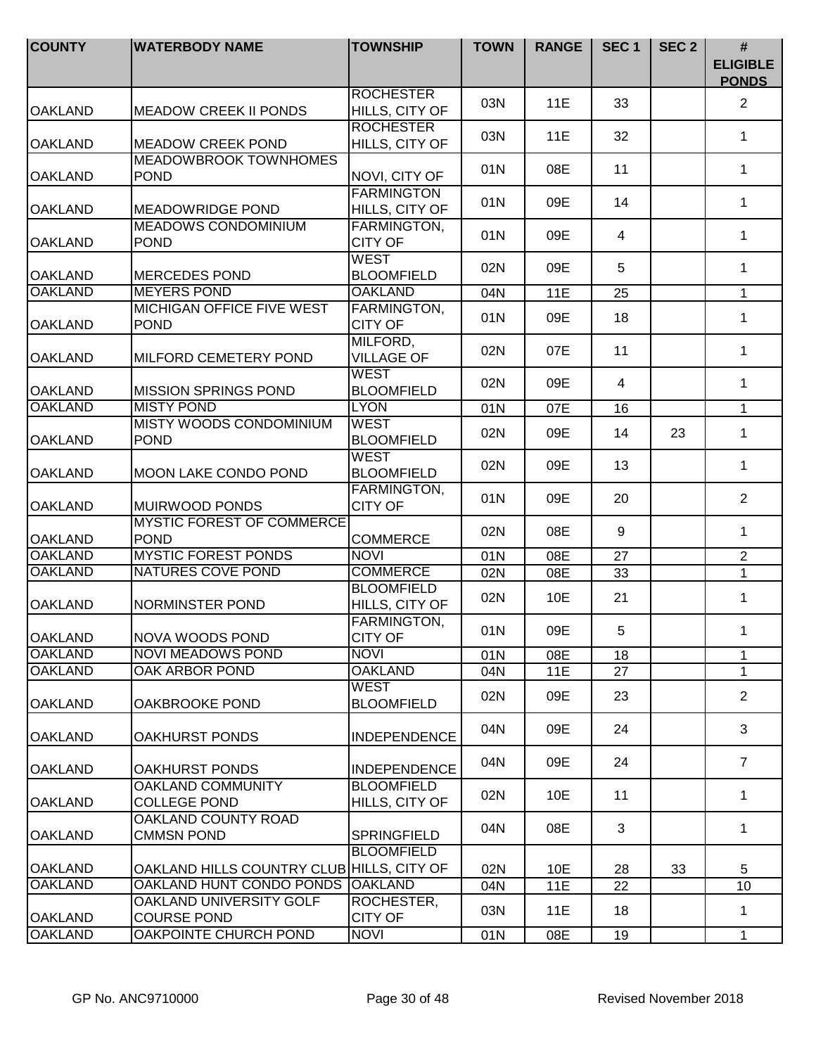| COUNTY | WATERBODY NAME | TOWNSHIP | TOWN | RANGE | SEC 1 | SEC 2 | # ELIGIBLE PONDS |
|---|---|---|---|---|---|---|---|
| OAKLAND | MEADOW CREEK II PONDS | ROCHESTER HILLS, CITY OF | 03N | 11E | 33 | | 2 |
| OAKLAND | MEADOW CREEK POND | ROCHESTER HILLS, CITY OF | 03N | 11E | 32 | | 1 |
| OAKLAND | MEADOWBROOK TOWNHOMES POND | NOVI, CITY OF | 01N | 08E | 11 | | 1 |
| OAKLAND | MEADOWRIDGE POND | FARMINGTON HILLS, CITY OF | 01N | 09E | 14 | | 1 |
| OAKLAND | MEADOWS CONDOMINIUM POND | FARMINGTON, CITY OF | 01N | 09E | 4 | | 1 |
| OAKLAND | MERCEDES POND | WEST BLOOMFIELD | 02N | 09E | 5 | | 1 |
| OAKLAND | MEYERS POND | OAKLAND | 04N | 11E | 25 | | 1 |
| OAKLAND | MICHIGAN OFFICE FIVE WEST POND | FARMINGTON, CITY OF | 01N | 09E | 18 | | 1 |
| OAKLAND | MILFORD CEMETERY POND | MILFORD, VILLAGE OF | 02N | 07E | 11 | | 1 |
| OAKLAND | MISSION SPRINGS POND | WEST BLOOMFIELD | 02N | 09E | 4 | | 1 |
| OAKLAND | MISTY POND | LYON | 01N | 07E | 16 | | 1 |
| OAKLAND | MISTY WOODS CONDOMINIUM POND | WEST BLOOMFIELD | 02N | 09E | 14 | 23 | 1 |
| OAKLAND | MOON LAKE CONDO POND | WEST BLOOMFIELD | 02N | 09E | 13 | | 1 |
| OAKLAND | MUIRWOOD PONDS | FARMINGTON, CITY OF | 01N | 09E | 20 | | 2 |
| OAKLAND | MYSTIC FOREST OF COMMERCE POND | COMMERCE | 02N | 08E | 9 | | 1 |
| OAKLAND | MYSTIC FOREST PONDS | NOVI | 01N | 08E | 27 | | 2 |
| OAKLAND | NATURES COVE POND | COMMERCE | 02N | 08E | 33 | | 1 |
| OAKLAND | NORMINSTER POND | BLOOMFIELD HILLS, CITY OF | 02N | 10E | 21 | | 1 |
| OAKLAND | NOVA WOODS POND | FARMINGTON, CITY OF | 01N | 09E | 5 | | 1 |
| OAKLAND | NOVI MEADOWS POND | NOVI | 01N | 08E | 18 | | 1 |
| OAKLAND | OAK ARBOR POND | OAKLAND | 04N | 11E | 27 | | 1 |
| OAKLAND | OAKBROOKE POND | WEST BLOOMFIELD | 02N | 09E | 23 | | 2 |
| OAKLAND | OAKHURST PONDS | INDEPENDENCE | 04N | 09E | 24 | | 3 |
| OAKLAND | OAKHURST PONDS | INDEPENDENCE | 04N | 09E | 24 | | 7 |
| OAKLAND | OAKLAND COMMUNITY COLLEGE POND | BLOOMFIELD HILLS, CITY OF | 02N | 10E | 11 | | 1 |
| OAKLAND | OAKLAND COUNTY ROAD CMMSN POND | SPRINGFIELD | 04N | 08E | 3 | | 1 |
| OAKLAND | OAKLAND HILLS COUNTRY CLUB | BLOOMFIELD HILLS, CITY OF | 02N | 10E | 28 | 33 | 5 |
| OAKLAND | OAKLAND HUNT CONDO PONDS | OAKLAND | 04N | 11E | 22 | | 10 |
| OAKLAND | OAKLAND UNIVERSITY GOLF COURSE POND | ROCHESTER, CITY OF | 03N | 11E | 18 | | 1 |
| OAKLAND | OAKPOINTE CHURCH POND | NOVI | 01N | 08E | 19 | | 1 |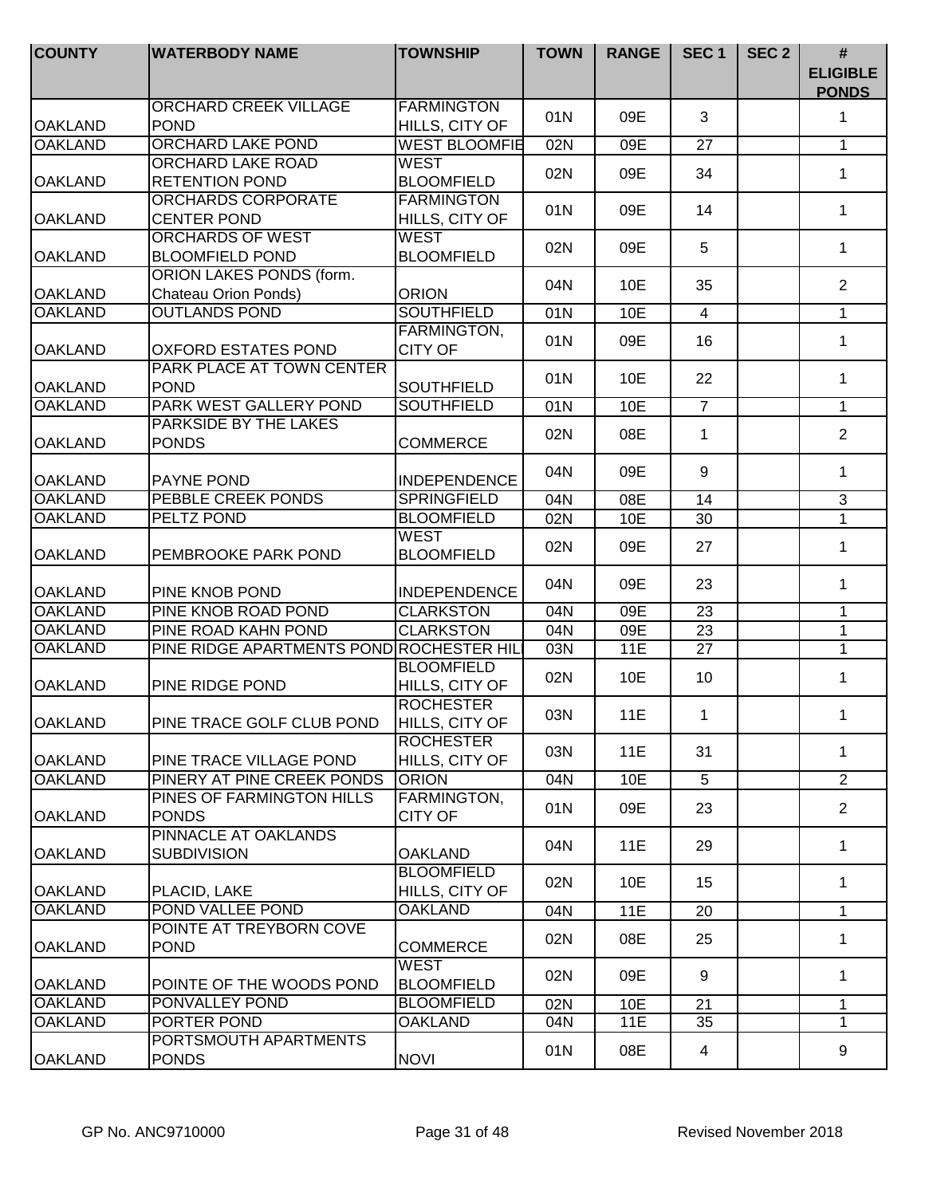| COUNTY | WATERBODY NAME | TOWNSHIP | TOWN | RANGE | SEC 1 | SEC 2 | # ELIGIBLE PONDS |
|---|---|---|---|---|---|---|---|
| OAKLAND | ORCHARD CREEK VILLAGE POND | FARMINGTON HILLS, CITY OF | 01N | 09E | 3 | | 1 |
| OAKLAND | ORCHARD LAKE POND | WEST BLOOMFIE | 02N | 09E | 27 | | 1 |
| OAKLAND | ORCHARD LAKE ROAD RETENTION POND | WEST BLOOMFIELD | 02N | 09E | 34 | | 1 |
| OAKLAND | ORCHARDS CORPORATE CENTER POND | FARMINGTON HILLS, CITY OF | 01N | 09E | 14 | | 1 |
| OAKLAND | ORCHARDS OF WEST BLOOMFIELD POND | WEST BLOOMFIELD | 02N | 09E | 5 | | 1 |
| OAKLAND | ORION LAKES PONDS (form. Chateau Orion Ponds) | ORION | 04N | 10E | 35 | | 2 |
| OAKLAND | OUTLANDS POND | SOUTHFIELD | 01N | 10E | 4 | | 1 |
| OAKLAND | OXFORD ESTATES POND | FARMINGTON, CITY OF | 01N | 09E | 16 | | 1 |
| OAKLAND | PARK PLACE AT TOWN CENTER POND | SOUTHFIELD | 01N | 10E | 22 | | 1 |
| OAKLAND | PARK WEST GALLERY POND | SOUTHFIELD | 01N | 10E | 7 | | 1 |
| OAKLAND | PARKSIDE BY THE LAKES PONDS | COMMERCE | 02N | 08E | 1 | | 2 |
| OAKLAND | PAYNE POND | INDEPENDENCE | 04N | 09E | 9 | | 1 |
| OAKLAND | PEBBLE CREEK PONDS | SPRINGFIELD | 04N | 08E | 14 | | 3 |
| OAKLAND | PELTZ POND | BLOOMFIELD | 02N | 10E | 30 | | 1 |
| OAKLAND | PEMBROOKE PARK POND | WEST BLOOMFIELD | 02N | 09E | 27 | | 1 |
| OAKLAND | PINE KNOB POND | INDEPENDENCE | 04N | 09E | 23 | | 1 |
| OAKLAND | PINE KNOB ROAD POND | CLARKSTON | 04N | 09E | 23 | | 1 |
| OAKLAND | PINE ROAD KAHN POND | CLARKSTON | 04N | 09E | 23 | | 1 |
| OAKLAND | PINE RIDGE APARTMENTS POND | ROCHESTER HILI | 03N | 11E | 27 | | 1 |
| OAKLAND | PINE RIDGE POND | BLOOMFIELD HILLS, CITY OF | 02N | 10E | 10 | | 1 |
| OAKLAND | PINE TRACE GOLF CLUB POND | ROCHESTER HILLS, CITY OF | 03N | 11E | 1 | | 1 |
| OAKLAND | PINE TRACE VILLAGE POND | ROCHESTER HILLS, CITY OF | 03N | 11E | 31 | | 1 |
| OAKLAND | PINERY AT PINE CREEK PONDS | ORION | 04N | 10E | 5 | | 2 |
| OAKLAND | PINES OF FARMINGTON HILLS PONDS | FARMINGTON, CITY OF | 01N | 09E | 23 | | 2 |
| OAKLAND | PINNACLE AT OAKLANDS SUBDIVISION | OAKLAND | 04N | 11E | 29 | | 1 |
| OAKLAND | PLACID, LAKE | BLOOMFIELD HILLS, CITY OF | 02N | 10E | 15 | | 1 |
| OAKLAND | POND VALLEE POND | OAKLAND | 04N | 11E | 20 | | 1 |
| OAKLAND | POINTE AT TREYBORN COVE POND | COMMERCE | 02N | 08E | 25 | | 1 |
| OAKLAND | POINTE OF THE WOODS POND | WEST BLOOMFIELD | 02N | 09E | 9 | | 1 |
| OAKLAND | PONVALLEY POND | BLOOMFIELD | 02N | 10E | 21 | | 1 |
| OAKLAND | PORTER POND | OAKLAND | 04N | 11E | 35 | | 1 |
| OAKLAND | PORTSMOUTH APARTMENTS PONDS | NOVI | 01N | 08E | 4 | | 9 |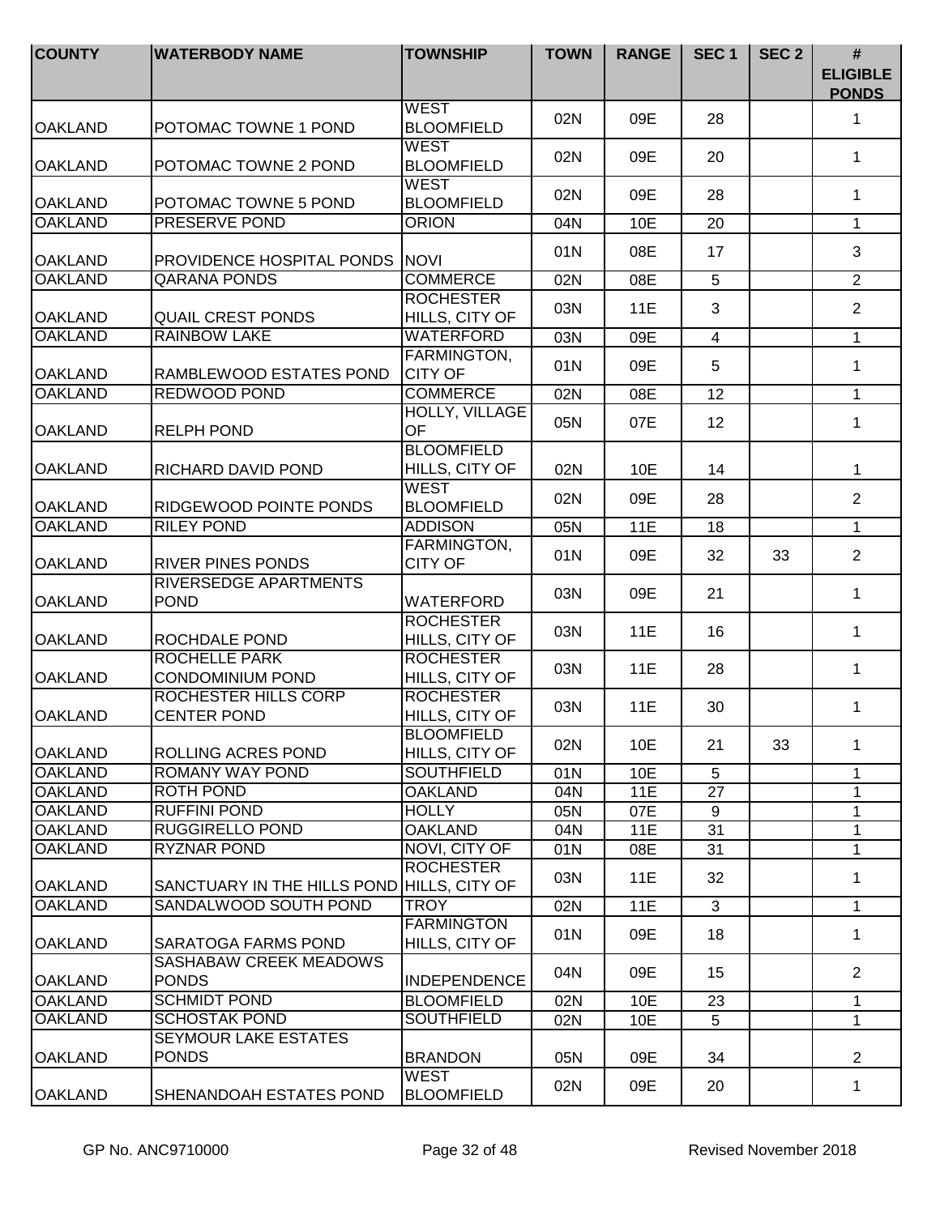| COUNTY | WATERBODY NAME | TOWNSHIP | TOWN | RANGE | SEC 1 | SEC 2 | # ELIGIBLE PONDS |
|---|---|---|---|---|---|---|---|
| OAKLAND | POTOMAC TOWNE 1 POND | WEST BLOOMFIELD | 02N | 09E | 28 | | 1 |
| OAKLAND | POTOMAC TOWNE 2 POND | WEST BLOOMFIELD | 02N | 09E | 20 | | 1 |
| OAKLAND | POTOMAC TOWNE 5 POND | WEST BLOOMFIELD | 02N | 09E | 28 | | 1 |
| OAKLAND | PRESERVE POND | ORION | 04N | 10E | 20 | | 1 |
| OAKLAND | PROVIDENCE HOSPITAL PONDS | NOVI | 01N | 08E | 17 | | 3 |
| OAKLAND | QARANA PONDS | COMMERCE | 02N | 08E | 5 | | 2 |
| OAKLAND | QUAIL CREST PONDS | ROCHESTER HILLS, CITY OF | 03N | 11E | 3 | | 2 |
| OAKLAND | RAINBOW LAKE | WATERFORD | 03N | 09E | 4 | | 1 |
| OAKLAND | RAMBLEWOOD ESTATES POND | FARMINGTON, CITY OF | 01N | 09E | 5 | | 1 |
| OAKLAND | REDWOOD POND | COMMERCE | 02N | 08E | 12 | | 1 |
| OAKLAND | RELPH POND | HOLLY, VILLAGE OF | 05N | 07E | 12 | | 1 |
| OAKLAND | RICHARD DAVID POND | BLOOMFIELD HILLS, CITY OF | 02N | 10E | 14 | | 1 |
| OAKLAND | RIDGEWOOD POINTE PONDS | WEST BLOOMFIELD | 02N | 09E | 28 | | 2 |
| OAKLAND | RILEY POND | ADDISON | 05N | 11E | 18 | | 1 |
| OAKLAND | RIVER PINES PONDS | FARMINGTON, CITY OF | 01N | 09E | 32 | 33 | 2 |
| OAKLAND | RIVERSEDGE APARTMENTS POND | WATERFORD | 03N | 09E | 21 | | 1 |
| OAKLAND | ROCHDALE POND | ROCHESTER HILLS, CITY OF | 03N | 11E | 16 | | 1 |
| OAKLAND | ROCHELLE PARK CONDOMINIUM POND | ROCHESTER HILLS, CITY OF | 03N | 11E | 28 | | 1 |
| OAKLAND | ROCHESTER HILLS CORP CENTER POND | ROCHESTER HILLS, CITY OF | 03N | 11E | 30 | | 1 |
| OAKLAND | ROLLING ACRES POND | BLOOMFIELD HILLS, CITY OF | 02N | 10E | 21 | 33 | 1 |
| OAKLAND | ROMANY WAY POND | SOUTHFIELD | 01N | 10E | 5 | | 1 |
| OAKLAND | ROTH POND | OAKLAND | 04N | 11E | 27 | | 1 |
| OAKLAND | RUFFINI POND | HOLLY | 05N | 07E | 9 | | 1 |
| OAKLAND | RUGGIRELLO POND | OAKLAND | 04N | 11E | 31 | | 1 |
| OAKLAND | RYZNAR POND | NOVI, CITY OF | 01N | 08E | 31 | | 1 |
| OAKLAND | SANCTUARY IN THE HILLS POND | ROCHESTER HILLS, CITY OF | 03N | 11E | 32 | | 1 |
| OAKLAND | SANDALWOOD SOUTH POND | TROY | 02N | 11E | 3 | | 1 |
| OAKLAND | SARATOGA FARMS POND | FARMINGTON HILLS, CITY OF | 01N | 09E | 18 | | 1 |
| OAKLAND | SASHABAW CREEK MEADOWS PONDS | INDEPENDENCE | 04N | 09E | 15 | | 2 |
| OAKLAND | SCHMIDT POND | BLOOMFIELD | 02N | 10E | 23 | | 1 |
| OAKLAND | SCHOSTAK POND | SOUTHFIELD | 02N | 10E | 5 | | 1 |
| OAKLAND | SEYMOUR LAKE ESTATES PONDS | BRANDON | 05N | 09E | 34 | | 2 |
| OAKLAND | SHENANDOAH ESTATES POND | WEST BLOOMFIELD | 02N | 09E | 20 | | 1 |

GP No. ANC9710000 Revised November 2018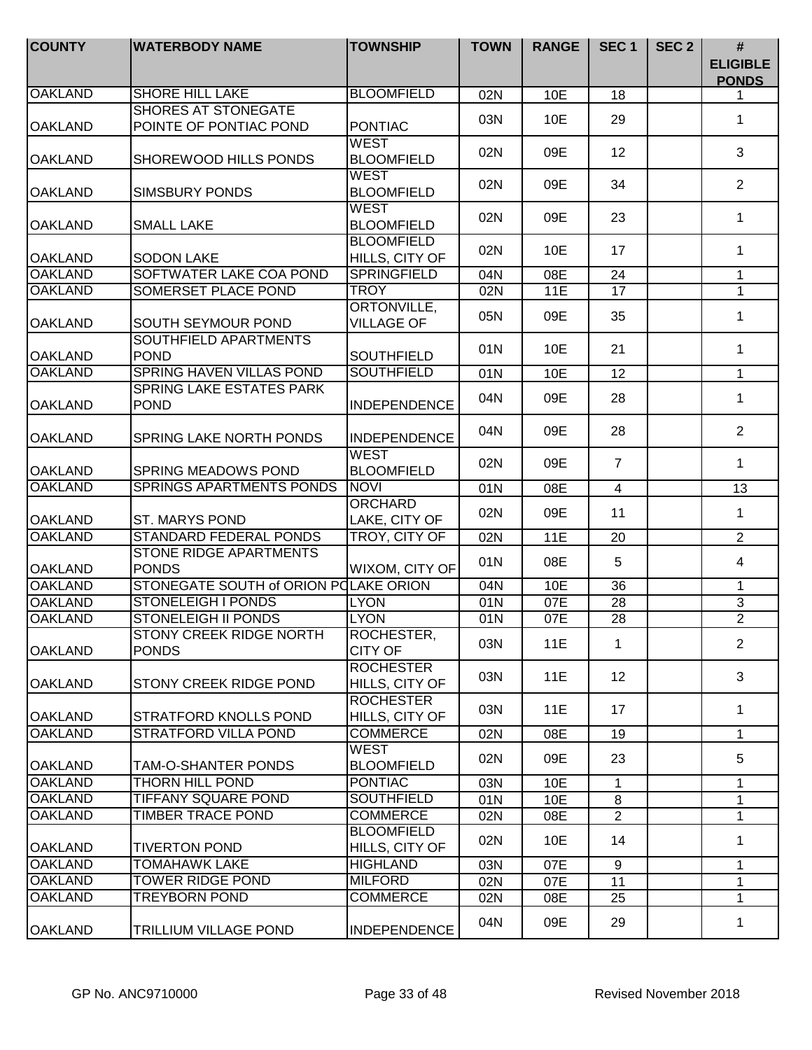| COUNTY | WATERBODY NAME | TOWNSHIP | TOWN | RANGE | SEC 1 | SEC 2 | # ELIGIBLE PONDS |
|---|---|---|---|---|---|---|---|
| OAKLAND | SHORE HILL LAKE | BLOOMFIELD | 02N | 10E | 18 | | 1 |
| OAKLAND | SHORES AT STONEGATE POINTE OF PONTIAC POND | PONTIAC | 03N | 10E | 29 | | 1 |
| OAKLAND | SHOREWOOD HILLS PONDS | WEST BLOOMFIELD | 02N | 09E | 12 | | 3 |
| OAKLAND | SIMSBURY PONDS | WEST BLOOMFIELD | 02N | 09E | 34 | | 2 |
| OAKLAND | SMALL LAKE | WEST BLOOMFIELD | 02N | 09E | 23 | | 1 |
| OAKLAND | SODON LAKE | BLOOMFIELD HILLS, CITY OF | 02N | 10E | 17 | | 1 |
| OAKLAND | SOFTWATER LAKE COA POND | SPRINGFIELD | 04N | 08E | 24 | | 1 |
| OAKLAND | SOMERSET PLACE POND | TROY | 02N | 11E | 17 | | 1 |
| OAKLAND | SOUTH SEYMOUR POND | ORTONVILLE, VILLAGE OF | 05N | 09E | 35 | | 1 |
| OAKLAND | SOUTHFIELD APARTMENTS POND | SOUTHFIELD | 01N | 10E | 21 | | 1 |
| OAKLAND | SPRING HAVEN VILLAS POND | SOUTHFIELD | 01N | 10E | 12 | | 1 |
| OAKLAND | SPRING LAKE ESTATES PARK POND | INDEPENDENCE | 04N | 09E | 28 | | 1 |
| OAKLAND | SPRING LAKE NORTH PONDS | INDEPENDENCE | 04N | 09E | 28 | | 2 |
| OAKLAND | SPRING MEADOWS POND | WEST BLOOMFIELD | 02N | 09E | 7 | | 1 |
| OAKLAND | SPRINGS APARTMENTS PONDS | NOVI | 01N | 08E | 4 | | 13 |
| OAKLAND | ST. MARYS POND | ORCHARD LAKE, CITY OF | 02N | 09E | 11 | | 1 |
| OAKLAND | STANDARD FEDERAL PONDS | TROY, CITY OF | 02N | 11E | 20 | | 2 |
| OAKLAND | STONE RIDGE APARTMENTS PONDS | WIXOM, CITY OF | 01N | 08E | 5 | | 4 |
| OAKLAND | STONEGATE SOUTH of ORION PO | LAKE ORION | 04N | 10E | 36 | | 1 |
| OAKLAND | STONELEIGH I PONDS | LYON | 01N | 07E | 28 | | 3 |
| OAKLAND | STONELEIGH II PONDS | LYON | 01N | 07E | 28 | | 2 |
| OAKLAND | STONY CREEK RIDGE NORTH PONDS | ROCHESTER, CITY OF | 03N | 11E | 1 | | 2 |
| OAKLAND | STONY CREEK RIDGE POND | ROCHESTER HILLS, CITY OF | 03N | 11E | 12 | | 3 |
| OAKLAND | STRATFORD KNOLLS POND | ROCHESTER HILLS, CITY OF | 03N | 11E | 17 | | 1 |
| OAKLAND | STRATFORD VILLA POND | COMMERCE | 02N | 08E | 19 | | 1 |
| OAKLAND | TAM-O-SHANTER PONDS | WEST BLOOMFIELD | 02N | 09E | 23 | | 5 |
| OAKLAND | THORN HILL POND | PONTIAC | 03N | 10E | 1 | | 1 |
| OAKLAND | TIFFANY SQUARE POND | SOUTHFIELD | 01N | 10E | 8 | | 1 |
| OAKLAND | TIMBER TRACE POND | COMMERCE | 02N | 08E | 2 | | 1 |
| OAKLAND | TIVERTON POND | BLOOMFIELD HILLS, CITY OF | 02N | 10E | 14 | | 1 |
| OAKLAND | TOMAHAWK LAKE | HIGHLAND | 03N | 07E | 9 | | 1 |
| OAKLAND | TOWER RIDGE POND | MILFORD | 02N | 07E | 11 | | 1 |
| OAKLAND | TREYBORN POND | COMMERCE | 02N | 08E | 25 | | 1 |
| OAKLAND | TRILLIUM VILLAGE POND | INDEPENDENCE | 04N | 09E | 29 | | 1 |

GP No. ANC9710000 Revised November 2018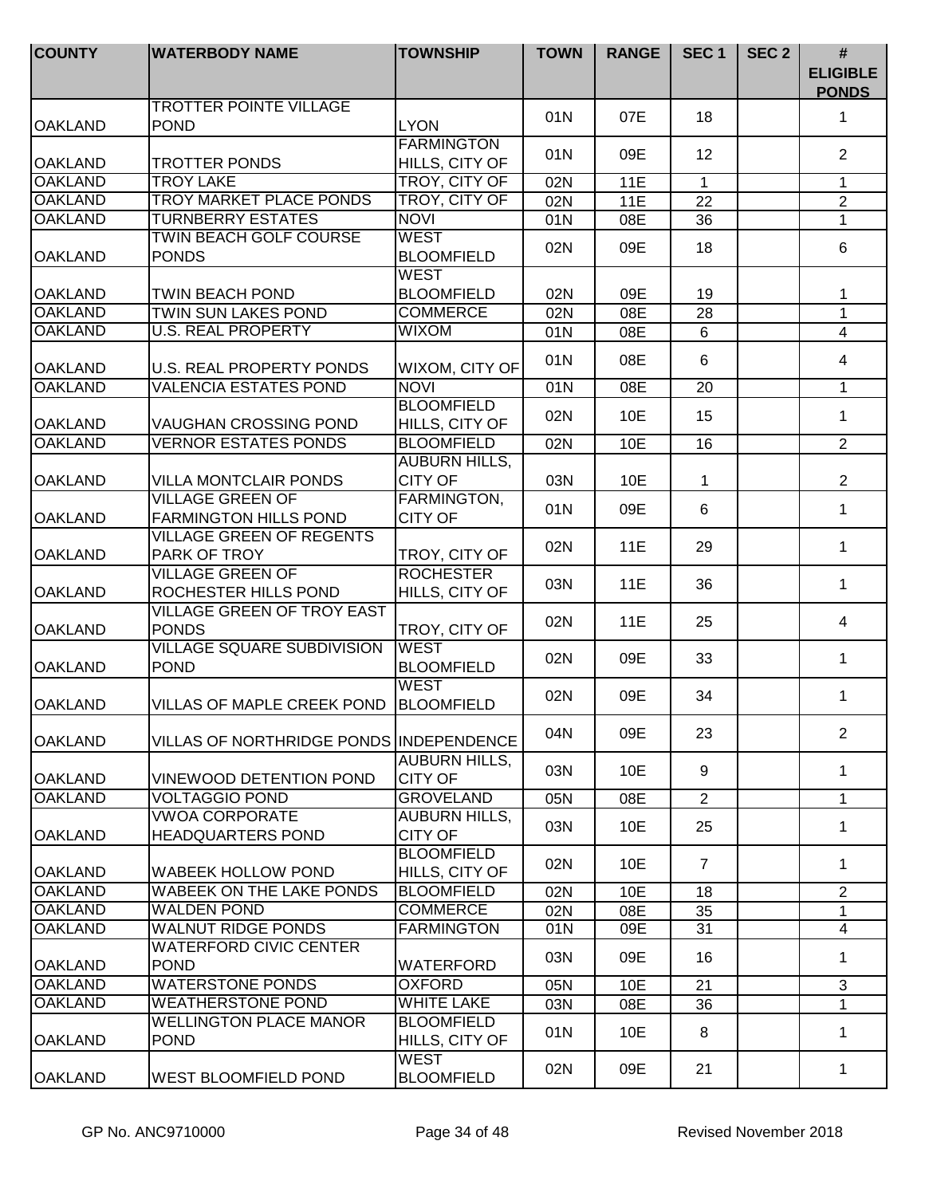| COUNTY | WATERBODY NAME | TOWNSHIP | TOWN | RANGE | SEC 1 | SEC 2 | # ELIGIBLE PONDS |
|---|---|---|---|---|---|---|---|
| OAKLAND | TROTTER POINTE VILLAGE POND | LYON | 01N | 07E | 18 | | 1 |
| OAKLAND | TROTTER PONDS | FARMINGTON HILLS, CITY OF | 01N | 09E | 12 | | 2 |
| OAKLAND | TROY LAKE | TROY, CITY OF | 02N | 11E | 1 | | 1 |
| OAKLAND | TROY MARKET PLACE PONDS | TROY, CITY OF | 02N | 11E | 22 | | 2 |
| OAKLAND | TURNBERRY ESTATES | NOVI | 01N | 08E | 36 | | 1 |
| OAKLAND | TWIN BEACH GOLF COURSE PONDS | WEST BLOOMFIELD | 02N | 09E | 18 | | 6 |
| OAKLAND | TWIN BEACH POND | WEST BLOOMFIELD | 02N | 09E | 19 | | 1 |
| OAKLAND | TWIN SUN LAKES POND | COMMERCE | 02N | 08E | 28 | | 1 |
| OAKLAND | U.S. REAL PROPERTY | WIXOM | 01N | 08E | 6 | | 4 |
| OAKLAND | U.S. REAL PROPERTY PONDS | WIXOM, CITY OF | 01N | 08E | 6 | | 4 |
| OAKLAND | VALENCIA ESTATES POND | NOVI | 01N | 08E | 20 | | 1 |
| OAKLAND | VAUGHAN CROSSING POND | BLOOMFIELD HILLS, CITY OF | 02N | 10E | 15 | | 1 |
| OAKLAND | VERNOR ESTATES PONDS | BLOOMFIELD | 02N | 10E | 16 | | 2 |
| OAKLAND | VILLA MONTCLAIR PONDS | AUBURN HILLS, CITY OF | 03N | 10E | 1 | | 2 |
| OAKLAND | VILLAGE GREEN OF FARMINGTON HILLS POND | FARMINGTON, CITY OF | 01N | 09E | 6 | | 1 |
| OAKLAND | VILLAGE GREEN OF REGENTS PARK OF TROY | TROY, CITY OF | 02N | 11E | 29 | | 1 |
| OAKLAND | VILLAGE GREEN OF ROCHESTER HILLS POND | ROCHESTER HILLS, CITY OF | 03N | 11E | 36 | | 1 |
| OAKLAND | VILLAGE GREEN OF TROY EAST PONDS | TROY, CITY OF | 02N | 11E | 25 | | 4 |
| OAKLAND | VILLAGE SQUARE SUBDIVISION POND | WEST BLOOMFIELD | 02N | 09E | 33 | | 1 |
| OAKLAND | VILLAS OF MAPLE CREEK POND | WEST BLOOMFIELD | 02N | 09E | 34 | | 1 |
| OAKLAND | VILLAS OF NORTHRIDGE PONDS | INDEPENDENCE | 04N | 09E | 23 | | 2 |
| OAKLAND | VINEWOOD DETENTION POND | AUBURN HILLS, CITY OF | 03N | 10E | 9 | | 1 |
| OAKLAND | VOLTAGGIO POND | GROVELAND | 05N | 08E | 2 | | 1 |
| OAKLAND | VWOA CORPORATE HEADQUARTERS POND | AUBURN HILLS, CITY OF | 03N | 10E | 25 | | 1 |
| OAKLAND | WABEEK HOLLOW POND | BLOOMFIELD HILLS, CITY OF | 02N | 10E | 7 | | 1 |
| OAKLAND | WABEEK ON THE LAKE PONDS | BLOOMFIELD | 02N | 10E | 18 | | 2 |
| OAKLAND | WALDEN POND | COMMERCE | 02N | 08E | 35 | | 1 |
| OAKLAND | WALNUT RIDGE PONDS | FARMINGTON | 01N | 09E | 31 | | 4 |
| OAKLAND | WATERFORD CIVIC CENTER POND | WATERFORD | 03N | 09E | 16 | | 1 |
| OAKLAND | WATERSTONE PONDS | OXFORD | 05N | 10E | 21 | | 3 |
| OAKLAND | WEATHERSTONE POND | WHITE LAKE | 03N | 08E | 36 | | 1 |
| OAKLAND | WELLINGTON PLACE MANOR POND | BLOOMFIELD HILLS, CITY OF | 01N | 10E | 8 | | 1 |
| OAKLAND | WEST BLOOMFIELD POND | WEST BLOOMFIELD | 02N | 09E | 21 | | 1 |

GP No. ANC9710000 | Revised November 2018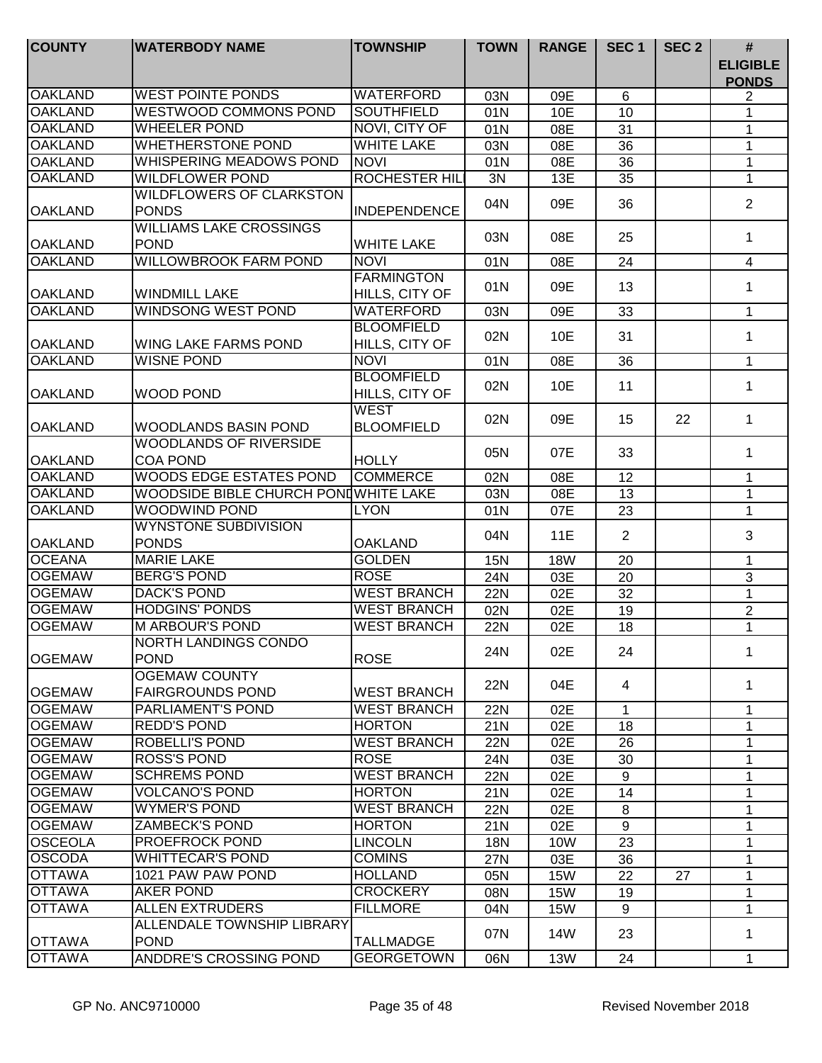| COUNTY | WATERBODY NAME | TOWNSHIP | TOWN | RANGE | SEC 1 | SEC 2 | # ELIGIBLE PONDS |
|---|---|---|---|---|---|---|---|
| OAKLAND | WEST POINTE PONDS | WATERFORD | 03N | 09E | 6 | | 2 |
| OAKLAND | WESTWOOD COMMONS POND | SOUTHFIELD | 01N | 10E | 10 | | 1 |
| OAKLAND | WHEELER POND | NOVI, CITY OF | 01N | 08E | 31 | | 1 |
| OAKLAND | WHETHERSTONE POND | WHITE LAKE | 03N | 08E | 36 | | 1 |
| OAKLAND | WHISPERING MEADOWS POND | NOVI | 01N | 08E | 36 | | 1 |
| OAKLAND | WILDFLOWER POND | ROCHESTER HIL | 3N | 13E | 35 | | 1 |
| OAKLAND | WILDFLOWERS OF CLARKSTON PONDS | INDEPENDENCE | 04N | 09E | 36 | | 2 |
| OAKLAND | WILLIAMS LAKE CROSSINGS POND | WHITE LAKE | 03N | 08E | 25 | | 1 |
| OAKLAND | WILLOWBROOK FARM POND | NOVI | 01N | 08E | 24 | | 4 |
| OAKLAND | WINDMILL LAKE | FARMINGTON HILLS, CITY OF | 01N | 09E | 13 | | 1 |
| OAKLAND | WINDSONG WEST POND | WATERFORD | 03N | 09E | 33 | | 1 |
| OAKLAND | WING LAKE FARMS POND | BLOOMFIELD HILLS, CITY OF | 02N | 10E | 31 | | 1 |
| OAKLAND | WISNE POND | NOVI | 01N | 08E | 36 | | 1 |
| OAKLAND | WOOD POND | BLOOMFIELD HILLS, CITY OF | 02N | 10E | 11 | | 1 |
| OAKLAND | WOODLANDS BASIN POND | WEST BLOOMFIELD | 02N | 09E | 15 | 22 | 1 |
| OAKLAND | WOODLANDS OF RIVERSIDE COA POND | HOLLY | 05N | 07E | 33 | | 1 |
| OAKLAND | WOODS EDGE ESTATES POND | COMMERCE | 02N | 08E | 12 | | 1 |
| OAKLAND | WOODSIDE BIBLE CHURCH POND | WHITE LAKE | 03N | 08E | 13 | | 1 |
| OAKLAND | WOODWIND POND | LYON | 01N | 07E | 23 | | 1 |
| OAKLAND | WYNSTONE SUBDIVISION PONDS | OAKLAND | 04N | 11E | 2 | | 3 |
| OCEANA | MARIE LAKE | GOLDEN | 15N | 18W | 20 | | 1 |
| OGEMAW | BERG'S POND | ROSE | 24N | 03E | 20 | | 3 |
| OGEMAW | DACK'S POND | WEST BRANCH | 22N | 02E | 32 | | 1 |
| OGEMAW | HODGINS' PONDS | WEST BRANCH | 02N | 02E | 19 | | 2 |
| OGEMAW | M ARBOUR'S POND | WEST BRANCH | 22N | 02E | 18 | | 1 |
| OGEMAW | NORTH LANDINGS CONDO POND | ROSE | 24N | 02E | 24 | | 1 |
| OGEMAW | OGEMAW COUNTY FAIRGROUNDS POND | WEST BRANCH | 22N | 04E | 4 | | 1 |
| OGEMAW | PARLIAMENT'S POND | WEST BRANCH | 22N | 02E | 1 | | 1 |
| OGEMAW | REDD'S POND | HORTON | 21N | 02E | 18 | | 1 |
| OGEMAW | ROBELLI'S POND | WEST BRANCH | 22N | 02E | 26 | | 1 |
| OGEMAW | ROSS'S POND | ROSE | 24N | 03E | 30 | | 1 |
| OGEMAW | SCHREMS POND | WEST BRANCH | 22N | 02E | 9 | | 1 |
| OGEMAW | VOLCANO'S POND | HORTON | 21N | 02E | 14 | | 1 |
| OGEMAW | WYMER'S POND | WEST BRANCH | 22N | 02E | 8 | | 1 |
| OGEMAW | ZAMBECK'S POND | HORTON | 21N | 02E | 9 | | 1 |
| OSCEOLA | PROEFROCK POND | LINCOLN | 18N | 10W | 23 | | 1 |
| OSCODA | WHITTECAR'S POND | COMINS | 27N | 03E | 36 | | 1 |
| OTTAWA | 1021 PAW PAW POND | HOLLAND | 05N | 15W | 22 | 27 | 1 |
| OTTAWA | AKER POND | CROCKERY | 08N | 15W | 19 | | 1 |
| OTTAWA | ALLEN EXTRUDERS | FILLMORE | 04N | 15W | 9 | | 1 |
| OTTAWA | ALLENDALE TOWNSHIP LIBRARY POND | TALLMADGE | 07N | 14W | 23 | | 1 |
| OTTAWA | ANDDRE'S CROSSING POND | GEORGETOWN | 06N | 13W | 24 | | 1 |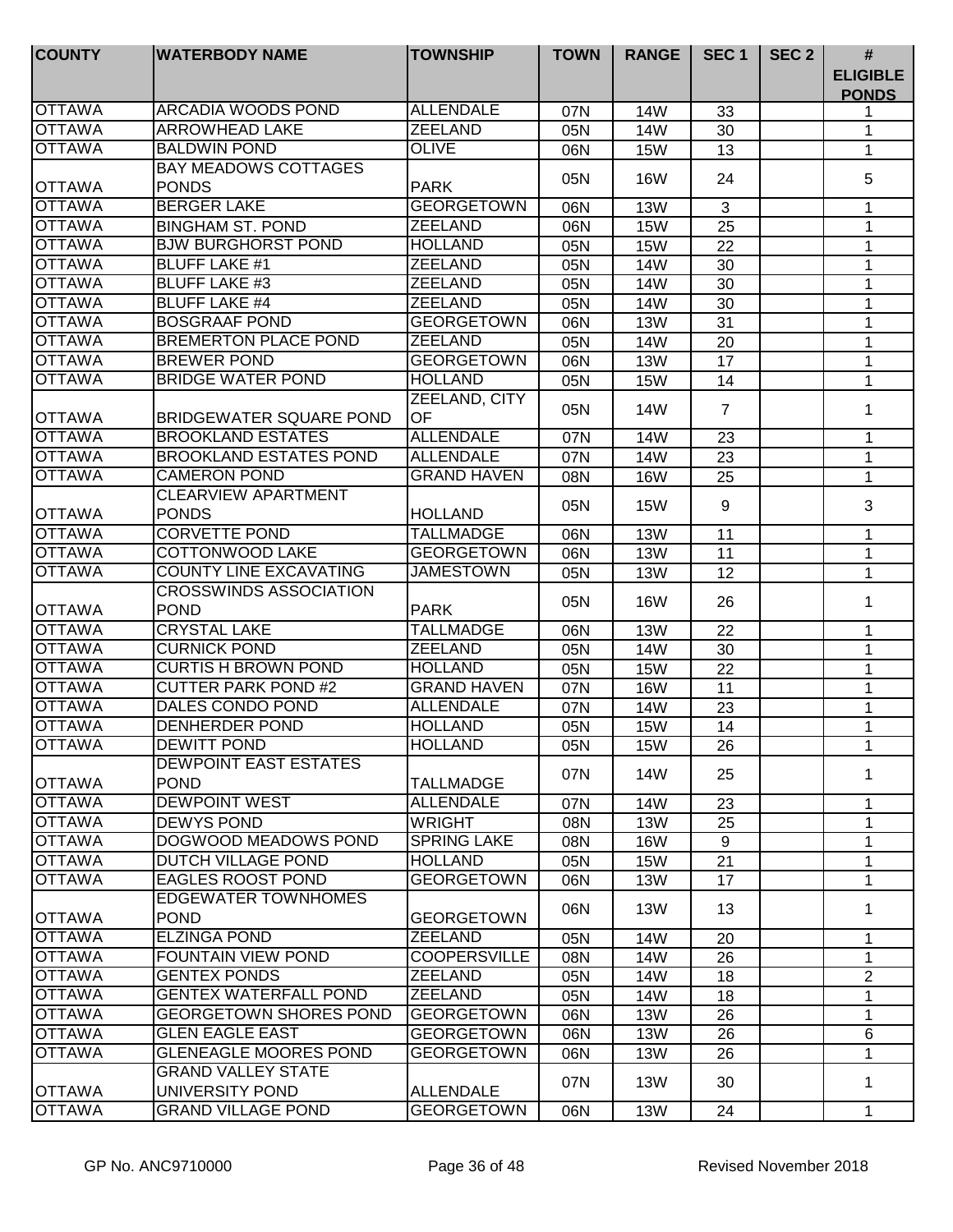| COUNTY | WATERBODY NAME | TOWNSHIP | TOWN | RANGE | SEC 1 | SEC 2 | # ELIGIBLE PONDS |
|---|---|---|---|---|---|---|---|
| OTTAWA | ARCADIA WOODS POND | ALLENDALE | 07N | 14W | 33 | | 1 |
| OTTAWA | ARROWHEAD LAKE | ZEELAND | 05N | 14W | 30 | | 1 |
| OTTAWA | BALDWIN POND | OLIVE | 06N | 15W | 13 | | 1 |
| OTTAWA | BAY MEADOWS COTTAGES PONDS | PARK | 05N | 16W | 24 | | 5 |
| OTTAWA | BERGER LAKE | GEORGETOWN | 06N | 13W | 3 | | 1 |
| OTTAWA | BINGHAM ST. POND | ZEELAND | 06N | 15W | 25 | | 1 |
| OTTAWA | BJW BURGHORST POND | HOLLAND | 05N | 15W | 22 | | 1 |
| OTTAWA | BLUFF LAKE #1 | ZEELAND | 05N | 14W | 30 | | 1 |
| OTTAWA | BLUFF LAKE #3 | ZEELAND | 05N | 14W | 30 | | 1 |
| OTTAWA | BLUFF LAKE #4 | ZEELAND | 05N | 14W | 30 | | 1 |
| OTTAWA | BOSGRAAF POND | GEORGETOWN | 06N | 13W | 31 | | 1 |
| OTTAWA | BREMERTON PLACE POND | ZEELAND | 05N | 14W | 20 | | 1 |
| OTTAWA | BREWER POND | GEORGETOWN | 06N | 13W | 17 | | 1 |
| OTTAWA | BRIDGE WATER POND | HOLLAND | 05N | 15W | 14 | | 1 |
| OTTAWA | BRIDGEWATER SQUARE POND | ZEELAND, CITY OF | 05N | 14W | 7 | | 1 |
| OTTAWA | BROOKLAND ESTATES | ALLENDALE | 07N | 14W | 23 | | 1 |
| OTTAWA | BROOKLAND ESTATES POND | ALLENDALE | 07N | 14W | 23 | | 1 |
| OTTAWA | CAMERON POND | GRAND HAVEN | 08N | 16W | 25 | | 1 |
| OTTAWA | CLEARVIEW APARTMENT PONDS | HOLLAND | 05N | 15W | 9 | | 3 |
| OTTAWA | CORVETTE POND | TALLMADGE | 06N | 13W | 11 | | 1 |
| OTTAWA | COTTONWOOD LAKE | GEORGETOWN | 06N | 13W | 11 | | 1 |
| OTTAWA | COUNTY LINE EXCAVATING | JAMESTOWN | 05N | 13W | 12 | | 1 |
| OTTAWA | CROSSWINDS ASSOCIATION POND | PARK | 05N | 16W | 26 | | 1 |
| OTTAWA | CRYSTAL LAKE | TALLMADGE | 06N | 13W | 22 | | 1 |
| OTTAWA | CURNICK POND | ZEELAND | 05N | 14W | 30 | | 1 |
| OTTAWA | CURTIS H BROWN POND | HOLLAND | 05N | 15W | 22 | | 1 |
| OTTAWA | CUTTER PARK POND #2 | GRAND HAVEN | 07N | 16W | 11 | | 1 |
| OTTAWA | DALES CONDO POND | ALLENDALE | 07N | 14W | 23 | | 1 |
| OTTAWA | DENHERDER POND | HOLLAND | 05N | 15W | 14 | | 1 |
| OTTAWA | DEWITT POND | HOLLAND | 05N | 15W | 26 | | 1 |
| OTTAWA | DEWPOINT EAST ESTATES POND | TALLMADGE | 07N | 14W | 25 | | 1 |
| OTTAWA | DEWPOINT WEST | ALLENDALE | 07N | 14W | 23 | | 1 |
| OTTAWA | DEWYS POND | WRIGHT | 08N | 13W | 25 | | 1 |
| OTTAWA | DOGWOOD MEADOWS POND | SPRING LAKE | 08N | 16W | 9 | | 1 |
| OTTAWA | DUTCH VILLAGE POND | HOLLAND | 05N | 15W | 21 | | 1 |
| OTTAWA | EAGLES ROOST POND | GEORGETOWN | 06N | 13W | 17 | | 1 |
| OTTAWA | EDGEWATER TOWNHOMES POND | GEORGETOWN | 06N | 13W | 13 | | 1 |
| OTTAWA | ELZINGA POND | ZEELAND | 05N | 14W | 20 | | 1 |
| OTTAWA | FOUNTAIN VIEW POND | COOPERSVILLE | 08N | 14W | 26 | | 1 |
| OTTAWA | GENTEX PONDS | ZEELAND | 05N | 14W | 18 | | 2 |
| OTTAWA | GENTEX WATERFALL POND | ZEELAND | 05N | 14W | 18 | | 1 |
| OTTAWA | GEORGETOWN SHORES POND | GEORGETOWN | 06N | 13W | 26 | | 1 |
| OTTAWA | GLEN EAGLE EAST | GEORGETOWN | 06N | 13W | 26 | | 6 |
| OTTAWA | GLENEAGLE MOORES POND | GEORGETOWN | 06N | 13W | 26 | | 1 |
| OTTAWA | GRAND VALLEY STATE UNIVERSITY POND | ALLENDALE | 07N | 13W | 30 | | 1 |
| OTTAWA | GRAND VILLAGE POND | GEORGETOWN | 06N | 13W | 24 | | 1 |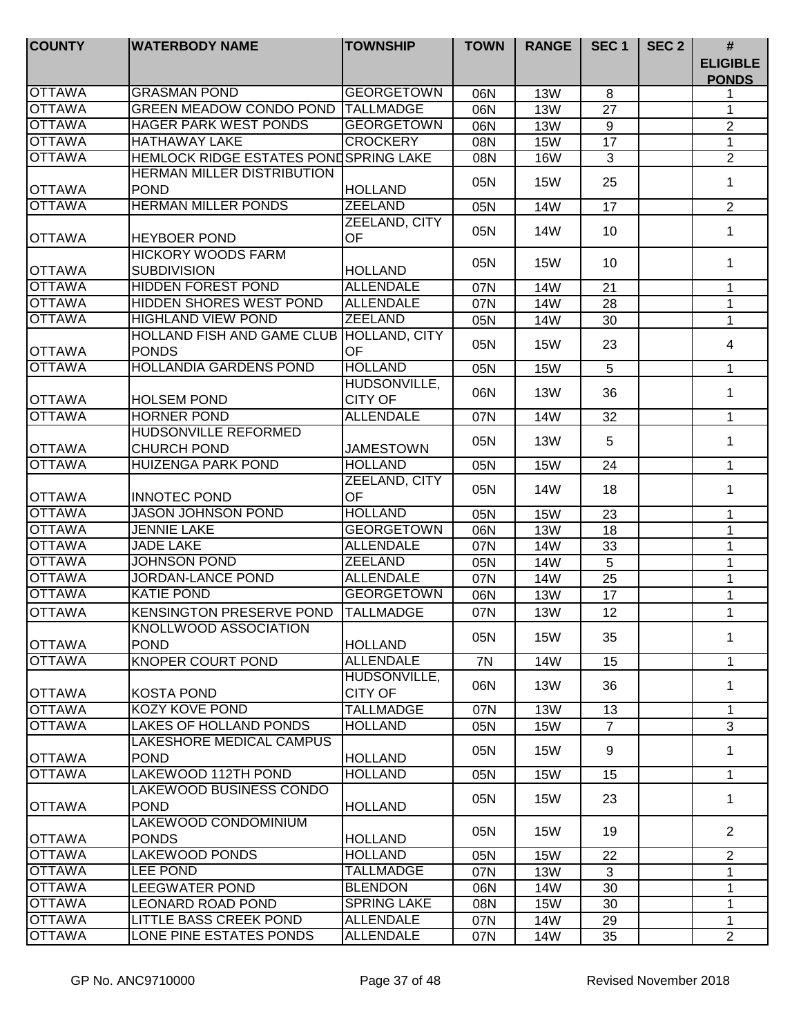| COUNTY | WATERBODY NAME | TOWNSHIP | TOWN | RANGE | SEC 1 | SEC 2 | # ELIGIBLE PONDS |
|---|---|---|---|---|---|---|---|
| OTTAWA | GRASMAN POND | GEORGETOWN | 06N | 13W | 8 | | 1 |
| OTTAWA | GREEN MEADOW CONDO POND | TALLMADGE | 06N | 13W | 27 | | 1 |
| OTTAWA | HAGER PARK WEST PONDS | GEORGETOWN | 06N | 13W | 9 | | 2 |
| OTTAWA | HATHAWAY LAKE | CROCKERY | 08N | 15W | 17 | | 1 |
| OTTAWA | HEMLOCK RIDGE ESTATES POND | SPRING LAKE | 08N | 16W | 3 | | 2 |
| OTTAWA | HERMAN MILLER DISTRIBUTION POND | HOLLAND | 05N | 15W | 25 | | 1 |
| OTTAWA | HERMAN MILLER PONDS | ZEELAND | 05N | 14W | 17 | | 2 |
| OTTAWA | HEYBOER POND | ZEELAND, CITY OF | 05N | 14W | 10 | | 1 |
| OTTAWA | HICKORY WOODS FARM SUBDIVISION | HOLLAND | 05N | 15W | 10 | | 1 |
| OTTAWA | HIDDEN FOREST POND | ALLENDALE | 07N | 14W | 21 | | 1 |
| OTTAWA | HIDDEN SHORES WEST POND | ALLENDALE | 07N | 14W | 28 | | 1 |
| OTTAWA | HIGHLAND VIEW POND | ZEELAND | 05N | 14W | 30 | | 1 |
| OTTAWA | HOLLAND FISH AND GAME CLUB PONDS | HOLLAND, CITY OF | 05N | 15W | 23 | | 4 |
| OTTAWA | HOLLANDIA GARDENS POND | HOLLAND | 05N | 15W | 5 | | 1 |
| OTTAWA | HOLSEM POND | HUDSONVILLE, CITY OF | 06N | 13W | 36 | | 1 |
| OTTAWA | HORNER POND | ALLENDALE | 07N | 14W | 32 | | 1 |
| OTTAWA | HUDSONVILLE REFORMED CHURCH POND | JAMESTOWN | 05N | 13W | 5 | | 1 |
| OTTAWA | HUIZENGA PARK POND | HOLLAND | 05N | 15W | 24 | | 1 |
| OTTAWA | INNOTEC POND | ZEELAND, CITY OF | 05N | 14W | 18 | | 1 |
| OTTAWA | JASON JOHNSON POND | HOLLAND | 05N | 15W | 23 | | 1 |
| OTTAWA | JENNIE LAKE | GEORGETOWN | 06N | 13W | 18 | | 1 |
| OTTAWA | JADE LAKE | ALLENDALE | 07N | 14W | 33 | | 1 |
| OTTAWA | JOHNSON POND | ZEELAND | 05N | 14W | 5 | | 1 |
| OTTAWA | JORDAN-LANCE POND | ALLENDALE | 07N | 14W | 25 | | 1 |
| OTTAWA | KATIE POND | GEORGETOWN | 06N | 13W | 17 | | 1 |
| OTTAWA | KENSINGTON PRESERVE POND | TALLMADGE | 07N | 13W | 12 | | 1 |
| OTTAWA | KNOLLWOOD ASSOCIATION POND | HOLLAND | 05N | 15W | 35 | | 1 |
| OTTAWA | KNOPER COURT POND | ALLENDALE | 7N | 14W | 15 | | 1 |
| OTTAWA | KOSTA POND | HUDSONVILLE, CITY OF | 06N | 13W | 36 | | 1 |
| OTTAWA | KOZY KOVE POND | TALLMADGE | 07N | 13W | 13 | | 1 |
| OTTAWA | LAKES OF HOLLAND PONDS | HOLLAND | 05N | 15W | 7 | | 3 |
| OTTAWA | LAKESHORE MEDICAL CAMPUS POND | HOLLAND | 05N | 15W | 9 | | 1 |
| OTTAWA | LAKEWOOD 112TH POND | HOLLAND | 05N | 15W | 15 | | 1 |
| OTTAWA | LAKEWOOD BUSINESS CONDO POND | HOLLAND | 05N | 15W | 23 | | 1 |
| OTTAWA | LAKEWOOD CONDOMINIUM PONDS | HOLLAND | 05N | 15W | 19 | | 2 |
| OTTAWA | LAKEWOOD PONDS | HOLLAND | 05N | 15W | 22 | | 2 |
| OTTAWA | LEE POND | TALLMADGE | 07N | 13W | 3 | | 1 |
| OTTAWA | LEEGWATER POND | BLENDON | 06N | 14W | 30 | | 1 |
| OTTAWA | LEONARD ROAD POND | SPRING LAKE | 08N | 15W | 30 | | 1 |
| OTTAWA | LITTLE BASS CREEK POND | ALLENDALE | 07N | 14W | 29 | | 1 |
| OTTAWA | LONE PINE ESTATES PONDS | ALLENDALE | 07N | 14W | 35 | | 2 |

GP No. ANC9710000 Revised November 2018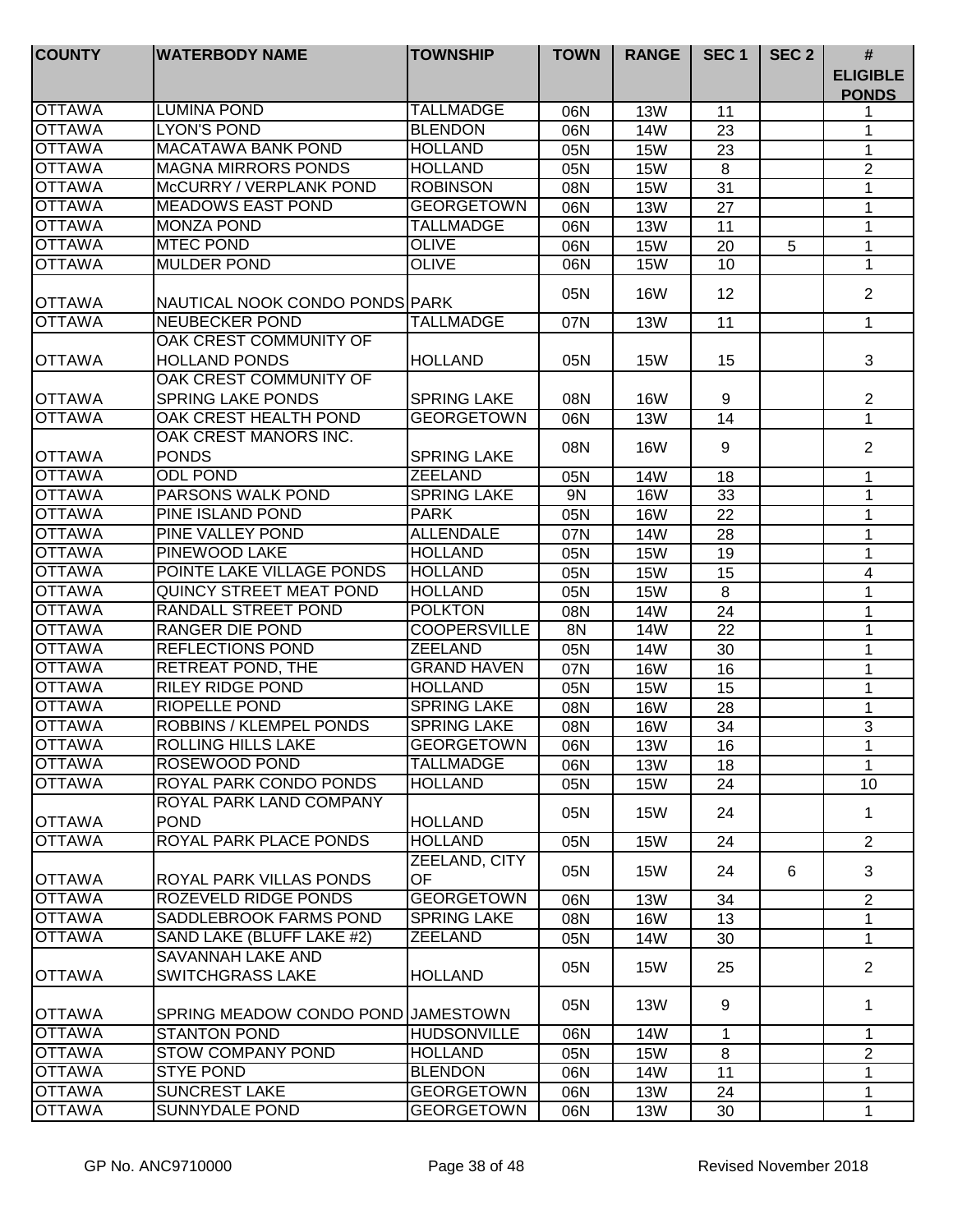| COUNTY | WATERBODY NAME | TOWNSHIP | TOWN | RANGE | SEC 1 | SEC 2 | # ELIGIBLE PONDS |
|---|---|---|---|---|---|---|---|
| OTTAWA | LUMINA POND | TALLMADGE | 06N | 13W | 11 | | 1 |
| OTTAWA | LYON'S POND | BLENDON | 06N | 14W | 23 | | 1 |
| OTTAWA | MACATAWA BANK POND | HOLLAND | 05N | 15W | 23 | | 1 |
| OTTAWA | MAGNA MIRRORS PONDS | HOLLAND | 05N | 15W | 8 | | 2 |
| OTTAWA | McCURRY / VERPLANK POND | ROBINSON | 08N | 15W | 31 | | 1 |
| OTTAWA | MEADOWS EAST POND | GEORGETOWN | 06N | 13W | 27 | | 1 |
| OTTAWA | MONZA POND | TALLMADGE | 06N | 13W | 11 | | 1 |
| OTTAWA | MTEC POND | OLIVE | 06N | 15W | 20 | 5 | 1 |
| OTTAWA | MULDER POND | OLIVE | 06N | 15W | 10 | | 1 |
| OTTAWA | NAUTICAL NOOK CONDO PONDS | PARK | 05N | 16W | 12 | | 2 |
| OTTAWA | NEUBECKER POND | TALLMADGE | 07N | 13W | 11 | | 1 |
| OTTAWA | OAK CREST COMMUNITY OF HOLLAND PONDS | HOLLAND | 05N | 15W | 15 | | 3 |
| OTTAWA | OAK CREST COMMUNITY OF SPRING LAKE PONDS | SPRING LAKE | 08N | 16W | 9 | | 2 |
| OTTAWA | OAK CREST HEALTH POND | GEORGETOWN | 06N | 13W | 14 | | 1 |
| OTTAWA | OAK CREST MANORS INC. PONDS | SPRING LAKE | 08N | 16W | 9 | | 2 |
| OTTAWA | ODL POND | ZEELAND | 05N | 14W | 18 | | 1 |
| OTTAWA | PARSONS WALK POND | SPRING LAKE | 9N | 16W | 33 | | 1 |
| OTTAWA | PINE ISLAND POND | PARK | 05N | 16W | 22 | | 1 |
| OTTAWA | PINE VALLEY POND | ALLENDALE | 07N | 14W | 28 | | 1 |
| OTTAWA | PINEWOOD LAKE | HOLLAND | 05N | 15W | 19 | | 1 |
| OTTAWA | POINTE LAKE VILLAGE PONDS | HOLLAND | 05N | 15W | 15 | | 4 |
| OTTAWA | QUINCY STREET MEAT POND | HOLLAND | 05N | 15W | 8 | | 1 |
| OTTAWA | RANDALL STREET POND | POLKTON | 08N | 14W | 24 | | 1 |
| OTTAWA | RANGER DIE POND | COOPERSVILLE | 8N | 14W | 22 | | 1 |
| OTTAWA | REFLECTIONS POND | ZEELAND | 05N | 14W | 30 | | 1 |
| OTTAWA | RETREAT POND, THE | GRAND HAVEN | 07N | 16W | 16 | | 1 |
| OTTAWA | RILEY RIDGE POND | HOLLAND | 05N | 15W | 15 | | 1 |
| OTTAWA | RIOPELLE POND | SPRING LAKE | 08N | 16W | 28 | | 1 |
| OTTAWA | ROBBINS / KLEMPEL PONDS | SPRING LAKE | 08N | 16W | 34 | | 3 |
| OTTAWA | ROLLING HILLS LAKE | GEORGETOWN | 06N | 13W | 16 | | 1 |
| OTTAWA | ROSEWOOD POND | TALLMADGE | 06N | 13W | 18 | | 1 |
| OTTAWA | ROYAL PARK CONDO PONDS | HOLLAND | 05N | 15W | 24 | | 10 |
| OTTAWA | ROYAL PARK LAND COMPANY POND | HOLLAND | 05N | 15W | 24 | | 1 |
| OTTAWA | ROYAL PARK PLACE PONDS | HOLLAND | 05N | 15W | 24 | | 2 |
| OTTAWA | ROYAL PARK VILLAS PONDS | ZEELAND, CITY OF | 05N | 15W | 24 | 6 | 3 |
| OTTAWA | ROZEVELD RIDGE PONDS | GEORGETOWN | 06N | 13W | 34 | | 2 |
| OTTAWA | SADDLEBROOK FARMS POND | SPRING LAKE | 08N | 16W | 13 | | 1 |
| OTTAWA | SAND LAKE (BLUFF LAKE #2) | ZEELAND | 05N | 14W | 30 | | 1 |
| OTTAWA | SAVANNAH LAKE AND SWITCHGRASS LAKE | HOLLAND | 05N | 15W | 25 | | 2 |
| OTTAWA | SPRING MEADOW CONDO POND | JAMESTOWN | 05N | 13W | 9 | | 1 |
| OTTAWA | STANTON POND | HUDSONVILLE | 06N | 14W | 1 | | 1 |
| OTTAWA | STOW COMPANY POND | HOLLAND | 05N | 15W | 8 | | 2 |
| OTTAWA | STYE POND | BLENDON | 06N | 14W | 11 | | 1 |
| OTTAWA | SUNCREST LAKE | GEORGETOWN | 06N | 13W | 24 | | 1 |
| OTTAWA | SUNNYDALE POND | GEORGETOWN | 06N | 13W | 30 | | 1 |

GP No. ANC9710000 Revised November 2018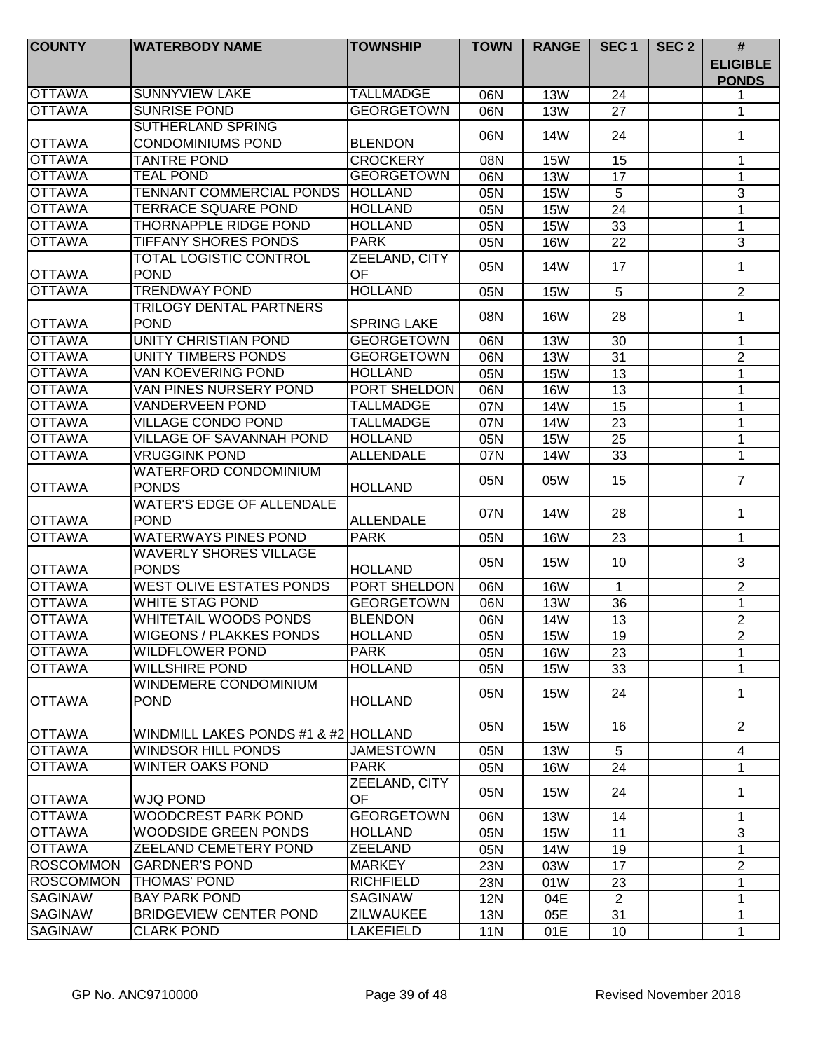| COUNTY | WATERBODY NAME | TOWNSHIP | TOWN | RANGE | SEC 1 | SEC 2 | # ELIGIBLE PONDS |
|---|---|---|---|---|---|---|---|
| OTTAWA | SUNNYVIEW LAKE | TALLMADGE | 06N | 13W | 24 | | 1 |
| OTTAWA | SUNRISE POND | GEORGETOWN | 06N | 13W | 27 | | 1 |
| OTTAWA | SUTHERLAND SPRING CONDOMINIUMS POND | BLENDON | 06N | 14W | 24 | | 1 |
| OTTAWA | TANTRE POND | CROCKERY | 08N | 15W | 15 | | 1 |
| OTTAWA | TEAL POND | GEORGETOWN | 06N | 13W | 17 | | 1 |
| OTTAWA | TENNANT COMMERCIAL PONDS | HOLLAND | 05N | 15W | 5 | | 3 |
| OTTAWA | TERRACE SQUARE POND | HOLLAND | 05N | 15W | 24 | | 1 |
| OTTAWA | THORNAPPLE RIDGE POND | HOLLAND | 05N | 15W | 33 | | 1 |
| OTTAWA | TIFFANY SHORES PONDS | PARK | 05N | 16W | 22 | | 3 |
| OTTAWA | TOTAL LOGISTIC CONTROL POND | ZEELAND, CITY OF | 05N | 14W | 17 | | 1 |
| OTTAWA | TRENDWAY POND | HOLLAND | 05N | 15W | 5 | | 2 |
| OTTAWA | TRILOGY DENTAL PARTNERS POND | SPRING LAKE | 08N | 16W | 28 | | 1 |
| OTTAWA | UNITY CHRISTIAN POND | GEORGETOWN | 06N | 13W | 30 | | 1 |
| OTTAWA | UNITY TIMBERS PONDS | GEORGETOWN | 06N | 13W | 31 | | 2 |
| OTTAWA | VAN KOEVERING POND | HOLLAND | 05N | 15W | 13 | | 1 |
| OTTAWA | VAN PINES NURSERY POND | PORT SHELDON | 06N | 16W | 13 | | 1 |
| OTTAWA | VANDERVEEN POND | TALLMADGE | 07N | 14W | 15 | | 1 |
| OTTAWA | VILLAGE CONDO POND | TALLMADGE | 07N | 14W | 23 | | 1 |
| OTTAWA | VILLAGE OF SAVANNAH POND | HOLLAND | 05N | 15W | 25 | | 1 |
| OTTAWA | VRUGGINK POND | ALLENDALE | 07N | 14W | 33 | | 1 |
| OTTAWA | WATERFORD CONDOMINIUM PONDS | HOLLAND | 05N | 05W | 15 | | 7 |
| OTTAWA | WATER'S EDGE OF ALLENDALE POND | ALLENDALE | 07N | 14W | 28 | | 1 |
| OTTAWA | WATERWAYS PINES POND | PARK | 05N | 16W | 23 | | 1 |
| OTTAWA | WAVERLY SHORES VILLAGE PONDS | HOLLAND | 05N | 15W | 10 | | 3 |
| OTTAWA | WEST OLIVE ESTATES PONDS | PORT SHELDON | 06N | 16W | 1 | | 2 |
| OTTAWA | WHITE STAG POND | GEORGETOWN | 06N | 13W | 36 | | 1 |
| OTTAWA | WHITETAIL WOODS PONDS | BLENDON | 06N | 14W | 13 | | 2 |
| OTTAWA | WIGEONS / PLAKKES PONDS | HOLLAND | 05N | 15W | 19 | | 2 |
| OTTAWA | WILDFLOWER POND | PARK | 05N | 16W | 23 | | 1 |
| OTTAWA | WILLSHIRE POND | HOLLAND | 05N | 15W | 33 | | 1 |
| OTTAWA | WINDEMERE CONDOMINIUM POND | HOLLAND | 05N | 15W | 24 | | 1 |
| OTTAWA | WINDMILL LAKES PONDS #1 & #2 | HOLLAND | 05N | 15W | 16 | | 2 |
| OTTAWA | WINDSOR HILL PONDS | JAMESTOWN | 05N | 13W | 5 | | 4 |
| OTTAWA | WINTER OAKS POND | PARK | 05N | 16W | 24 | | 1 |
| OTTAWA | WJQ POND | ZEELAND, CITY OF | 05N | 15W | 24 | | 1 |
| OTTAWA | WOODCREST PARK POND | GEORGETOWN | 06N | 13W | 14 | | 1 |
| OTTAWA | WOODSIDE GREEN PONDS | HOLLAND | 05N | 15W | 11 | | 3 |
| OTTAWA | ZEELAND CEMETERY POND | ZEELAND | 05N | 14W | 19 | | 1 |
| ROSCOMMON | GARDNER'S POND | MARKEY | 23N | 03W | 17 | | 2 |
| ROSCOMMON | THOMAS' POND | RICHFIELD | 23N | 01W | 23 | | 1 |
| SAGINAW | BAY PARK POND | SAGINAW | 12N | 04E | 2 | | 1 |
| SAGINAW | BRIDGEVIEW CENTER POND | ZILWAUKEE | 13N | 05E | 31 | | 1 |
| SAGINAW | CLARK POND | LAKEFIELD | 11N | 01E | 10 | | 1 |

GP No. ANC9710000 Revised November 2018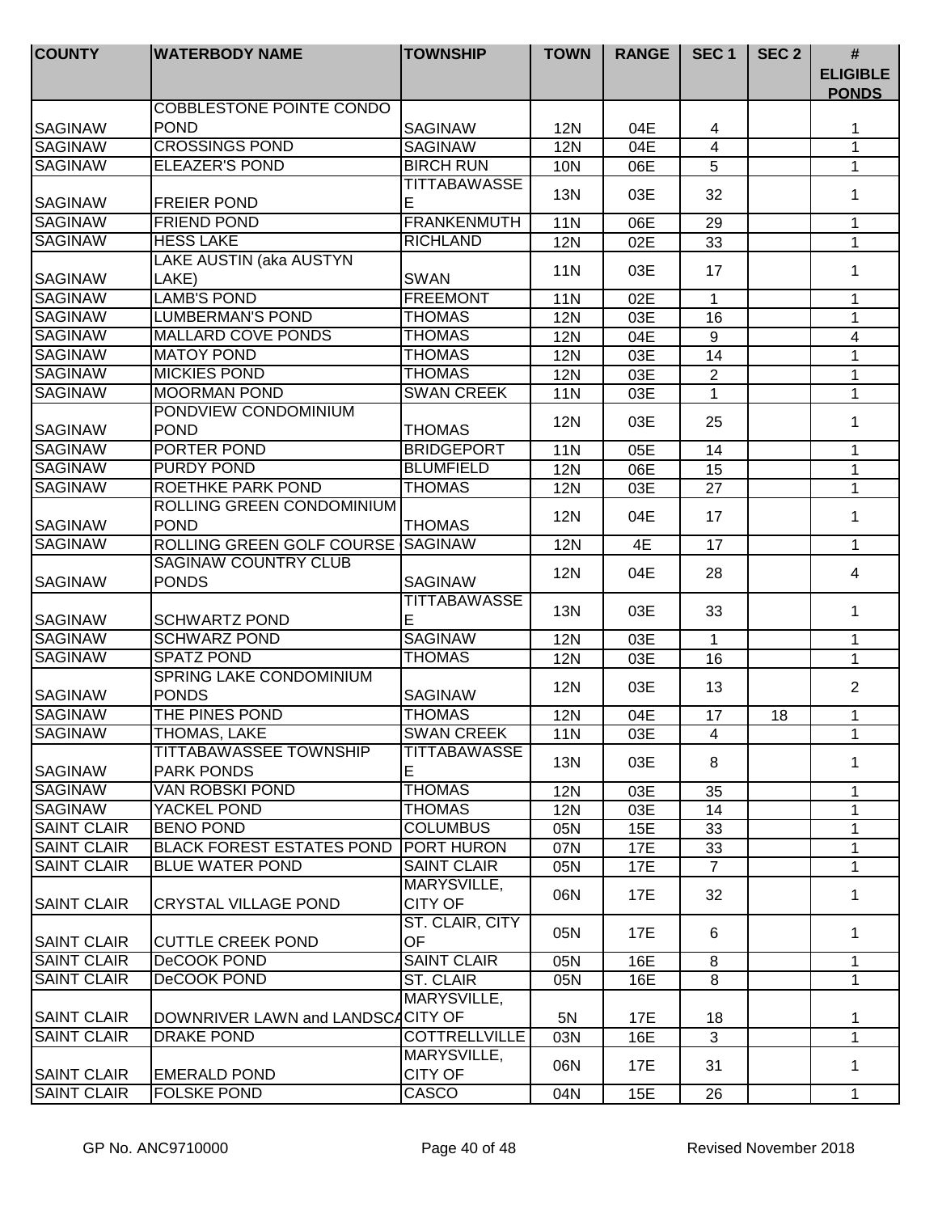| COUNTY | WATERBODY NAME | TOWNSHIP | TOWN | RANGE | SEC 1 | SEC 2 | # ELIGIBLE PONDS |
|---|---|---|---|---|---|---|---|
| SAGINAW | COBBLESTONE POINTE CONDO POND | SAGINAW | 12N | 04E | 4 | | 1 |
| SAGINAW | CROSSINGS POND | SAGINAW | 12N | 04E | 4 | | 1 |
| SAGINAW | ELEAZER'S POND | BIRCH RUN | 10N | 06E | 5 | | 1 |
| SAGINAW | FREIER POND | TITTABAWASSEE | 13N | 03E | 32 | | 1 |
| SAGINAW | FRIEND POND | FRANKENMUTH | 11N | 06E | 29 | | 1 |
| SAGINAW | HESS LAKE | RICHLAND | 12N | 02E | 33 | | 1 |
| SAGINAW | LAKE AUSTIN (aka AUSTYN LAKE) | SWAN | 11N | 03E | 17 | | 1 |
| SAGINAW | LAMB'S POND | FREEMONT | 11N | 02E | 1 | | 1 |
| SAGINAW | LUMBERMAN'S POND | THOMAS | 12N | 03E | 16 | | 1 |
| SAGINAW | MALLARD COVE PONDS | THOMAS | 12N | 04E | 9 | | 4 |
| SAGINAW | MATOY POND | THOMAS | 12N | 03E | 14 | | 1 |
| SAGINAW | MICKIES POND | THOMAS | 12N | 03E | 2 | | 1 |
| SAGINAW | MOORMAN POND | SWAN CREEK | 11N | 03E | 1 | | 1 |
| SAGINAW | PONDVIEW CONDOMINIUM POND | THOMAS | 12N | 03E | 25 | | 1 |
| SAGINAW | PORTER POND | BRIDGEPORT | 11N | 05E | 14 | | 1 |
| SAGINAW | PURDY POND | BLUMFIELD | 12N | 06E | 15 | | 1 |
| SAGINAW | ROETHKE PARK POND | THOMAS | 12N | 03E | 27 | | 1 |
| SAGINAW | ROLLING GREEN CONDOMINIUM POND | THOMAS | 12N | 04E | 17 | | 1 |
| SAGINAW | ROLLING GREEN GOLF COURSE | SAGINAW | 12N | 4E | 17 | | 1 |
| SAGINAW | SAGINAW COUNTRY CLUB PONDS | SAGINAW | 12N | 04E | 28 | | 4 |
| SAGINAW | SCHWARTZ POND | TITTABAWASSEE | 13N | 03E | 33 | | 1 |
| SAGINAW | SCHWARZ POND | SAGINAW | 12N | 03E | 1 | | 1 |
| SAGINAW | SPATZ POND | THOMAS | 12N | 03E | 16 | | 1 |
| SAGINAW | SPRING LAKE CONDOMINIUM PONDS | SAGINAW | 12N | 03E | 13 | | 2 |
| SAGINAW | THE PINES POND | THOMAS | 12N | 04E | 17 | 18 | 1 |
| SAGINAW | THOMAS, LAKE | SWAN CREEK | 11N | 03E | 4 | | 1 |
| SAGINAW | TITTABAWASSEE TOWNSHIP PARK PONDS | TITTABAWASSEE | 13N | 03E | 8 | | 1 |
| SAGINAW | VAN ROBSKI POND | THOMAS | 12N | 03E | 35 | | 1 |
| SAGINAW | YACKEL POND | THOMAS | 12N | 03E | 14 | | 1 |
| SAINT CLAIR | BENO POND | COLUMBUS | 05N | 15E | 33 | | 1 |
| SAINT CLAIR | BLACK FOREST ESTATES POND | PORT HURON | 07N | 17E | 33 | | 1 |
| SAINT CLAIR | BLUE WATER POND | SAINT CLAIR | 05N | 17E | 7 | | 1 |
| SAINT CLAIR | CRYSTAL VILLAGE POND | MARYSVILLE, CITY OF | 06N | 17E | 32 | | 1 |
| SAINT CLAIR | CUTTLE CREEK POND | ST. CLAIR, CITY OF | 05N | 17E | 6 | | 1 |
| SAINT CLAIR | DeCOOK POND | SAINT CLAIR | 05N | 16E | 8 | | 1 |
| SAINT CLAIR | DeCOOK POND | ST. CLAIR | 05N | 16E | 8 | | 1 |
| SAINT CLAIR | DOWNRIVER LAWN and LANDSCA | MARYSVILLE, CITY OF | 5N | 17E | 18 | | 1 |
| SAINT CLAIR | DRAKE POND | COTTRELLVILLE | 03N | 16E | 3 | | 1 |
| SAINT CLAIR | EMERALD POND | MARYSVILLE, CITY OF | 06N | 17E | 31 | | 1 |
| SAINT CLAIR | FOLSKE POND | CASCO | 04N | 15E | 26 | | 1 |

GP No. ANC9710000 Revised November 2018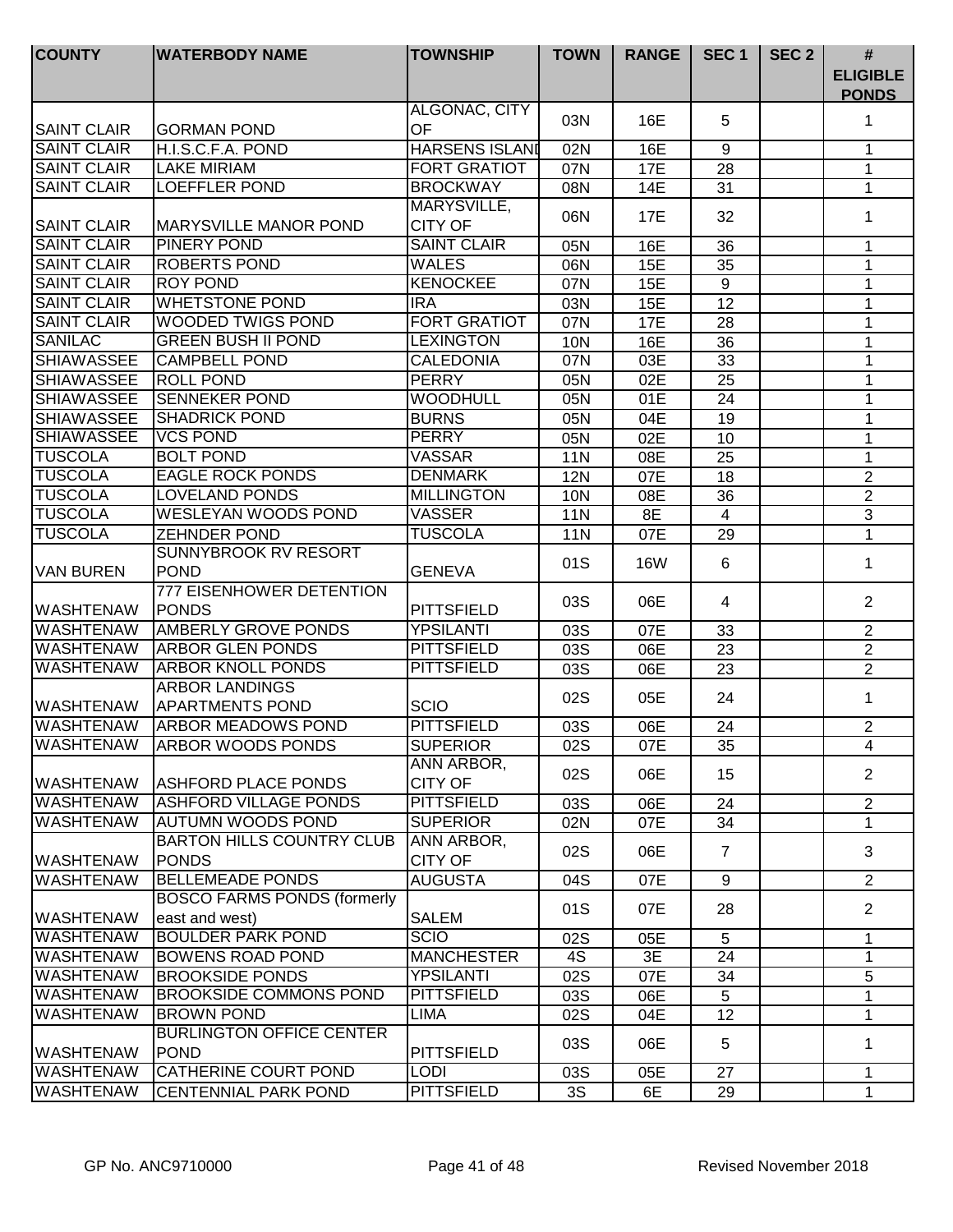| COUNTY | WATERBODY NAME | TOWNSHIP | TOWN | RANGE | SEC 1 | SEC 2 | # ELIGIBLE PONDS |
|---|---|---|---|---|---|---|---|
| SAINT CLAIR | GORMAN POND | ALGONAC, CITY OF | 03N | 16E | 5 | | 1 |
| SAINT CLAIR | H.I.S.C.F.A. POND | HARSENS ISLANI | 02N | 16E | 9 | | 1 |
| SAINT CLAIR | LAKE MIRIAM | FORT GRATIOT | 07N | 17E | 28 | | 1 |
| SAINT CLAIR | LOEFFLER POND | BROCKWAY | 08N | 14E | 31 | | 1 |
| SAINT CLAIR | MARYSVILLE MANOR POND | MARYSVILLE, CITY OF | 06N | 17E | 32 | | 1 |
| SAINT CLAIR | PINERY POND | SAINT CLAIR | 05N | 16E | 36 | | 1 |
| SAINT CLAIR | ROBERTS POND | WALES | 06N | 15E | 35 | | 1 |
| SAINT CLAIR | ROY POND | KENOCKEE | 07N | 15E | 9 | | 1 |
| SAINT CLAIR | WHETSTONE POND | IRA | 03N | 15E | 12 | | 1 |
| SAINT CLAIR | WOODED TWIGS POND | FORT GRATIOT | 07N | 17E | 28 | | 1 |
| SANILAC | GREEN BUSH II POND | LEXINGTON | 10N | 16E | 36 | | 1 |
| SHIAWASSEE | CAMPBELL POND | CALEDONIA | 07N | 03E | 33 | | 1 |
| SHIAWASSEE | ROLL POND | PERRY | 05N | 02E | 25 | | 1 |
| SHIAWASSEE | SENNEKER POND | WOODHULL | 05N | 01E | 24 | | 1 |
| SHIAWASSEE | SHADRICK POND | BURNS | 05N | 04E | 19 | | 1 |
| SHIAWASSEE | VCS POND | PERRY | 05N | 02E | 10 | | 1 |
| TUSCOLA | BOLT POND | VASSAR | 11N | 08E | 25 | | 1 |
| TUSCOLA | EAGLE ROCK PONDS | DENMARK | 12N | 07E | 18 | | 2 |
| TUSCOLA | LOVELAND PONDS | MILLINGTON | 10N | 08E | 36 | | 2 |
| TUSCOLA | WESLEYAN WOODS POND | VASSER | 11N | 8E | 4 | | 3 |
| TUSCOLA | ZEHNDER POND | TUSCOLA | 11N | 07E | 29 | | 1 |
| VAN BUREN | SUNNYBROOK RV RESORT POND | GENEVA | 01S | 16W | 6 | | 1 |
| WASHTENAW | 777 EISENHOWER DETENTION PONDS | PITTSFIELD | 03S | 06E | 4 | | 2 |
| WASHTENAW | AMBERLY GROVE PONDS | YPSILANTI | 03S | 07E | 33 | | 2 |
| WASHTENAW | ARBOR GLEN PONDS | PITTSFIELD | 03S | 06E | 23 | | 2 |
| WASHTENAW | ARBOR KNOLL PONDS | PITTSFIELD | 03S | 06E | 23 | | 2 |
| WASHTENAW | ARBOR LANDINGS APARTMENTS POND | SCIO | 02S | 05E | 24 | | 1 |
| WASHTENAW | ARBOR MEADOWS POND | PITTSFIELD | 03S | 06E | 24 | | 2 |
| WASHTENAW | ARBOR WOODS PONDS | SUPERIOR | 02S | 07E | 35 | | 4 |
| WASHTENAW | ASHFORD PLACE PONDS | ANN ARBOR, CITY OF | 02S | 06E | 15 | | 2 |
| WASHTENAW | ASHFORD VILLAGE PONDS | PITTSFIELD | 03S | 06E | 24 | | 2 |
| WASHTENAW | AUTUMN WOODS POND | SUPERIOR | 02N | 07E | 34 | | 1 |
| WASHTENAW | BARTON HILLS COUNTRY CLUB PONDS | ANN ARBOR, CITY OF | 02S | 06E | 7 | | 3 |
| WASHTENAW | BELLEMEADE PONDS | AUGUSTA | 04S | 07E | 9 | | 2 |
| WASHTENAW | BOSCO FARMS PONDS (formerly east and west) | SALEM | 01S | 07E | 28 | | 2 |
| WASHTENAW | BOULDER PARK POND | SCIO | 02S | 05E | 5 | | 1 |
| WASHTENAW | BOWENS ROAD POND | MANCHESTER | 4S | 3E | 24 | | 1 |
| WASHTENAW | BROOKSIDE PONDS | YPSILANTI | 02S | 07E | 34 | | 5 |
| WASHTENAW | BROOKSIDE COMMONS POND | PITTSFIELD | 03S | 06E | 5 | | 1 |
| WASHTENAW | BROWN POND | LIMA | 02S | 04E | 12 | | 1 |
| WASHTENAW | BURLINGTON OFFICE CENTER POND | PITTSFIELD | 03S | 06E | 5 | | 1 |
| WASHTENAW | CATHERINE COURT POND | LODI | 03S | 05E | 27 | | 1 |
| WASHTENAW | CENTENNIAL PARK POND | PITTSFIELD | 3S | 6E | 29 | | 1 |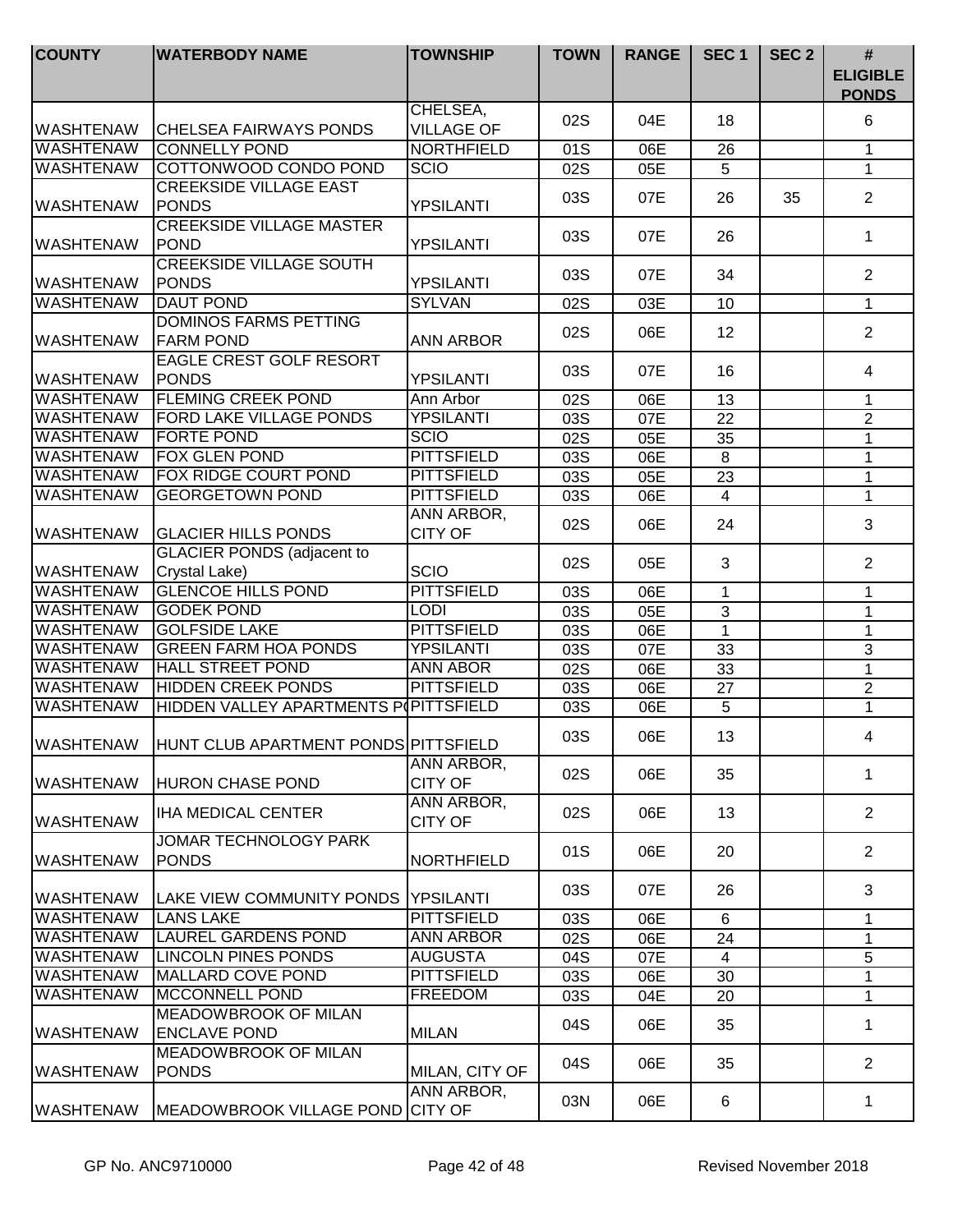| COUNTY | WATERBODY NAME | TOWNSHIP | TOWN | RANGE | SEC 1 | SEC 2 | # ELIGIBLE PONDS |
|---|---|---|---|---|---|---|---|
| WASHTENAW | CHELSEA FAIRWAYS PONDS | CHELSEA, VILLAGE OF | 02S | 04E | 18 | | 6 |
| WASHTENAW | CONNELLY POND | NORTHFIELD | 01S | 06E | 26 | | 1 |
| WASHTENAW | COTTONWOOD CONDO POND | SCIO | 02S | 05E | 5 | | 1 |
| WASHTENAW | CREEKSIDE VILLAGE EAST PONDS | YPSILANTI | 03S | 07E | 26 | 35 | 2 |
| WASHTENAW | CREEKSIDE VILLAGE MASTER POND | YPSILANTI | 03S | 07E | 26 | | 1 |
| WASHTENAW | CREEKSIDE VILLAGE SOUTH PONDS | YPSILANTI | 03S | 07E | 34 | | 2 |
| WASHTENAW | DAUT POND | SYLVAN | 02S | 03E | 10 | | 1 |
| WASHTENAW | DOMINOS FARMS PETTING FARM POND | ANN ARBOR | 02S | 06E | 12 | | 2 |
| WASHTENAW | EAGLE CREST GOLF RESORT PONDS | YPSILANTI | 03S | 07E | 16 | | 4 |
| WASHTENAW | FLEMING CREEK POND | Ann Arbor | 02S | 06E | 13 | | 1 |
| WASHTENAW | FORD LAKE VILLAGE PONDS | YPSILANTI | 03S | 07E | 22 | | 2 |
| WASHTENAW | FORTE POND | SCIO | 02S | 05E | 35 | | 1 |
| WASHTENAW | FOX GLEN POND | PITTSFIELD | 03S | 06E | 8 | | 1 |
| WASHTENAW | FOX RIDGE COURT POND | PITTSFIELD | 03S | 05E | 23 | | 1 |
| WASHTENAW | GEORGETOWN POND | PITTSFIELD | 03S | 06E | 4 | | 1 |
| WASHTENAW | GLACIER HILLS PONDS | ANN ARBOR, CITY OF | 02S | 06E | 24 | | 3 |
| WASHTENAW | GLACIER PONDS (adjacent to Crystal Lake) | SCIO | 02S | 05E | 3 | | 2 |
| WASHTENAW | GLENCOE HILLS POND | PITTSFIELD | 03S | 06E | 1 | | 1 |
| WASHTENAW | GODEK POND | LODI | 03S | 05E | 3 | | 1 |
| WASHTENAW | GOLFSIDE LAKE | PITTSFIELD | 03S | 06E | 1 | | 1 |
| WASHTENAW | GREEN FARM HOA PONDS | YPSILANTI | 03S | 07E | 33 | | 3 |
| WASHTENAW | HALL STREET POND | ANN ABOR | 02S | 06E | 33 | | 1 |
| WASHTENAW | HIDDEN CREEK PONDS | PITTSFIELD | 03S | 06E | 27 | | 2 |
| WASHTENAW | HIDDEN VALLEY APARTMENTS PO | PITTSFIELD | 03S | 06E | 5 | | 1 |
| WASHTENAW | HUNT CLUB APARTMENT PONDS | PITTSFIELD | 03S | 06E | 13 | | 4 |
| WASHTENAW | HURON CHASE POND | ANN ARBOR, CITY OF | 02S | 06E | 35 | | 1 |
| WASHTENAW | IHA MEDICAL CENTER | ANN ARBOR, CITY OF | 02S | 06E | 13 | | 2 |
| WASHTENAW | JOMAR TECHNOLOGY PARK PONDS | NORTHFIELD | 01S | 06E | 20 | | 2 |
| WASHTENAW | LAKE VIEW COMMUNITY PONDS | YPSILANTI | 03S | 07E | 26 | | 3 |
| WASHTENAW | LANS LAKE | PITTSFIELD | 03S | 06E | 6 | | 1 |
| WASHTENAW | LAUREL GARDENS POND | ANN ARBOR | 02S | 06E | 24 | | 1 |
| WASHTENAW | LINCOLN PINES PONDS | AUGUSTA | 04S | 07E | 4 | | 5 |
| WASHTENAW | MALLARD COVE POND | PITTSFIELD | 03S | 06E | 30 | | 1 |
| WASHTENAW | MCCONNELL POND | FREEDOM | 03S | 04E | 20 | | 1 |
| WASHTENAW | MEADOWBROOK OF MILAN ENCLAVE POND | MILAN | 04S | 06E | 35 | | 1 |
| WASHTENAW | MEADOWBROOK OF MILAN PONDS | MILAN, CITY OF | 04S | 06E | 35 | | 2 |
| WASHTENAW | MEADOWBROOK VILLAGE POND | ANN ARBOR, CITY OF | 03N | 06E | 6 | | 1 |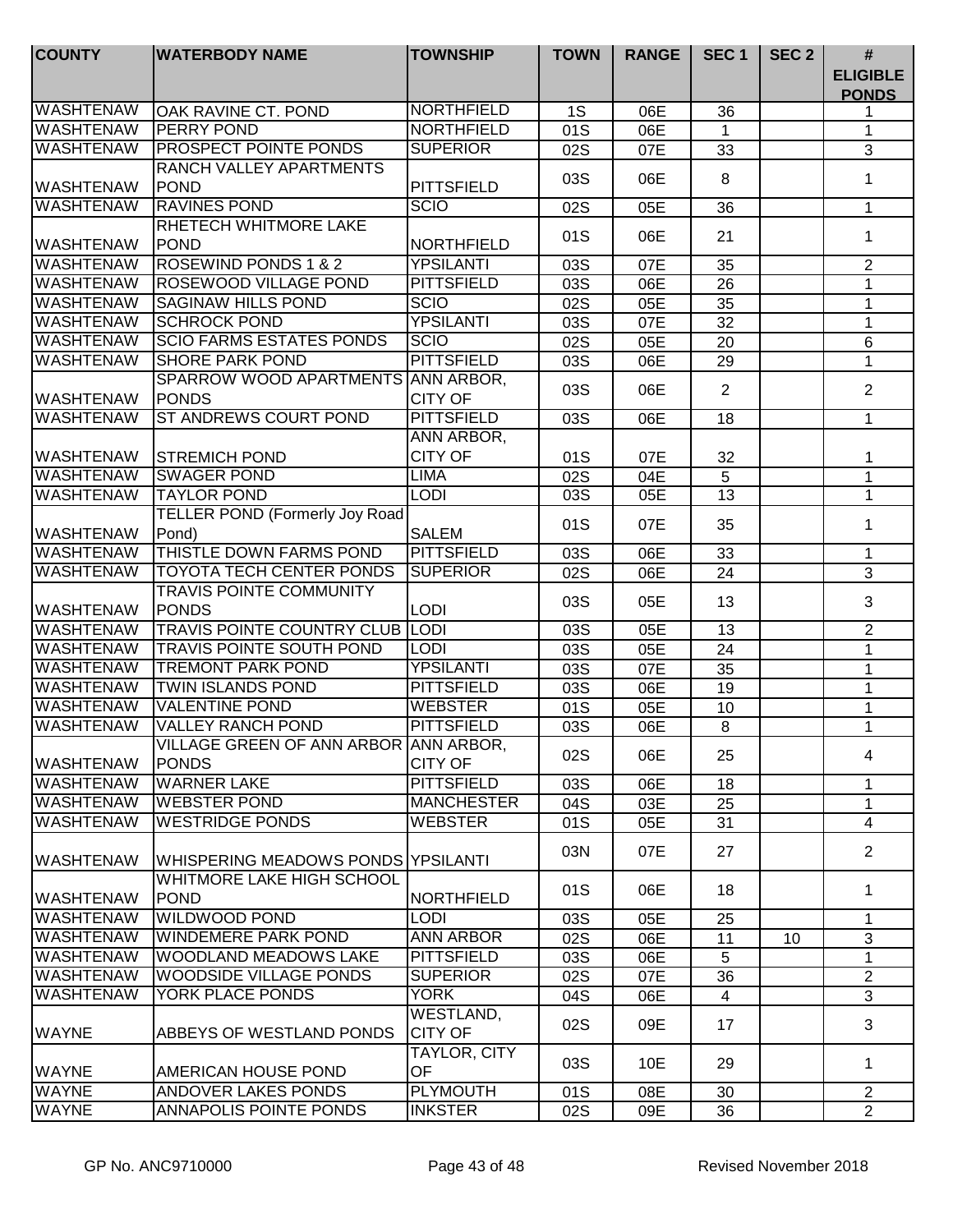| COUNTY | WATERBODY NAME | TOWNSHIP | TOWN | RANGE | SEC 1 | SEC 2 | # ELIGIBLE PONDS |
|---|---|---|---|---|---|---|---|
| WASHTENAW | OAK RAVINE CT. POND | NORTHFIELD | 1S | 06E | 36 | | 1 |
| WASHTENAW | PERRY POND | NORTHFIELD | 01S | 06E | 1 | | 1 |
| WASHTENAW | PROSPECT POINTE PONDS | SUPERIOR | 02S | 07E | 33 | | 3 |
| WASHTENAW | RANCH VALLEY APARTMENTS POND | PITTSFIELD | 03S | 06E | 8 | | 1 |
| WASHTENAW | RAVINES POND | SCIO | 02S | 05E | 36 | | 1 |
| WASHTENAW | RHETECH WHITMORE LAKE POND | NORTHFIELD | 01S | 06E | 21 | | 1 |
| WASHTENAW | ROSEWIND PONDS 1 & 2 | YPSILANTI | 03S | 07E | 35 | | 2 |
| WASHTENAW | ROSEWOOD VILLAGE POND | PITTSFIELD | 03S | 06E | 26 | | 1 |
| WASHTENAW | SAGINAW HILLS POND | SCIO | 02S | 05E | 35 | | 1 |
| WASHTENAW | SCHROCK POND | YPSILANTI | 03S | 07E | 32 | | 1 |
| WASHTENAW | SCIO FARMS ESTATES PONDS | SCIO | 02S | 05E | 20 | | 6 |
| WASHTENAW | SHORE PARK POND | PITTSFIELD | 03S | 06E | 29 | | 1 |
| WASHTENAW | SPARROW WOOD APARTMENTS PONDS | ANN ARBOR, CITY OF | 03S | 06E | 2 | | 2 |
| WASHTENAW | ST ANDREWS COURT POND | PITTSFIELD | 03S | 06E | 18 | | 1 |
| WASHTENAW | STREMICH POND | ANN ARBOR, CITY OF | 01S | 07E | 32 | | 1 |
| WASHTENAW | SWAGER POND | LIMA | 02S | 04E | 5 | | 1 |
| WASHTENAW | TAYLOR POND | LODI | 03S | 05E | 13 | | 1 |
| WASHTENAW | TELLER POND (Formerly Joy Road Pond) | SALEM | 01S | 07E | 35 | | 1 |
| WASHTENAW | THISTLE DOWN FARMS POND | PITTSFIELD | 03S | 06E | 33 | | 1 |
| WASHTENAW | TOYOTA TECH CENTER PONDS | SUPERIOR | 02S | 06E | 24 | | 3 |
| WASHTENAW | TRAVIS POINTE COMMUNITY PONDS | LODI | 03S | 05E | 13 | | 3 |
| WASHTENAW | TRAVIS POINTE COUNTRY CLUB | LODI | 03S | 05E | 13 | | 2 |
| WASHTENAW | TRAVIS POINTE SOUTH POND | LODI | 03S | 05E | 24 | | 1 |
| WASHTENAW | TREMONT PARK POND | YPSILANTI | 03S | 07E | 35 | | 1 |
| WASHTENAW | TWIN ISLANDS POND | PITTSFIELD | 03S | 06E | 19 | | 1 |
| WASHTENAW | VALENTINE POND | WEBSTER | 01S | 05E | 10 | | 1 |
| WASHTENAW | VALLEY RANCH POND | PITTSFIELD | 03S | 06E | 8 | | 1 |
| WASHTENAW | VILLAGE GREEN OF ANN ARBOR PONDS | ANN ARBOR, CITY OF | 02S | 06E | 25 | | 4 |
| WASHTENAW | WARNER LAKE | PITTSFIELD | 03S | 06E | 18 | | 1 |
| WASHTENAW | WEBSTER POND | MANCHESTER | 04S | 03E | 25 | | 1 |
| WASHTENAW | WESTRIDGE PONDS | WEBSTER | 01S | 05E | 31 | | 4 |
| WASHTENAW | WHISPERING MEADOWS PONDS | YPSILANTI | 03N | 07E | 27 | | 2 |
| WASHTENAW | WHITMORE LAKE HIGH SCHOOL POND | NORTHFIELD | 01S | 06E | 18 | | 1 |
| WASHTENAW | WILDWOOD POND | LODI | 03S | 05E | 25 | | 1 |
| WASHTENAW | WINDEMERE PARK POND | ANN ARBOR | 02S | 06E | 11 | 10 | 3 |
| WASHTENAW | WOODLAND MEADOWS LAKE | PITTSFIELD | 03S | 06E | 5 | | 1 |
| WASHTENAW | WOODSIDE VILLAGE PONDS | SUPERIOR | 02S | 07E | 36 | | 2 |
| WASHTENAW | YORK PLACE PONDS | YORK | 04S | 06E | 4 | | 3 |
| WAYNE | ABBEYS OF WESTLAND PONDS | WESTLAND, CITY OF | 02S | 09E | 17 | | 3 |
| WAYNE | AMERICAN HOUSE POND | TAYLOR, CITY OF | 03S | 10E | 29 | | 1 |
| WAYNE | ANDOVER LAKES PONDS | PLYMOUTH | 01S | 08E | 30 | | 2 |
| WAYNE | ANNAPOLIS POINTE PONDS | INKSTER | 02S | 09E | 36 | | 2 |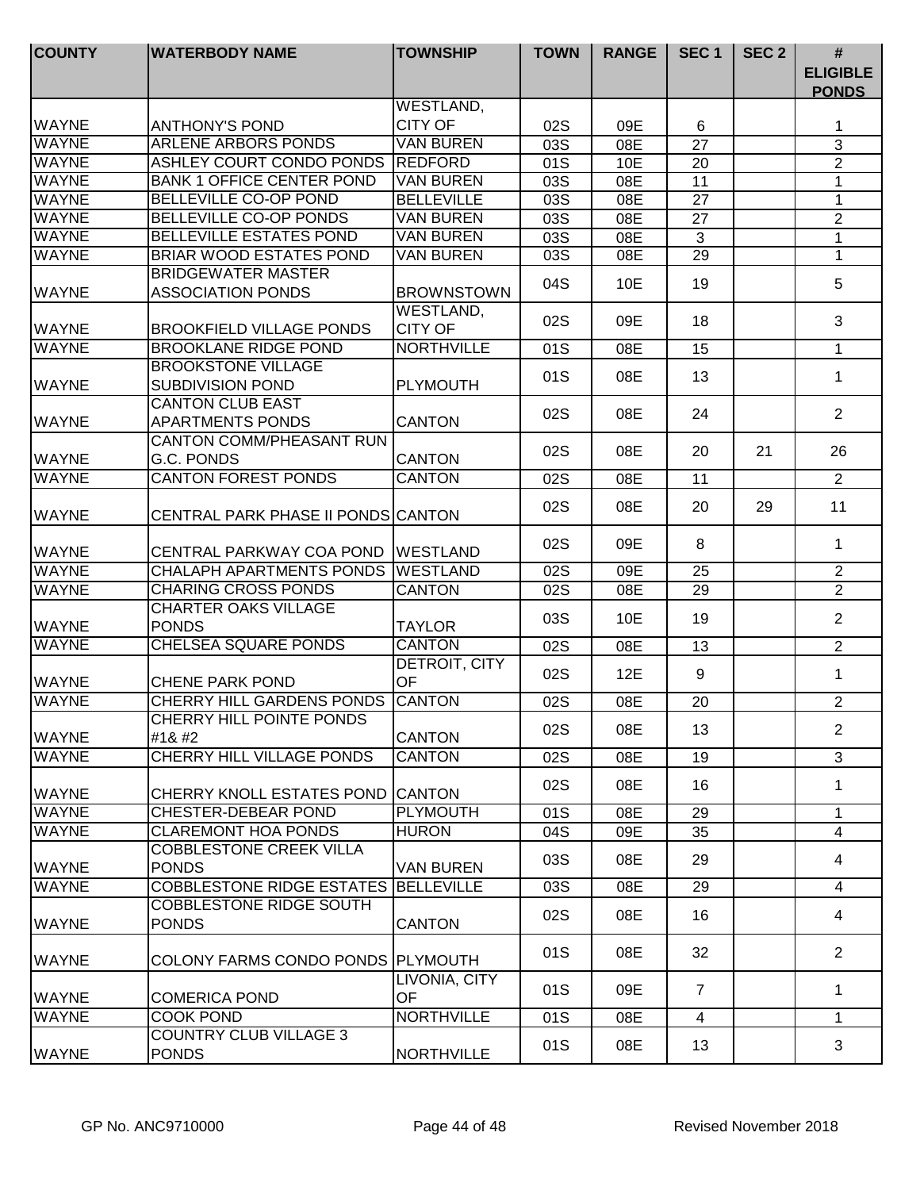| COUNTY | WATERBODY NAME | TOWNSHIP | TOWN | RANGE | SEC 1 | SEC 2 | # ELIGIBLE PONDS |
|---|---|---|---|---|---|---|---|
| WAYNE | ANTHONY'S POND | WESTLAND, CITY OF | 02S | 09E | 6 | | 1 |
| WAYNE | ARLENE ARBORS PONDS | VAN BUREN | 03S | 08E | 27 | | 3 |
| WAYNE | ASHLEY COURT CONDO PONDS | REDFORD | 01S | 10E | 20 | | 2 |
| WAYNE | BANK 1 OFFICE CENTER POND | VAN BUREN | 03S | 08E | 11 | | 1 |
| WAYNE | BELLEVILLE CO-OP POND | BELLEVILLE | 03S | 08E | 27 | | 1 |
| WAYNE | BELLEVILLE CO-OP PONDS | VAN BUREN | 03S | 08E | 27 | | 2 |
| WAYNE | BELLEVILLE ESTATES POND | VAN BUREN | 03S | 08E | 3 | | 1 |
| WAYNE | BRIAR WOOD ESTATES POND | VAN BUREN | 03S | 08E | 29 | | 1 |
| WAYNE | BRIDGEWATER MASTER ASSOCIATION PONDS | BROWNSTOWN | 04S | 10E | 19 | | 5 |
| WAYNE | BROOKFIELD VILLAGE PONDS | WESTLAND, CITY OF | 02S | 09E | 18 | | 3 |
| WAYNE | BROOKLANE RIDGE POND | NORTHVILLE | 01S | 08E | 15 | | 1 |
| WAYNE | BROOKSTONE VILLAGE SUBDIVISION POND | PLYMOUTH | 01S | 08E | 13 | | 1 |
| WAYNE | CANTON CLUB EAST APARTMENTS PONDS | CANTON | 02S | 08E | 24 | | 2 |
| WAYNE | CANTON COMM/PHEASANT RUN G.C. PONDS | CANTON | 02S | 08E | 20 | 21 | 26 |
| WAYNE | CANTON FOREST PONDS | CANTON | 02S | 08E | 11 | | 2 |
| WAYNE | CENTRAL PARK PHASE II PONDS | CANTON | 02S | 08E | 20 | 29 | 11 |
| WAYNE | CENTRAL PARKWAY COA POND | WESTLAND | 02S | 09E | 8 | | 1 |
| WAYNE | CHALAPH APARTMENTS PONDS | WESTLAND | 02S | 09E | 25 | | 2 |
| WAYNE | CHARING CROSS PONDS | CANTON | 02S | 08E | 29 | | 2 |
| WAYNE | CHARTER OAKS VILLAGE PONDS | TAYLOR | 03S | 10E | 19 | | 2 |
| WAYNE | CHELSEA SQUARE PONDS | CANTON | 02S | 08E | 13 | | 2 |
| WAYNE | CHENE PARK POND | DETROIT, CITY OF | 02S | 12E | 9 | | 1 |
| WAYNE | CHERRY HILL GARDENS PONDS | CANTON | 02S | 08E | 20 | | 2 |
| WAYNE | CHERRY HILL POINTE PONDS #1& #2 | CANTON | 02S | 08E | 13 | | 2 |
| WAYNE | CHERRY HILL VILLAGE PONDS | CANTON | 02S | 08E | 19 | | 3 |
| WAYNE | CHERRY KNOLL ESTATES POND | CANTON | 02S | 08E | 16 | | 1 |
| WAYNE | CHESTER-DEBEAR POND | PLYMOUTH | 01S | 08E | 29 | | 1 |
| WAYNE | CLAREMONT HOA PONDS | HURON | 04S | 09E | 35 | | 4 |
| WAYNE | COBBLESTONE CREEK VILLA PONDS | VAN BUREN | 03S | 08E | 29 | | 4 |
| WAYNE | COBBLESTONE RIDGE ESTATES | BELLEVILLE | 03S | 08E | 29 | | 4 |
| WAYNE | COBBLESTONE RIDGE SOUTH PONDS | CANTON | 02S | 08E | 16 | | 4 |
| WAYNE | COLONY FARMS CONDO PONDS | PLYMOUTH | 01S | 08E | 32 | | 2 |
| WAYNE | COMERICA POND | LIVONIA, CITY OF | 01S | 09E | 7 | | 1 |
| WAYNE | COOK POND | NORTHVILLE | 01S | 08E | 4 | | 1 |
| WAYNE | COUNTRY CLUB VILLAGE 3 PONDS | NORTHVILLE | 01S | 08E | 13 | | 3 |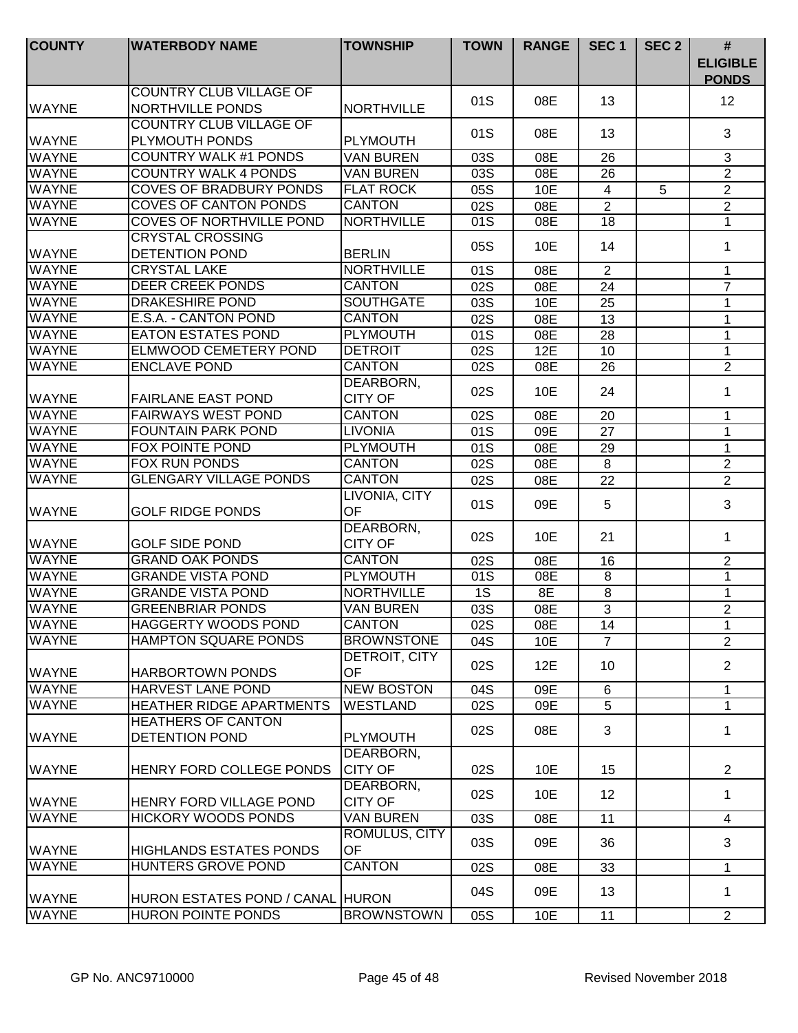| COUNTY | WATERBODY NAME | TOWNSHIP | TOWN | RANGE | SEC 1 | SEC 2 | # ELIGIBLE PONDS |
|---|---|---|---|---|---|---|---|
| WAYNE | COUNTRY CLUB VILLAGE OF NORTHVILLE PONDS | NORTHVILLE | 01S | 08E | 13 | | 12 |
| WAYNE | COUNTRY CLUB VILLAGE OF PLYMOUTH PONDS | PLYMOUTH | 01S | 08E | 13 | | 3 |
| WAYNE | COUNTRY WALK #1 PONDS | VAN BUREN | 03S | 08E | 26 | | 3 |
| WAYNE | COUNTRY WALK 4 PONDS | VAN BUREN | 03S | 08E | 26 | | 2 |
| WAYNE | COVES OF BRADBURY PONDS | FLAT ROCK | 05S | 10E | 4 | 5 | 2 |
| WAYNE | COVES OF CANTON PONDS | CANTON | 02S | 08E | 2 | | 2 |
| WAYNE | COVES OF NORTHVILLE POND | NORTHVILLE | 01S | 08E | 18 | | 1 |
| WAYNE | CRYSTAL CROSSING DETENTION POND | BERLIN | 05S | 10E | 14 | | 1 |
| WAYNE | CRYSTAL LAKE | NORTHVILLE | 01S | 08E | 2 | | 1 |
| WAYNE | DEER CREEK PONDS | CANTON | 02S | 08E | 24 | | 7 |
| WAYNE | DRAKESHIRE POND | SOUTHGATE | 03S | 10E | 25 | | 1 |
| WAYNE | E.S.A. - CANTON POND | CANTON | 02S | 08E | 13 | | 1 |
| WAYNE | EATON ESTATES POND | PLYMOUTH | 01S | 08E | 28 | | 1 |
| WAYNE | ELMWOOD CEMETERY POND | DETROIT | 02S | 12E | 10 | | 1 |
| WAYNE | ENCLAVE POND | CANTON | 02S | 08E | 26 | | 2 |
| WAYNE | FAIRLANE EAST POND | DEARBORN, CITY OF | 02S | 10E | 24 | | 1 |
| WAYNE | FAIRWAYS WEST POND | CANTON | 02S | 08E | 20 | | 1 |
| WAYNE | FOUNTAIN PARK POND | LIVONIA | 01S | 09E | 27 | | 1 |
| WAYNE | FOX POINTE POND | PLYMOUTH | 01S | 08E | 29 | | 1 |
| WAYNE | FOX RUN PONDS | CANTON | 02S | 08E | 8 | | 2 |
| WAYNE | GLENGARY VILLAGE PONDS | CANTON | 02S | 08E | 22 | | 2 |
| WAYNE | GOLF RIDGE PONDS | LIVONIA, CITY OF | 01S | 09E | 5 | | 3 |
| WAYNE | GOLF SIDE POND | DEARBORN, CITY OF | 02S | 10E | 21 | | 1 |
| WAYNE | GRAND OAK PONDS | CANTON | 02S | 08E | 16 | | 2 |
| WAYNE | GRANDE VISTA POND | PLYMOUTH | 01S | 08E | 8 | | 1 |
| WAYNE | GRANDE VISTA POND | NORTHVILLE | 1S | 8E | 8 | | 1 |
| WAYNE | GREENBRIAR PONDS | VAN BUREN | 03S | 08E | 3 | | 2 |
| WAYNE | HAGGERTY WOODS POND | CANTON | 02S | 08E | 14 | | 1 |
| WAYNE | HAMPTON SQUARE PONDS | BROWNSTONE | 04S | 10E | 7 | | 2 |
| WAYNE | HARBORTOWN PONDS | DETROIT, CITY OF | 02S | 12E | 10 | | 2 |
| WAYNE | HARVEST LANE POND | NEW BOSTON | 04S | 09E | 6 | | 1 |
| WAYNE | HEATHER RIDGE APARTMENTS | WESTLAND | 02S | 09E | 5 | | 1 |
| WAYNE | HEATHERS OF CANTON DETENTION POND | PLYMOUTH | 02S | 08E | 3 | | 1 |
| WAYNE | HENRY FORD COLLEGE PONDS | DEARBORN, CITY OF | 02S | 10E | 15 | | 2 |
| WAYNE | HENRY FORD VILLAGE POND | DEARBORN, CITY OF | 02S | 10E | 12 | | 1 |
| WAYNE | HICKORY WOODS PONDS | VAN BUREN | 03S | 08E | 11 | | 4 |
| WAYNE | HIGHLANDS ESTATES PONDS | ROMULUS, CITY OF | 03S | 09E | 36 | | 3 |
| WAYNE | HUNTERS GROVE POND | CANTON | 02S | 08E | 33 | | 1 |
| WAYNE | HURON ESTATES POND / CANAL | HURON | 04S | 09E | 13 | | 1 |
| WAYNE | HURON POINTE PONDS | BROWNSTOWN | 05S | 10E | 11 | | 2 |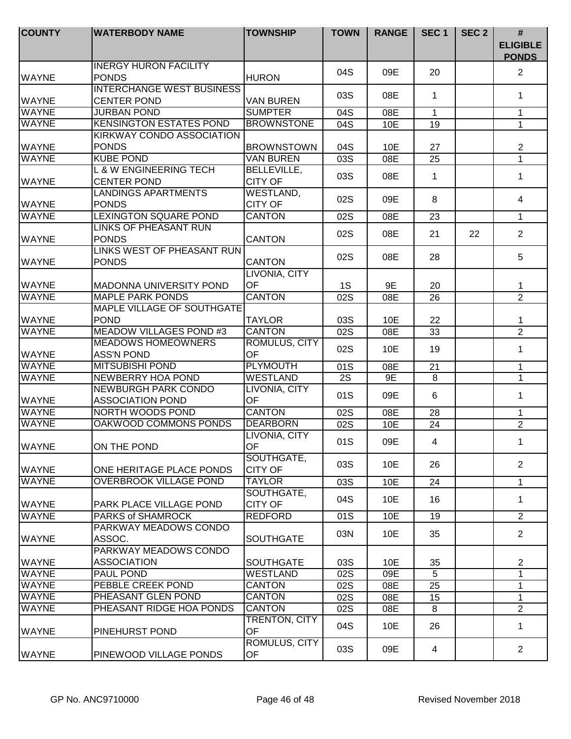| COUNTY | WATERBODY NAME | TOWNSHIP | TOWN | RANGE | SEC 1 | SEC 2 | # ELIGIBLE PONDS |
|---|---|---|---|---|---|---|---|
| WAYNE | INERGY HURON FACILITY PONDS | HURON | 04S | 09E | 20 | | 2 |
| WAYNE | INTERCHANGE WEST BUSINESS CENTER POND | VAN BUREN | 03S | 08E | 1 | | 1 |
| WAYNE | JURBAN POND | SUMPTER | 04S | 08E | 1 | | 1 |
| WAYNE | KENSINGTON ESTATES POND | BROWNSTONE | 04S | 10E | 19 | | 1 |
| WAYNE | KIRKWAY CONDO ASSOCIATION PONDS | BROWNSTOWN | 04S | 10E | 27 | | 2 |
| WAYNE | KUBE POND | VAN BUREN | 03S | 08E | 25 | | 1 |
| WAYNE | L & W ENGINEERING TECH CENTER POND | BELLEVILLE, CITY OF | 03S | 08E | 1 | | 1 |
| WAYNE | LANDINGS APARTMENTS PONDS | WESTLAND, CITY OF | 02S | 09E | 8 | | 4 |
| WAYNE | LEXINGTON SQUARE POND | CANTON | 02S | 08E | 23 | | 1 |
| WAYNE | LINKS OF PHEASANT RUN PONDS | CANTON | 02S | 08E | 21 | 22 | 2 |
| WAYNE | LINKS WEST OF PHEASANT RUN PONDS | CANTON | 02S | 08E | 28 | | 5 |
| WAYNE | MADONNA UNIVERSITY POND | LIVONIA, CITY OF | 1S | 9E | 20 | | 1 |
| WAYNE | MAPLE PARK PONDS | CANTON | 02S | 08E | 26 | | 2 |
| WAYNE | MAPLE VILLAGE OF SOUTHGATE POND | TAYLOR | 03S | 10E | 22 | | 1 |
| WAYNE | MEADOW VILLAGES POND #3 | CANTON | 02S | 08E | 33 | | 2 |
| WAYNE | MEADOWS HOMEOWNERS ASS'N POND | ROMULUS, CITY OF | 02S | 10E | 19 | | 1 |
| WAYNE | MITSUBISHI POND | PLYMOUTH | 01S | 08E | 21 | | 1 |
| WAYNE | NEWBERRY HOA POND | WESTLAND | 2S | 9E | 8 | | 1 |
| WAYNE | NEWBURGH PARK CONDO ASSOCIATION POND | LIVONIA, CITY OF | 01S | 09E | 6 | | 1 |
| WAYNE | NORTH WOODS POND | CANTON | 02S | 08E | 28 | | 1 |
| WAYNE | OAKWOOD COMMONS PONDS | DEARBORN | 02S | 10E | 24 | | 2 |
| WAYNE | ON THE POND | LIVONIA, CITY OF | 01S | 09E | 4 | | 1 |
| WAYNE | ONE HERITAGE PLACE PONDS | SOUTHGATE, CITY OF | 03S | 10E | 26 | | 2 |
| WAYNE | OVERBROOK VILLAGE POND | TAYLOR | 03S | 10E | 24 | | 1 |
| WAYNE | PARK PLACE VILLAGE POND | SOUTHGATE, CITY OF | 04S | 10E | 16 | | 1 |
| WAYNE | PARKS of SHAMROCK | REDFORD | 01S | 10E | 19 | | 2 |
| WAYNE | PARKWAY MEADOWS CONDO ASSOC. | SOUTHGATE | 03N | 10E | 35 | | 2 |
| WAYNE | PARKWAY MEADOWS CONDO ASSOCIATION | SOUTHGATE | 03S | 10E | 35 | | 2 |
| WAYNE | PAUL POND | WESTLAND | 02S | 09E | 5 | | 1 |
| WAYNE | PEBBLE CREEK POND | CANTON | 02S | 08E | 25 | | 1 |
| WAYNE | PHEASANT GLEN POND | CANTON | 02S | 08E | 15 | | 1 |
| WAYNE | PHEASANT RIDGE HOA PONDS | CANTON | 02S | 08E | 8 | | 2 |
| WAYNE | PINEHURST POND | TRENTON, CITY OF | 04S | 10E | 26 | | 1 |
| WAYNE | PINEWOOD VILLAGE PONDS | ROMULUS, CITY OF | 03S | 09E | 4 | | 2 |

GP No. ANC9710000 — Revised November 2018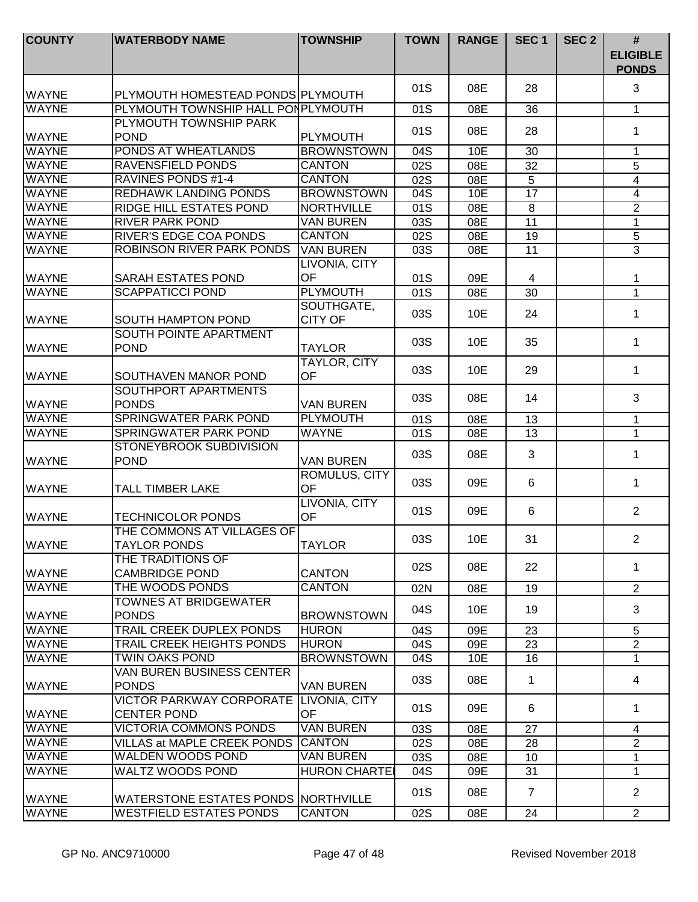| COUNTY | WATERBODY NAME | TOWNSHIP | TOWN | RANGE | SEC 1 | SEC 2 | # ELIGIBLE PONDS |
|---|---|---|---|---|---|---|---|
| WAYNE | PLYMOUTH HOMESTEAD PONDS | PLYMOUTH | 01S | 08E | 28 | | 3 |
| WAYNE | PLYMOUTH TOWNSHIP HALL PON | PLYMOUTH | 01S | 08E | 36 | | 1 |
| WAYNE | PLYMOUTH TOWNSHIP PARK POND | PLYMOUTH | 01S | 08E | 28 | | 1 |
| WAYNE | PONDS AT WHEATLANDS | BROWNSTOWN | 04S | 10E | 30 | | 1 |
| WAYNE | RAVENSFIELD PONDS | CANTON | 02S | 08E | 32 | | 5 |
| WAYNE | RAVINES PONDS #1-4 | CANTON | 02S | 08E | 5 | | 4 |
| WAYNE | REDHAWK LANDING PONDS | BROWNSTOWN | 04S | 10E | 17 | | 4 |
| WAYNE | RIDGE HILL ESTATES POND | NORTHVILLE | 01S | 08E | 8 | | 2 |
| WAYNE | RIVER PARK POND | VAN BUREN | 03S | 08E | 11 | | 1 |
| WAYNE | RIVER'S EDGE COA PONDS | CANTON | 02S | 08E | 19 | | 5 |
| WAYNE | ROBINSON RIVER PARK PONDS | VAN BUREN | 03S | 08E | 11 | | 3 |
| WAYNE | SARAH ESTATES POND | LIVONIA, CITY OF | 01S | 09E | 4 | | 1 |
| WAYNE | SCAPPATICCI POND | PLYMOUTH | 01S | 08E | 30 | | 1 |
| WAYNE | SOUTH HAMPTON POND | SOUTHGATE, CITY OF | 03S | 10E | 24 | | 1 |
| WAYNE | SOUTH POINTE APARTMENT POND | TAYLOR | 03S | 10E | 35 | | 1 |
| WAYNE | SOUTHAVEN MANOR POND | TAYLOR, CITY OF | 03S | 10E | 29 | | 1 |
| WAYNE | SOUTHPORT APARTMENTS PONDS | VAN BUREN | 03S | 08E | 14 | | 3 |
| WAYNE | SPRINGWATER PARK POND | PLYMOUTH | 01S | 08E | 13 | | 1 |
| WAYNE | SPRINGWATER PARK POND | WAYNE | 01S | 08E | 13 | | 1 |
| WAYNE | STONEYBROOK SUBDIVISION POND | VAN BUREN | 03S | 08E | 3 | | 1 |
| WAYNE | TALL TIMBER LAKE | ROMULUS, CITY OF | 03S | 09E | 6 | | 1 |
| WAYNE | TECHNICOLOR PONDS | LIVONIA, CITY OF | 01S | 09E | 6 | | 2 |
| WAYNE | THE COMMONS AT VILLAGES OF TAYLOR PONDS | TAYLOR | 03S | 10E | 31 | | 2 |
| WAYNE | THE TRADITIONS OF CAMBRIDGE POND | CANTON | 02S | 08E | 22 | | 1 |
| WAYNE | THE WOODS PONDS | CANTON | 02N | 08E | 19 | | 2 |
| WAYNE | TOWNES AT BRIDGEWATER PONDS | BROWNSTOWN | 04S | 10E | 19 | | 3 |
| WAYNE | TRAIL CREEK DUPLEX PONDS | HURON | 04S | 09E | 23 | | 5 |
| WAYNE | TRAIL CREEK HEIGHTS PONDS | HURON | 04S | 09E | 23 | | 2 |
| WAYNE | TWIN OAKS POND | BROWNSTOWN | 04S | 10E | 16 | | 1 |
| WAYNE | VAN BUREN BUSINESS CENTER PONDS | VAN BUREN | 03S | 08E | 1 | | 4 |
| WAYNE | VICTOR PARKWAY CORPORATE CENTER POND | LIVONIA, CITY OF | 01S | 09E | 6 | | 1 |
| WAYNE | VICTORIA COMMONS PONDS | VAN BUREN | 03S | 08E | 27 | | 4 |
| WAYNE | VILLAS at MAPLE CREEK PONDS | CANTON | 02S | 08E | 28 | | 2 |
| WAYNE | WALDEN WOODS POND | VAN BUREN | 03S | 08E | 10 | | 1 |
| WAYNE | WALTZ WOODS POND | HURON CHARTE | 04S | 09E | 31 | | 1 |
| WAYNE | WATERSTONE ESTATES PONDS | NORTHVILLE | 01S | 08E | 7 | | 2 |
| WAYNE | WESTFIELD ESTATES PONDS | CANTON | 02S | 08E | 24 | | 2 |

GP No. ANC9710000 Revised November 2018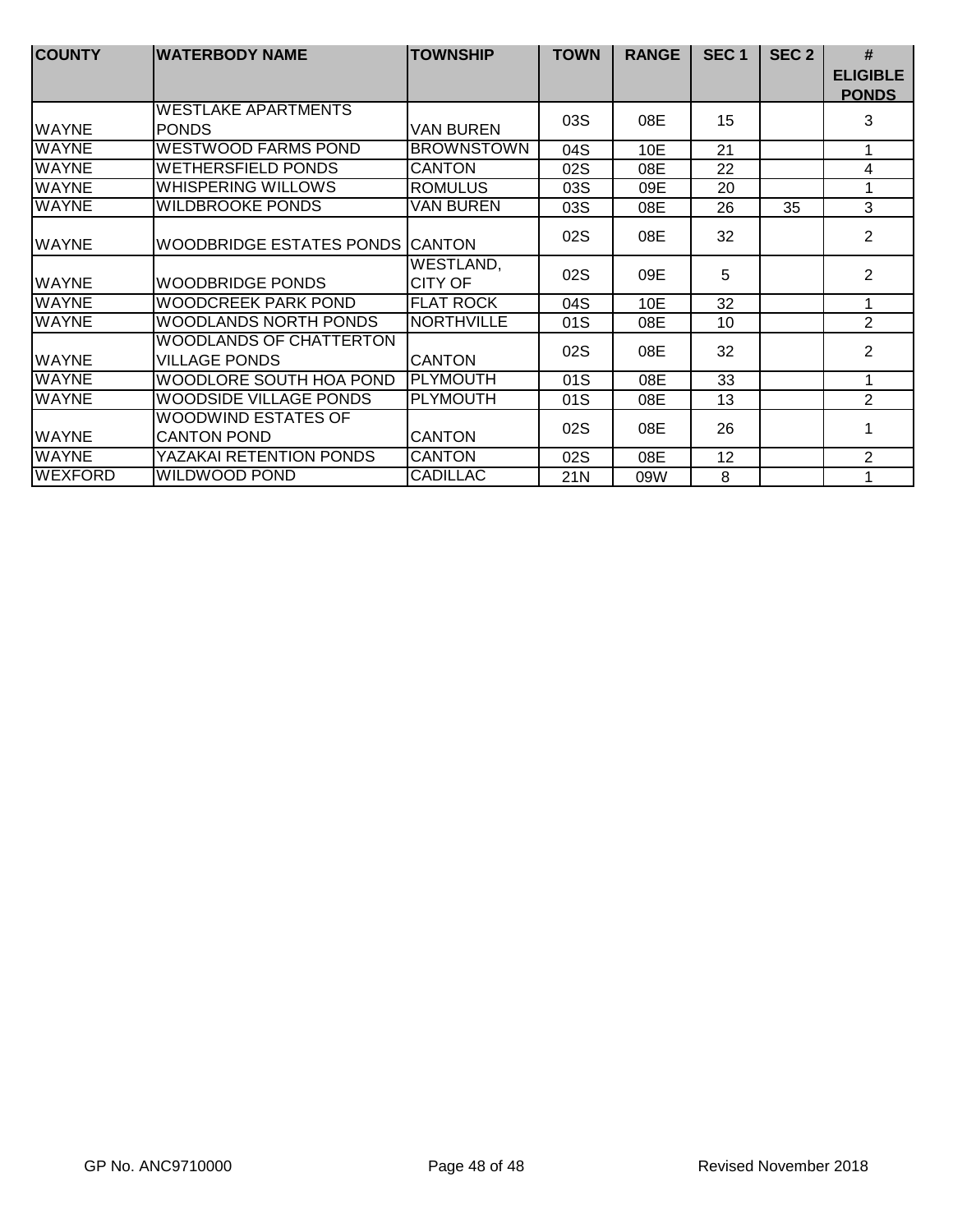| COUNTY | WATERBODY NAME | TOWNSHIP | TOWN | RANGE | SEC 1 | SEC 2 | # ELIGIBLE PONDS |
|---|---|---|---|---|---|---|---|
| WAYNE | WESTLAKE APARTMENTS PONDS | VAN BUREN | 03S | 08E | 15 | | 3 |
| WAYNE | WESTWOOD FARMS POND | BROWNSTOWN | 04S | 10E | 21 | | 1 |
| WAYNE | WETHERSFIELD PONDS | CANTON | 02S | 08E | 22 | | 4 |
| WAYNE | WHISPERING WILLOWS | ROMULUS | 03S | 09E | 20 | | 1 |
| WAYNE | WILDBROOKE PONDS | VAN BUREN | 03S | 08E | 26 | 35 | 3 |
| WAYNE | WOODBRIDGE ESTATES PONDS | CANTON | 02S | 08E | 32 | | 2 |
| WAYNE | WOODBRIDGE PONDS | WESTLAND, CITY OF | 02S | 09E | 5 | | 2 |
| WAYNE | WOODCREEK PARK POND | FLAT ROCK | 04S | 10E | 32 | | 1 |
| WAYNE | WOODLANDS NORTH PONDS | NORTHVILLE | 01S | 08E | 10 | | 2 |
| WAYNE | WOODLANDS OF CHATTERTON VILLAGE PONDS | CANTON | 02S | 08E | 32 | | 2 |
| WAYNE | WOODLORE SOUTH HOA POND | PLYMOUTH | 01S | 08E | 33 | | 1 |
| WAYNE | WOODSIDE VILLAGE PONDS | PLYMOUTH | 01S | 08E | 13 | | 2 |
| WAYNE | WOODWIND ESTATES OF CANTON POND | CANTON | 02S | 08E | 26 | | 1 |
| WAYNE | YAZAKAI RETENTION PONDS | CANTON | 02S | 08E | 12 | | 2 |
| WEXFORD | WILDWOOD POND | CADILLAC | 21N | 09W | 8 | | 1 |